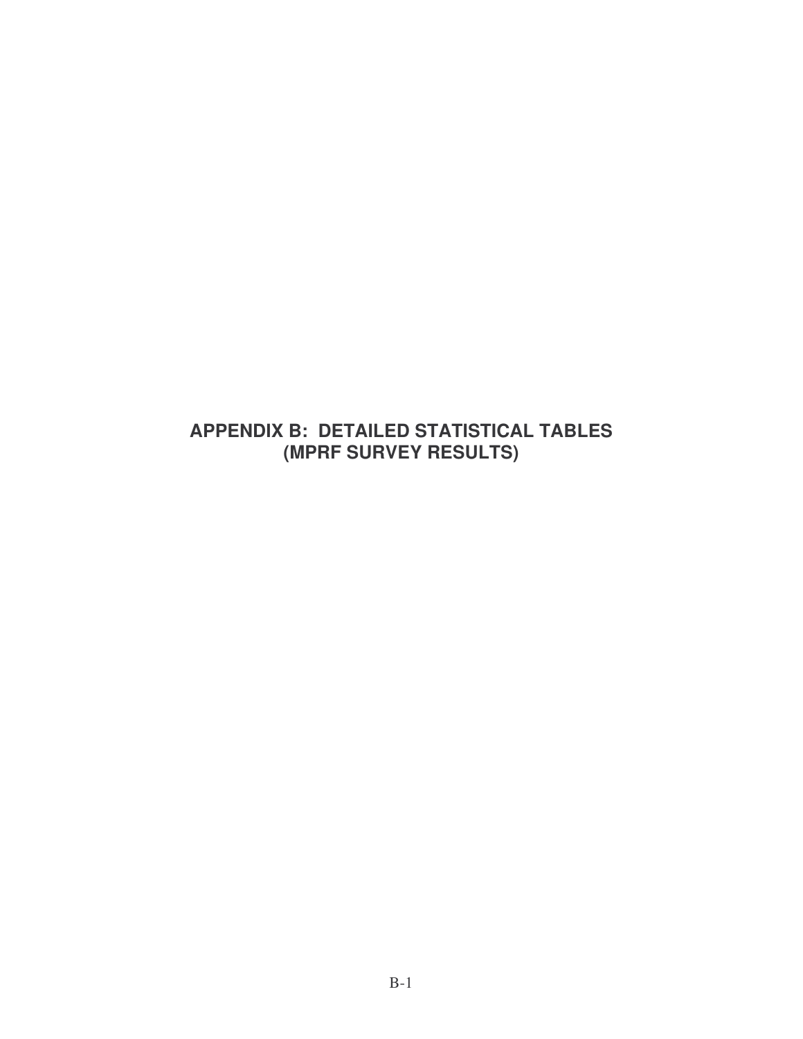# APPENDIX B: DETAILED STATISTICAL TABLES (MPRF SURVEY RESULTS)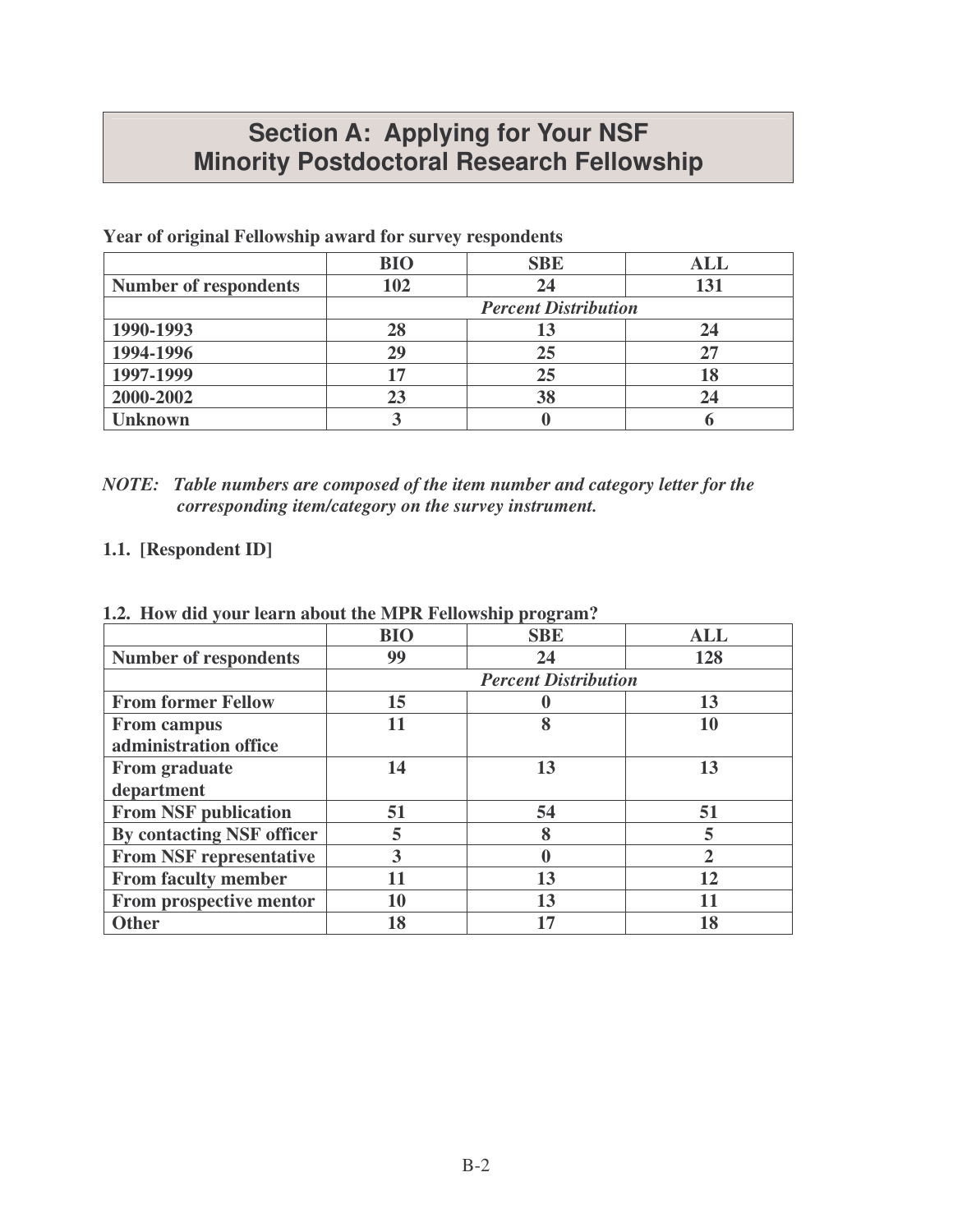# Section A: Applying for Your NSF Minority Postdoctoral Research Fellowship

**Year of original Fellowship award for survey respondents**

| | BIO | SBE | ALL |
|---|---|---|---|
| **Number of respondents** | **102** | **24** | **131** |
| | | *Percent Distribution* | |
| **1990-1993** | **28** | **13** | **24** |
| **1994-1996** | **29** | **25** | **27** |
| **1997-1999** | **17** | **25** | **18** |
| **2000-2002** | **23** | **38** | **24** |
| **Unknown** | **3** | **0** | **6** |

***NOTE: Table numbers are composed of the item number and category letter for the corresponding item/category on the survey instrument.***

**1.1. [Respondent ID]**

**1.2. How did your learn about the MPR Fellowship program?**

| | BIO | SBE | ALL |
|---|---|---|---|
| **Number of respondents** | **99** | **24** | **128** |
| | | *Percent Distribution* | |
| **From former Fellow** | **15** | **0** | **13** |
| **From campus administration office** | **11** | **8** | **10** |
| **From graduate department** | **14** | **13** | **13** |
| **From NSF publication** | **51** | **54** | **51** |
| **By contacting NSF officer** | **5** | **8** | **5** |
| **From NSF representative** | **3** | **0** | **2** |
| **From faculty member** | **11** | **13** | **12** |
| **From prospective mentor** | **10** | **13** | **11** |
| **Other** | **18** | **17** | **18** |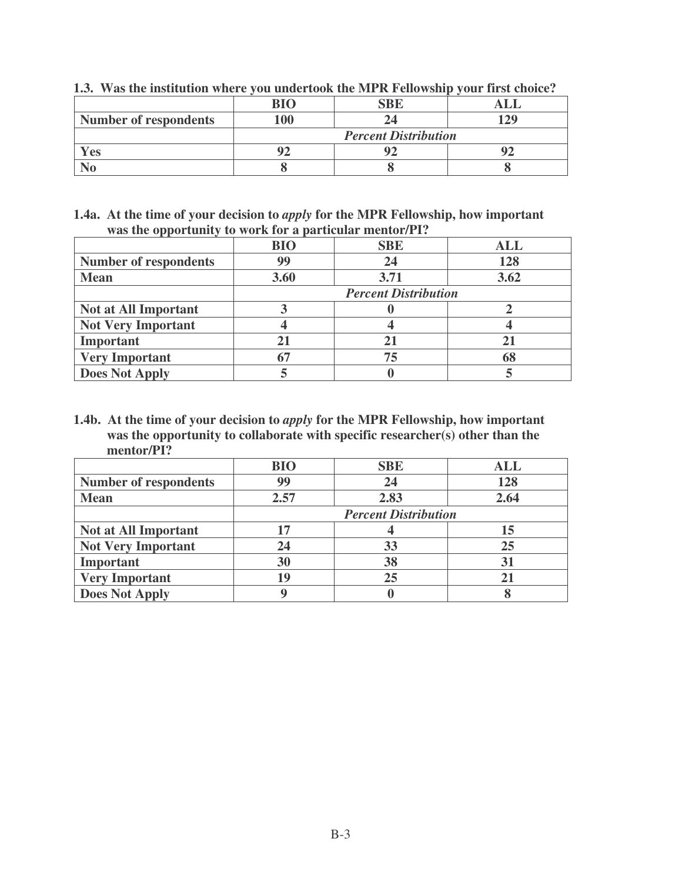**1.3. Was the institution where you undertook the MPR Fellowship your first choice?**

| | BIO | SBE | ALL |
|---|---|---|---|
| **Number of respondents** | 100 | 24 | 129 |
| | *Percent Distribution* | | |
| **Yes** | 92 | 92 | 92 |
| **No** | 8 | 8 | 8 |

**1.4a. At the time of your decision to *apply* for the MPR Fellowship, how important was the opportunity to work for a particular mentor/PI?**

| | BIO | SBE | ALL |
|---|---|---|---|
| **Number of respondents** | 99 | 24 | 128 |
| **Mean** | 3.60 | 3.71 | 3.62 |
| | *Percent Distribution* | | |
| **Not at All Important** | 3 | 0 | 2 |
| **Not Very Important** | 4 | 4 | 4 |
| **Important** | 21 | 21 | 21 |
| **Very Important** | 67 | 75 | 68 |
| **Does Not Apply** | 5 | 0 | 5 |

**1.4b. At the time of your decision to *apply* for the MPR Fellowship, how important was the opportunity to collaborate with specific researcher(s) other than the mentor/PI?**

| | BIO | SBE | ALL |
|---|---|---|---|
| **Number of respondents** | 99 | 24 | 128 |
| **Mean** | 2.57 | 2.83 | 2.64 |
| | *Percent Distribution* | | |
| **Not at All Important** | 17 | 4 | 15 |
| **Not Very Important** | 24 | 33 | 25 |
| **Important** | 30 | 38 | 31 |
| **Very Important** | 19 | 25 | 21 |
| **Does Not Apply** | 9 | 0 | 8 |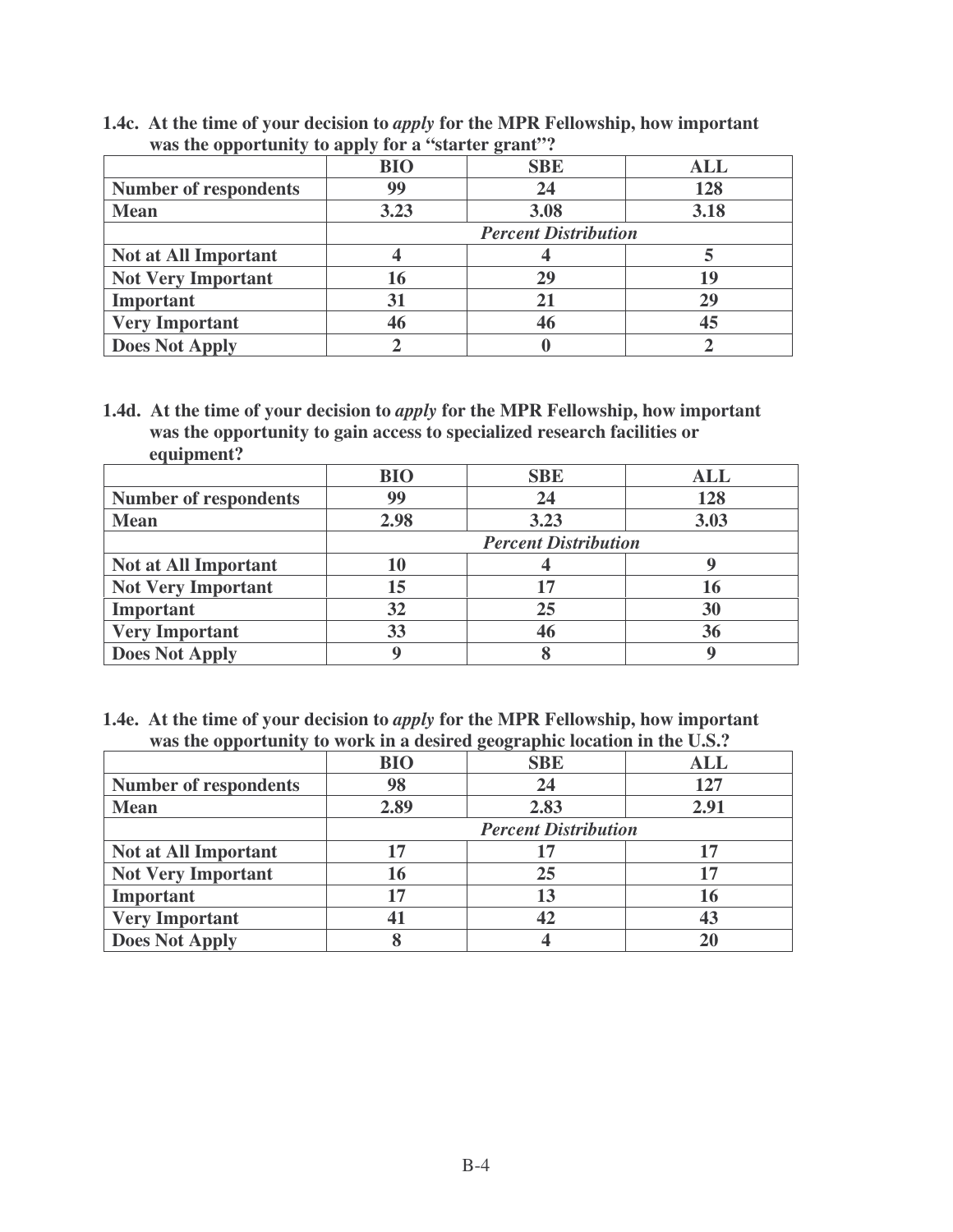**1.4c. At the time of your decision to *apply* for the MPR Fellowship, how important was the opportunity to apply for a "starter grant"?**

| | BIO | SBE | ALL |
|---|---|---|---|
| **Number of respondents** | 99 | 24 | 128 |
| **Mean** | 3.23 | 3.08 | 3.18 |
| | *Percent Distribution* | | |
| **Not at All Important** | 4 | 4 | 5 |
| **Not Very Important** | 16 | 29 | 19 |
| **Important** | 31 | 21 | 29 |
| **Very Important** | 46 | 46 | 45 |
| **Does Not Apply** | 2 | 0 | 2 |

**1.4d. At the time of your decision to *apply* for the MPR Fellowship, how important was the opportunity to gain access to specialized research facilities or equipment?**

| | BIO | SBE | ALL |
|---|---|---|---|
| **Number of respondents** | 99 | 24 | 128 |
| **Mean** | 2.98 | 3.23 | 3.03 |
| | *Percent Distribution* | | |
| **Not at All Important** | 10 | 4 | 9 |
| **Not Very Important** | 15 | 17 | 16 |
| **Important** | 32 | 25 | 30 |
| **Very Important** | 33 | 46 | 36 |
| **Does Not Apply** | 9 | 8 | 9 |

**1.4e. At the time of your decision to *apply* for the MPR Fellowship, how important was the opportunity to work in a desired geographic location in the U.S.?**

| | BIO | SBE | ALL |
|---|---|---|---|
| **Number of respondents** | 98 | 24 | 127 |
| **Mean** | 2.89 | 2.83 | 2.91 |
| | *Percent Distribution* | | |
| **Not at All Important** | 17 | 17 | 17 |
| **Not Very Important** | 16 | 25 | 17 |
| **Important** | 17 | 13 | 16 |
| **Very Important** | 41 | 42 | 43 |
| **Does Not Apply** | 8 | 4 | 20 |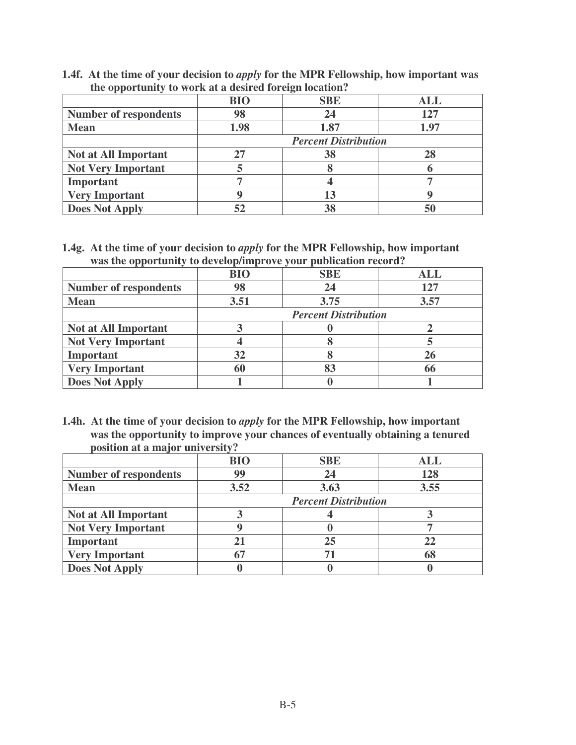**1.4f. At the time of your decision to *apply* for the MPR Fellowship, how important was the opportunity to work at a desired foreign location?**

| | BIO | SBE | ALL |
|---|---|---|---|
| **Number of respondents** | 98 | 24 | 127 |
| **Mean** | 1.98 | 1.87 | 1.97 |
| | ***Percent Distribution*** | | |
| **Not at All Important** | 27 | 38 | 28 |
| **Not Very Important** | 5 | 8 | 6 |
| **Important** | 7 | 4 | 7 |
| **Very Important** | 9 | 13 | 9 |
| **Does Not Apply** | 52 | 38 | 50 |

**1.4g. At the time of your decision to *apply* for the MPR Fellowship, how important was the opportunity to develop/improve your publication record?**

| | BIO | SBE | ALL |
|---|---|---|---|
| **Number of respondents** | 98 | 24 | 127 |
| **Mean** | 3.51 | 3.75 | 3.57 |
| | ***Percent Distribution*** | | |
| **Not at All Important** | 3 | 0 | 2 |
| **Not Very Important** | 4 | 8 | 5 |
| **Important** | 32 | 8 | 26 |
| **Very Important** | 60 | 83 | 66 |
| **Does Not Apply** | 1 | 0 | 1 |

**1.4h. At the time of your decision to *apply* for the MPR Fellowship, how important was the opportunity to improve your chances of eventually obtaining a tenured position at a major university?**

| | BIO | SBE | ALL |
|---|---|---|---|
| **Number of respondents** | 99 | 24 | 128 |
| **Mean** | 3.52 | 3.63 | 3.55 |
| | ***Percent Distribution*** | | |
| **Not at All Important** | 3 | 4 | 3 |
| **Not Very Important** | 9 | 0 | 7 |
| **Important** | 21 | 25 | 22 |
| **Very Important** | 67 | 71 | 68 |
| **Does Not Apply** | 0 | 0 | 0 |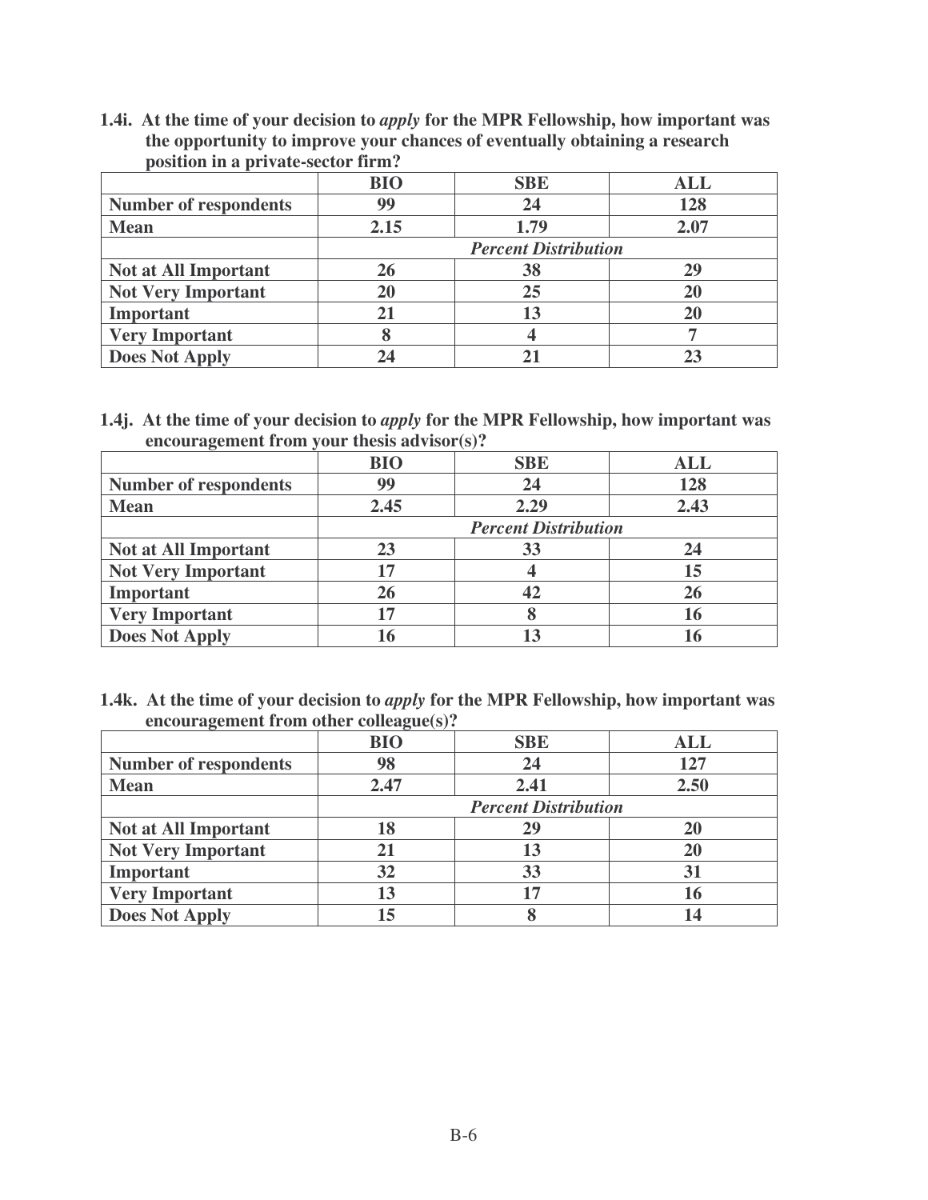**1.4i. At the time of your decision to *apply* for the MPR Fellowship, how important was the opportunity to improve your chances of eventually obtaining a research position in a private-sector firm?**

| | BIO | SBE | ALL |
|---|---|---|---|
| **Number of respondents** | 99 | 24 | 128 |
| **Mean** | 2.15 | 1.79 | 2.07 |
| | *Percent Distribution* | | |
| **Not at All Important** | 26 | 38 | 29 |
| **Not Very Important** | 20 | 25 | 20 |
| **Important** | 21 | 13 | 20 |
| **Very Important** | 8 | 4 | 7 |
| **Does Not Apply** | 24 | 21 | 23 |

**1.4j. At the time of your decision to *apply* for the MPR Fellowship, how important was encouragement from your thesis advisor(s)?**

| | BIO | SBE | ALL |
|---|---|---|---|
| **Number of respondents** | 99 | 24 | 128 |
| **Mean** | 2.45 | 2.29 | 2.43 |
| | *Percent Distribution* | | |
| **Not at All Important** | 23 | 33 | 24 |
| **Not Very Important** | 17 | 4 | 15 |
| **Important** | 26 | 42 | 26 |
| **Very Important** | 17 | 8 | 16 |
| **Does Not Apply** | 16 | 13 | 16 |

**1.4k. At the time of your decision to *apply* for the MPR Fellowship, how important was encouragement from other colleague(s)?**

| | BIO | SBE | ALL |
|---|---|---|---|
| **Number of respondents** | 98 | 24 | 127 |
| **Mean** | 2.47 | 2.41 | 2.50 |
| | *Percent Distribution* | | |
| **Not at All Important** | 18 | 29 | 20 |
| **Not Very Important** | 21 | 13 | 20 |
| **Important** | 32 | 33 | 31 |
| **Very Important** | 13 | 17 | 16 |
| **Does Not Apply** | 15 | 8 | 14 |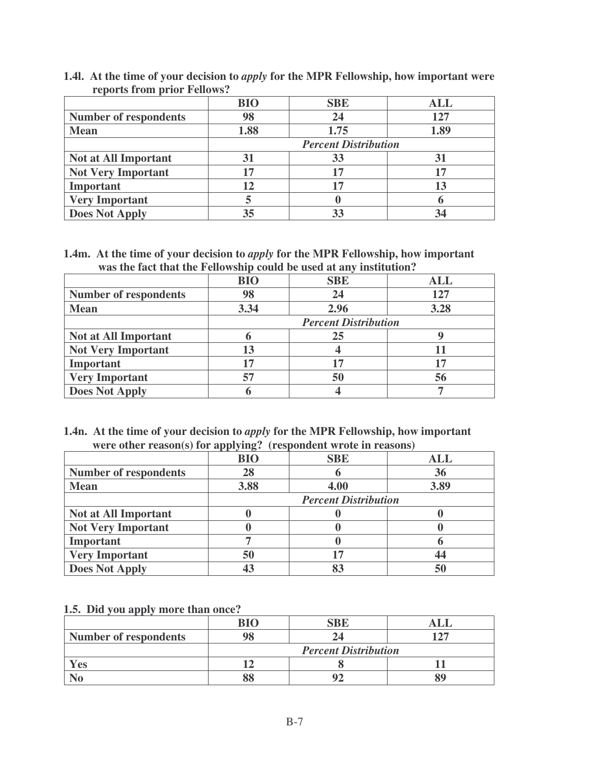**1.4l. At the time of your decision to *apply* for the MPR Fellowship, how important were reports from prior Fellows?**

| | BIO | SBE | ALL |
|---|---|---|---|
| **Number of respondents** | 98 | 24 | 127 |
| **Mean** | 1.88 | 1.75 | 1.89 |
| | | *Percent Distribution* | |
| **Not at All Important** | 31 | 33 | 31 |
| **Not Very Important** | 17 | 17 | 17 |
| **Important** | 12 | 17 | 13 |
| **Very Important** | 5 | 0 | 6 |
| **Does Not Apply** | 35 | 33 | 34 |

**1.4m. At the time of your decision to *apply* for the MPR Fellowship, how important was the fact that the Fellowship could be used at any institution?**

| | BIO | SBE | ALL |
|---|---|---|---|
| **Number of respondents** | 98 | 24 | 127 |
| **Mean** | 3.34 | 2.96 | 3.28 |
| | | *Percent Distribution* | |
| **Not at All Important** | 6 | 25 | 9 |
| **Not Very Important** | 13 | 4 | 11 |
| **Important** | 17 | 17 | 17 |
| **Very Important** | 57 | 50 | 56 |
| **Does Not Apply** | 6 | 4 | 7 |

**1.4n. At the time of your decision to *apply* for the MPR Fellowship, how important were other reason(s) for applying? (respondent wrote in reasons)**

| | BIO | SBE | ALL |
|---|---|---|---|
| **Number of respondents** | 28 | 6 | 36 |
| **Mean** | 3.88 | 4.00 | 3.89 |
| | | *Percent Distribution* | |
| **Not at All Important** | 0 | 0 | 0 |
| **Not Very Important** | 0 | 0 | 0 |
| **Important** | 7 | 0 | 6 |
| **Very Important** | 50 | 17 | 44 |
| **Does Not Apply** | 43 | 83 | 50 |

**1.5. Did you apply more than once?**

| | BIO | SBE | ALL |
|---|---|---|---|
| **Number of respondents** | 98 | 24 | 127 |
| | | *Percent Distribution* | |
| **Yes** | 12 | 8 | 11 |
| **No** | 88 | 92 | 89 |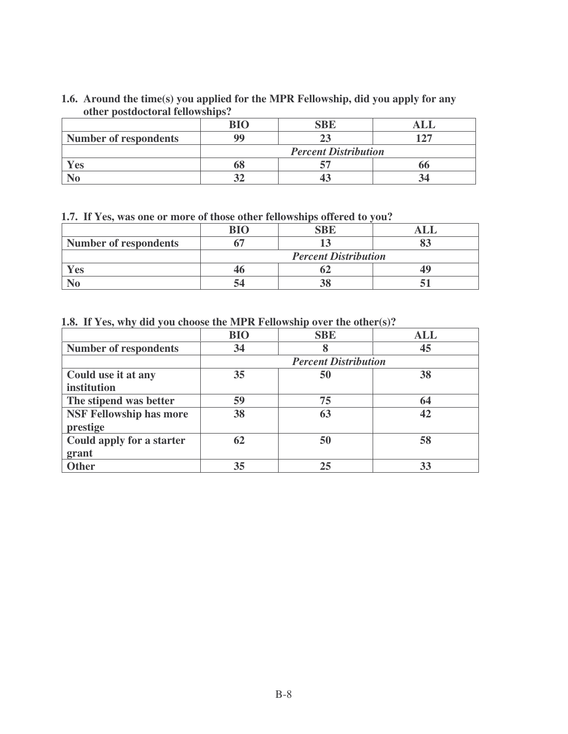**1.6. Around the time(s) you applied for the MPR Fellowship, did you apply for any other postdoctoral fellowships?**

| | BIO | SBE | ALL |
|---|---|---|---|
| **Number of respondents** | 99 | 23 | 127 |
| | *Percent Distribution* | | |
| **Yes** | 68 | 57 | 66 |
| **No** | 32 | 43 | 34 |

**1.7. If Yes, was one or more of those other fellowships offered to you?**

| | BIO | SBE | ALL |
|---|---|---|---|
| **Number of respondents** | 67 | 13 | 83 |
| | *Percent Distribution* | | |
| **Yes** | 46 | 62 | 49 |
| **No** | 54 | 38 | 51 |

**1.8. If Yes, why did you choose the MPR Fellowship over the other(s)?**

| | BIO | SBE | ALL |
|---|---|---|---|
| **Number of respondents** | 34 | 8 | 45 |
| | *Percent Distribution* | | |
| **Could use it at any institution** | 35 | 50 | 38 |
| **The stipend was better** | 59 | 75 | 64 |
| **NSF Fellowship has more prestige** | 38 | 63 | 42 |
| **Could apply for a starter grant** | 62 | 50 | 58 |
| **Other** | 35 | 25 | 33 |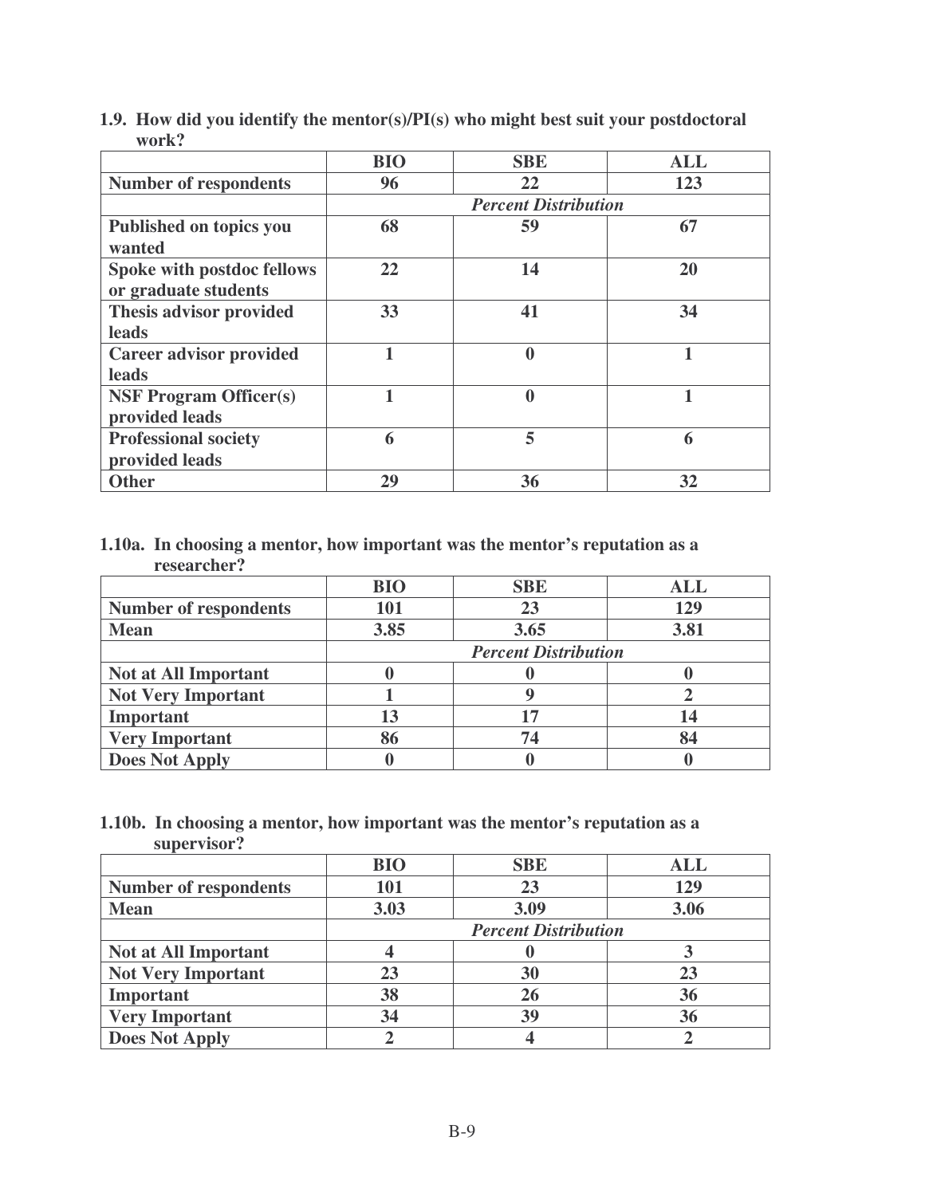**1.9. How did you identify the mentor(s)/PI(s) who might best suit your postdoctoral work?**

| | BIO | SBE | ALL |
|---|---|---|---|
| **Number of respondents** | 96 | 22 | 123 |
| | *Percent Distribution* | | |
| **Published on topics you wanted** | 68 | 59 | 67 |
| **Spoke with postdoc fellows or graduate students** | 22 | 14 | 20 |
| **Thesis advisor provided leads** | 33 | 41 | 34 |
| **Career advisor provided leads** | 1 | 0 | 1 |
| **NSF Program Officer(s) provided leads** | 1 | 0 | 1 |
| **Professional society provided leads** | 6 | 5 | 6 |
| **Other** | 29 | 36 | 32 |

**1.10a. In choosing a mentor, how important was the mentor's reputation as a researcher?**

| | BIO | SBE | ALL |
|---|---|---|---|
| **Number of respondents** | 101 | 23 | 129 |
| **Mean** | 3.85 | 3.65 | 3.81 |
| | *Percent Distribution* | | |
| **Not at All Important** | 0 | 0 | 0 |
| **Not Very Important** | 1 | 9 | 2 |
| **Important** | 13 | 17 | 14 |
| **Very Important** | 86 | 74 | 84 |
| **Does Not Apply** | 0 | 0 | 0 |

**1.10b. In choosing a mentor, how important was the mentor's reputation as a supervisor?**

| | BIO | SBE | ALL |
|---|---|---|---|
| **Number of respondents** | 101 | 23 | 129 |
| **Mean** | 3.03 | 3.09 | 3.06 |
| | *Percent Distribution* | | |
| **Not at All Important** | 4 | 0 | 3 |
| **Not Very Important** | 23 | 30 | 23 |
| **Important** | 38 | 26 | 36 |
| **Very Important** | 34 | 39 | 36 |
| **Does Not Apply** | 2 | 4 | 2 |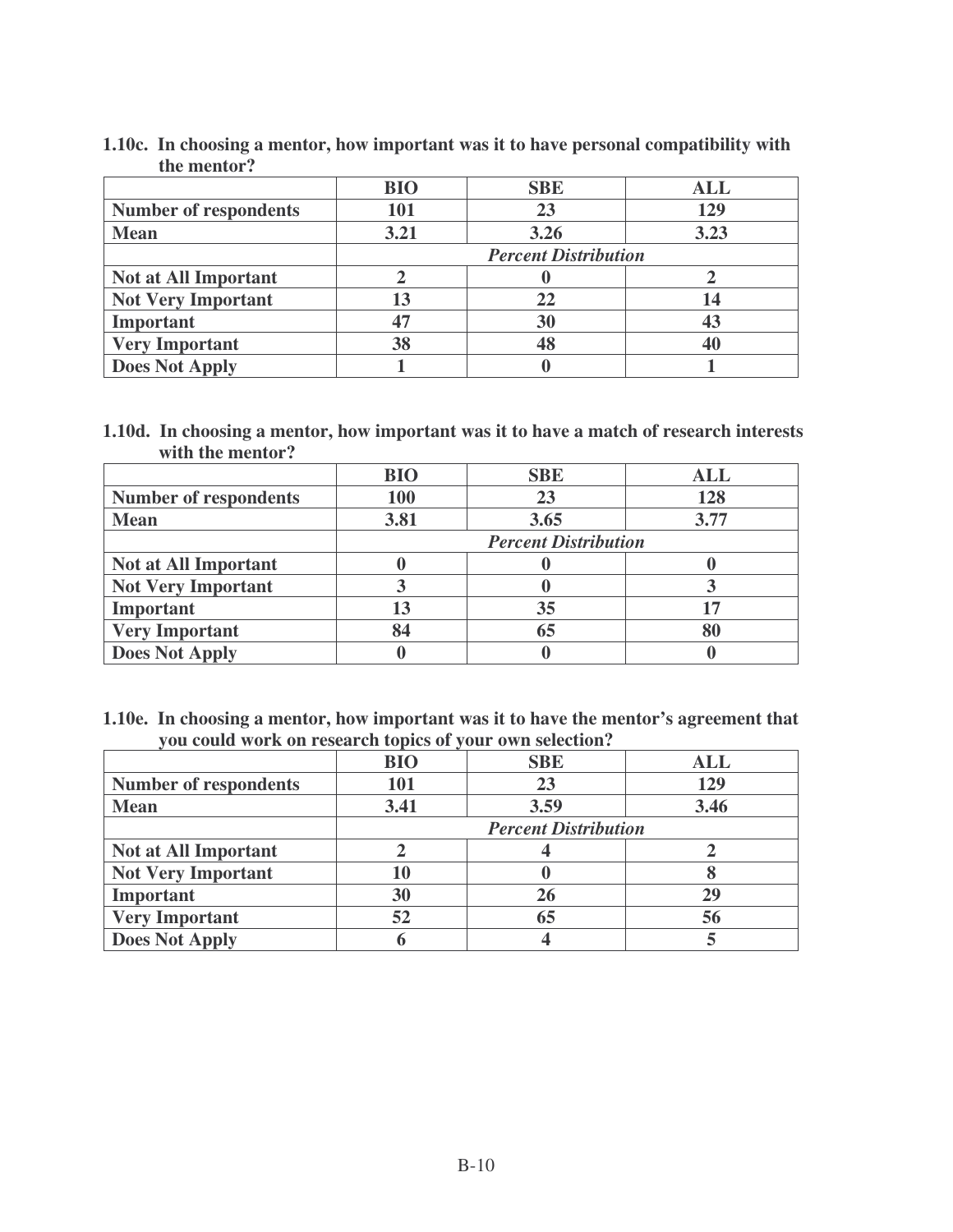**1.10c. In choosing a mentor, how important was it to have personal compatibility with the mentor?**

| | BIO | SBE | ALL |
|---|---|---|---|
| **Number of respondents** | 101 | 23 | 129 |
| **Mean** | 3.21 | 3.26 | 3.23 |
| | *Percent Distribution* | | |
| **Not at All Important** | 2 | 0 | 2 |
| **Not Very Important** | 13 | 22 | 14 |
| **Important** | 47 | 30 | 43 |
| **Very Important** | 38 | 48 | 40 |
| **Does Not Apply** | 1 | 0 | 1 |

**1.10d. In choosing a mentor, how important was it to have a match of research interests with the mentor?**

| | BIO | SBE | ALL |
|---|---|---|---|
| **Number of respondents** | 100 | 23 | 128 |
| **Mean** | 3.81 | 3.65 | 3.77 |
| | *Percent Distribution* | | |
| **Not at All Important** | 0 | 0 | 0 |
| **Not Very Important** | 3 | 0 | 3 |
| **Important** | 13 | 35 | 17 |
| **Very Important** | 84 | 65 | 80 |
| **Does Not Apply** | 0 | 0 | 0 |

**1.10e. In choosing a mentor, how important was it to have the mentor's agreement that you could work on research topics of your own selection?**

| | BIO | SBE | ALL |
|---|---|---|---|
| **Number of respondents** | 101 | 23 | 129 |
| **Mean** | 3.41 | 3.59 | 3.46 |
| | *Percent Distribution* | | |
| **Not at All Important** | 2 | 4 | 2 |
| **Not Very Important** | 10 | 0 | 8 |
| **Important** | 30 | 26 | 29 |
| **Very Important** | 52 | 65 | 56 |
| **Does Not Apply** | 6 | 4 | 5 |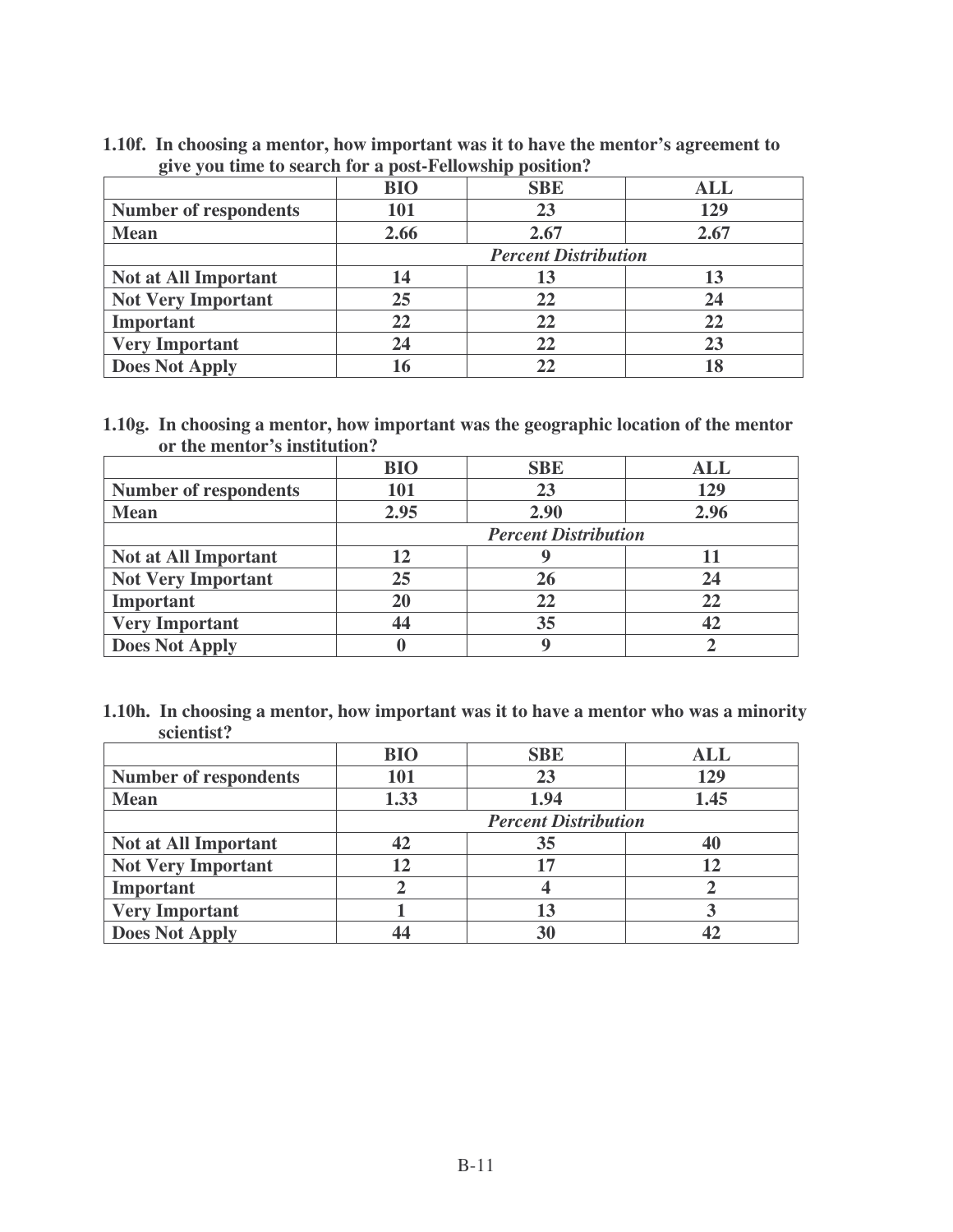**1.10f. In choosing a mentor, how important was it to have the mentor's agreement to give you time to search for a post-Fellowship position?**

| | BIO | SBE | ALL |
|---|---|---|---|
| **Number of respondents** | 101 | 23 | 129 |
| **Mean** | 2.66 | 2.67 | 2.67 |
| | | ***Percent Distribution*** | |
| **Not at All Important** | 14 | 13 | 13 |
| **Not Very Important** | 25 | 22 | 24 |
| **Important** | 22 | 22 | 22 |
| **Very Important** | 24 | 22 | 23 |
| **Does Not Apply** | 16 | 22 | 18 |

**1.10g. In choosing a mentor, how important was the geographic location of the mentor or the mentor's institution?**

| | BIO | SBE | ALL |
|---|---|---|---|
| **Number of respondents** | 101 | 23 | 129 |
| **Mean** | 2.95 | 2.90 | 2.96 |
| | | ***Percent Distribution*** | |
| **Not at All Important** | 12 | 9 | 11 |
| **Not Very Important** | 25 | 26 | 24 |
| **Important** | 20 | 22 | 22 |
| **Very Important** | 44 | 35 | 42 |
| **Does Not Apply** | 0 | 9 | 2 |

**1.10h. In choosing a mentor, how important was it to have a mentor who was a minority scientist?**

| | BIO | SBE | ALL |
|---|---|---|---|
| **Number of respondents** | 101 | 23 | 129 |
| **Mean** | 1.33 | 1.94 | 1.45 |
| | | ***Percent Distribution*** | |
| **Not at All Important** | 42 | 35 | 40 |
| **Not Very Important** | 12 | 17 | 12 |
| **Important** | 2 | 4 | 2 |
| **Very Important** | 1 | 13 | 3 |
| **Does Not Apply** | 44 | 30 | 42 |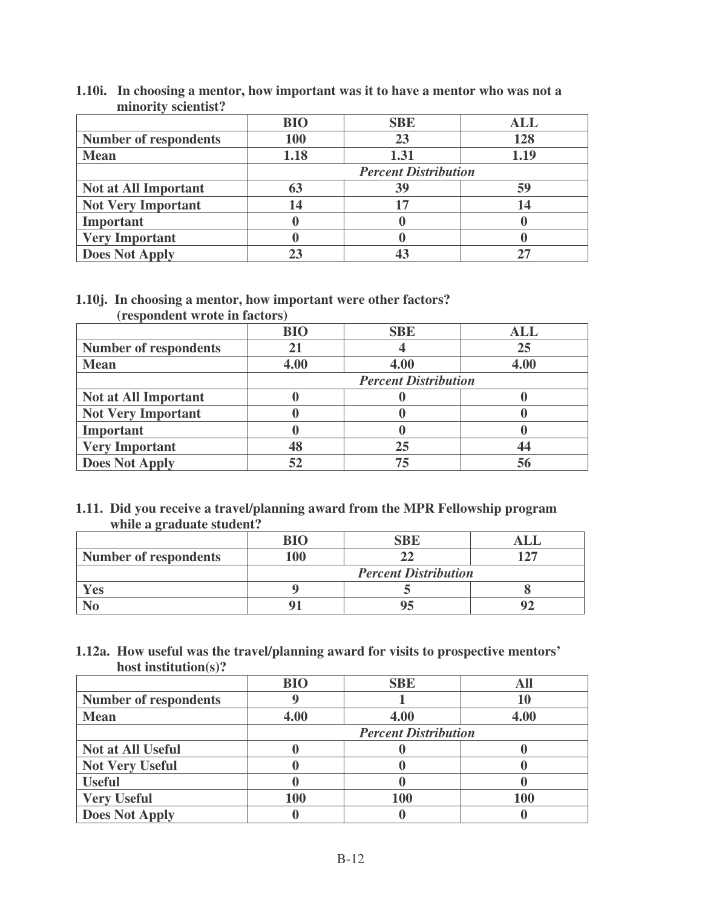**1.10i. In choosing a mentor, how important was it to have a mentor who was not a minority scientist?**

| | BIO | SBE | ALL |
|---|---|---|---|
| **Number of respondents** | 100 | 23 | 128 |
| **Mean** | 1.18 | 1.31 | 1.19 |
| | *Percent Distribution* | | |
| **Not at All Important** | 63 | 39 | 59 |
| **Not Very Important** | 14 | 17 | 14 |
| **Important** | 0 | 0 | 0 |
| **Very Important** | 0 | 0 | 0 |
| **Does Not Apply** | 23 | 43 | 27 |

**1.10j. In choosing a mentor, how important were other factors? (respondent wrote in factors)**

| | BIO | SBE | ALL |
|---|---|---|---|
| **Number of respondents** | 21 | 4 | 25 |
| **Mean** | 4.00 | 4.00 | 4.00 |
| | *Percent Distribution* | | |
| **Not at All Important** | 0 | 0 | 0 |
| **Not Very Important** | 0 | 0 | 0 |
| **Important** | 0 | 0 | 0 |
| **Very Important** | 48 | 25 | 44 |
| **Does Not Apply** | 52 | 75 | 56 |

**1.11. Did you receive a travel/planning award from the MPR Fellowship program while a graduate student?**

| | BIO | SBE | ALL |
|---|---|---|---|
| **Number of respondents** | 100 | 22 | 127 |
| | *Percent Distribution* | | |
| **Yes** | 9 | 5 | 8 |
| **No** | 91 | 95 | 92 |

**1.12a. How useful was the travel/planning award for visits to prospective mentors' host institution(s)?**

| | BIO | SBE | All |
|---|---|---|---|
| **Number of respondents** | 9 | 1 | 10 |
| **Mean** | 4.00 | 4.00 | 4.00 |
| | *Percent Distribution* | | |
| **Not at All Useful** | 0 | 0 | 0 |
| **Not Very Useful** | 0 | 0 | 0 |
| **Useful** | 0 | 0 | 0 |
| **Very Useful** | 100 | 100 | 100 |
| **Does Not Apply** | 0 | 0 | 0 |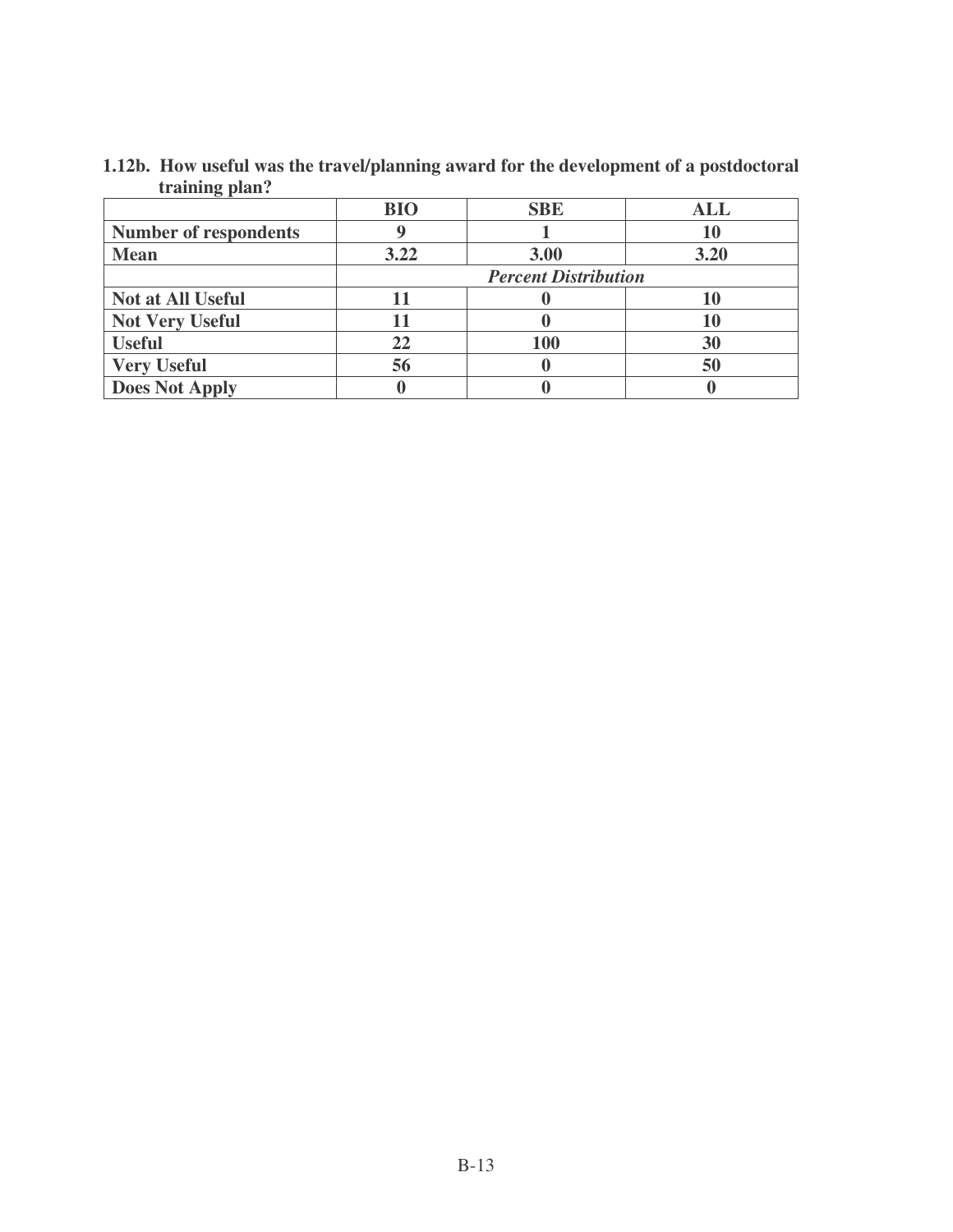**1.12b. How useful was the travel/planning award for the development of a postdoctoral training plan?**

| | BIO | SBE | ALL |
|---|---|---|---|
| **Number of respondents** | **9** | **1** | **10** |
| **Mean** | **3.22** | **3.00** | **3.20** |
| | ***Percent Distribution*** | | |
| **Not at All Useful** | **11** | **0** | **10** |
| **Not Very Useful** | **11** | **0** | **10** |
| **Useful** | **22** | **100** | **30** |
| **Very Useful** | **56** | **0** | **50** |
| **Does Not Apply** | **0** | **0** | **0** |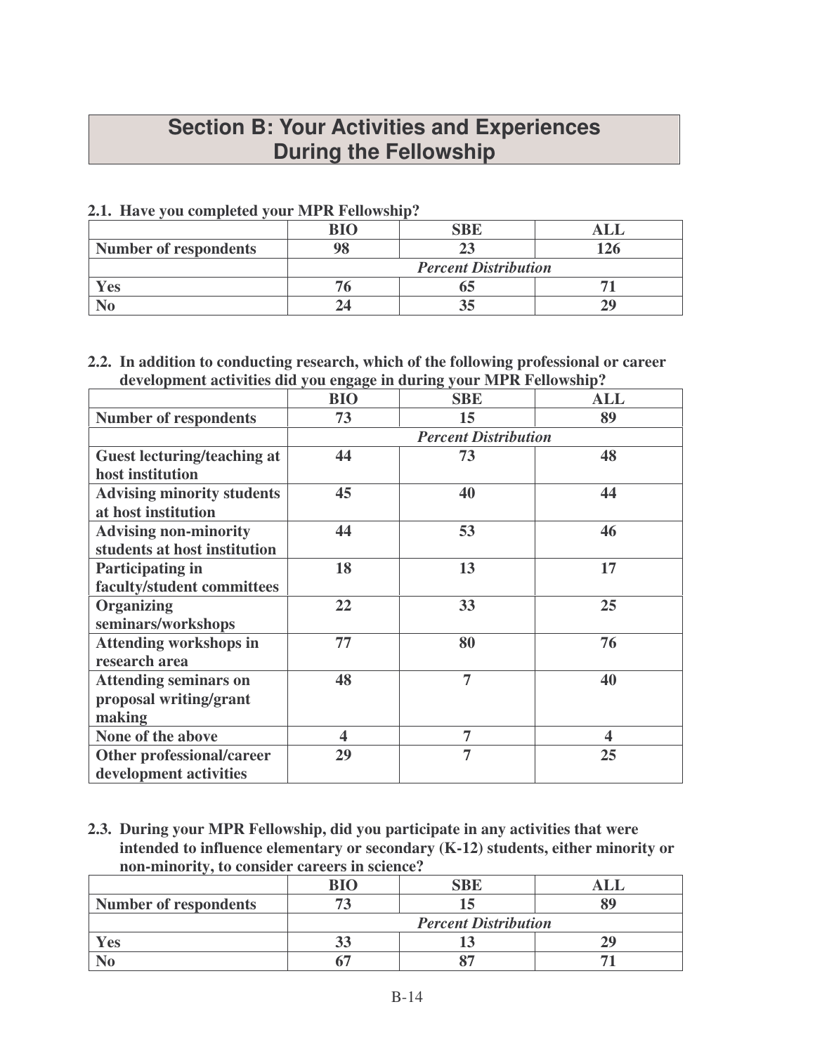# Section B: Your Activities and Experiences During the Fellowship

**2.1. Have you completed your MPR Fellowship?**

| | BIO | SBE | ALL |
|---|---|---|---|
| Number of respondents | 98 | 23 | 126 |
| | *Percent Distribution* | | |
| Yes | 76 | 65 | 71 |
| No | 24 | 35 | 29 |

**2.2. In addition to conducting research, which of the following professional or career development activities did you engage in during your MPR Fellowship?**

| | BIO | SBE | ALL |
|---|---|---|---|
| Number of respondents | 73 | 15 | 89 |
| | *Percent Distribution* | | |
| Guest lecturing/teaching at host institution | 44 | 73 | 48 |
| Advising minority students at host institution | 45 | 40 | 44 |
| Advising non-minority students at host institution | 44 | 53 | 46 |
| Participating in faculty/student committees | 18 | 13 | 17 |
| Organizing seminars/workshops | 22 | 33 | 25 |
| Attending workshops in research area | 77 | 80 | 76 |
| Attending seminars on proposal writing/grant making | 48 | 7 | 40 |
| None of the above | 4 | 7 | 4 |
| Other professional/career development activities | 29 | 7 | 25 |

**2.3. During your MPR Fellowship, did you participate in any activities that were intended to influence elementary or secondary (K-12) students, either minority or non-minority, to consider careers in science?**

| | BIO | SBE | ALL |
|---|---|---|---|
| Number of respondents | 73 | 15 | 89 |
| | *Percent Distribution* | | |
| Yes | 33 | 13 | 29 |
| No | 67 | 87 | 71 |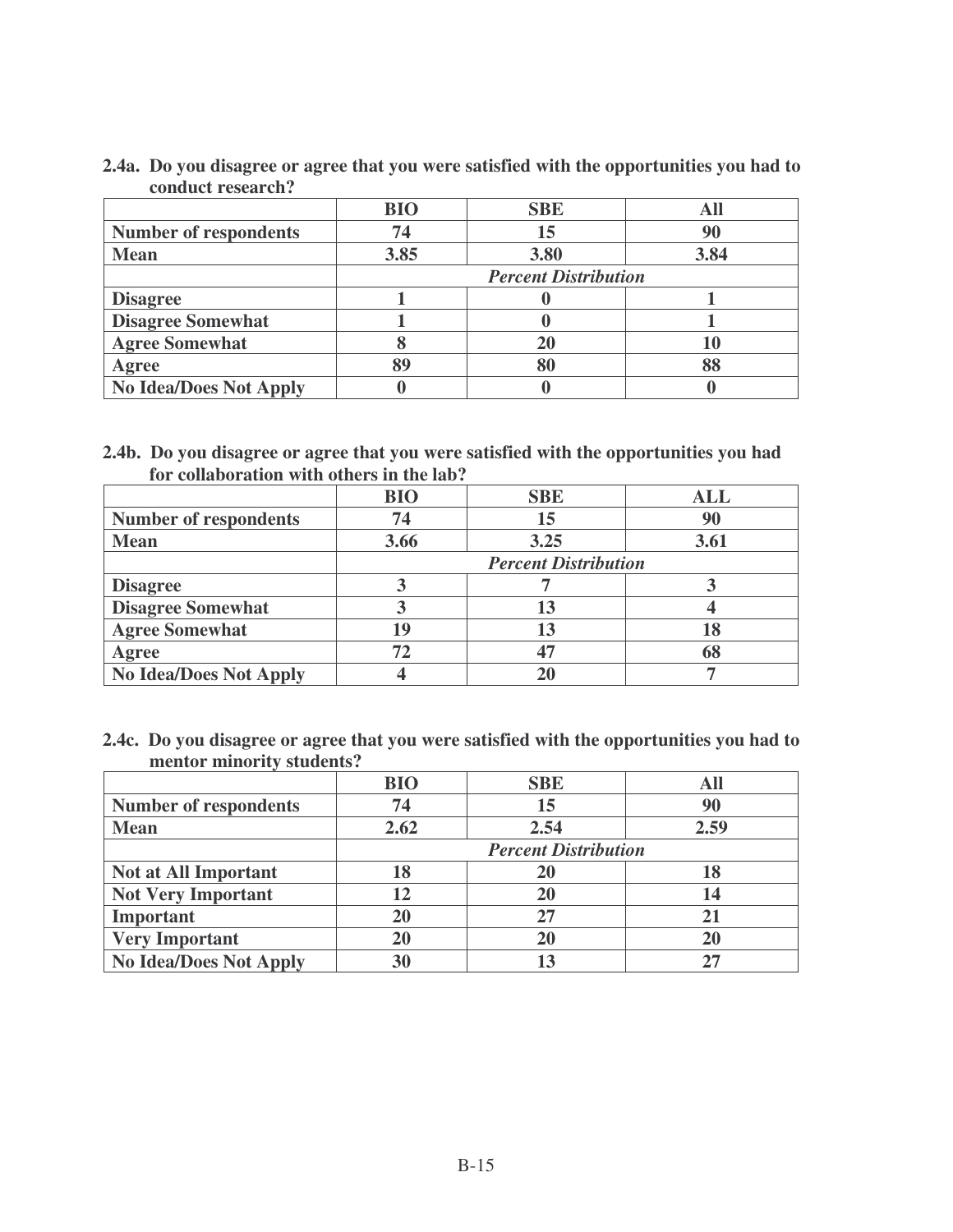**2.4a. Do you disagree or agree that you were satisfied with the opportunities you had to conduct research?**

| | BIO | SBE | All |
|---|---|---|---|
| **Number of respondents** | 74 | 15 | 90 |
| **Mean** | 3.85 | 3.80 | 3.84 |
| | *Percent Distribution* | | |
| **Disagree** | 1 | 0 | 1 |
| **Disagree Somewhat** | 1 | 0 | 1 |
| **Agree Somewhat** | 8 | 20 | 10 |
| **Agree** | 89 | 80 | 88 |
| **No Idea/Does Not Apply** | 0 | 0 | 0 |

**2.4b. Do you disagree or agree that you were satisfied with the opportunities you had for collaboration with others in the lab?**

| | BIO | SBE | ALL |
|---|---|---|---|
| **Number of respondents** | 74 | 15 | 90 |
| **Mean** | 3.66 | 3.25 | 3.61 |
| | *Percent Distribution* | | |
| **Disagree** | 3 | 7 | 3 |
| **Disagree Somewhat** | 3 | 13 | 4 |
| **Agree Somewhat** | 19 | 13 | 18 |
| **Agree** | 72 | 47 | 68 |
| **No Idea/Does Not Apply** | 4 | 20 | 7 |

**2.4c. Do you disagree or agree that you were satisfied with the opportunities you had to mentor minority students?**

| | BIO | SBE | All |
|---|---|---|---|
| **Number of respondents** | 74 | 15 | 90 |
| **Mean** | 2.62 | 2.54 | 2.59 |
| | *Percent Distribution* | | |
| **Not at All Important** | 18 | 20 | 18 |
| **Not Very Important** | 12 | 20 | 14 |
| **Important** | 20 | 27 | 21 |
| **Very Important** | 20 | 20 | 20 |
| **No Idea/Does Not Apply** | 30 | 13 | 27 |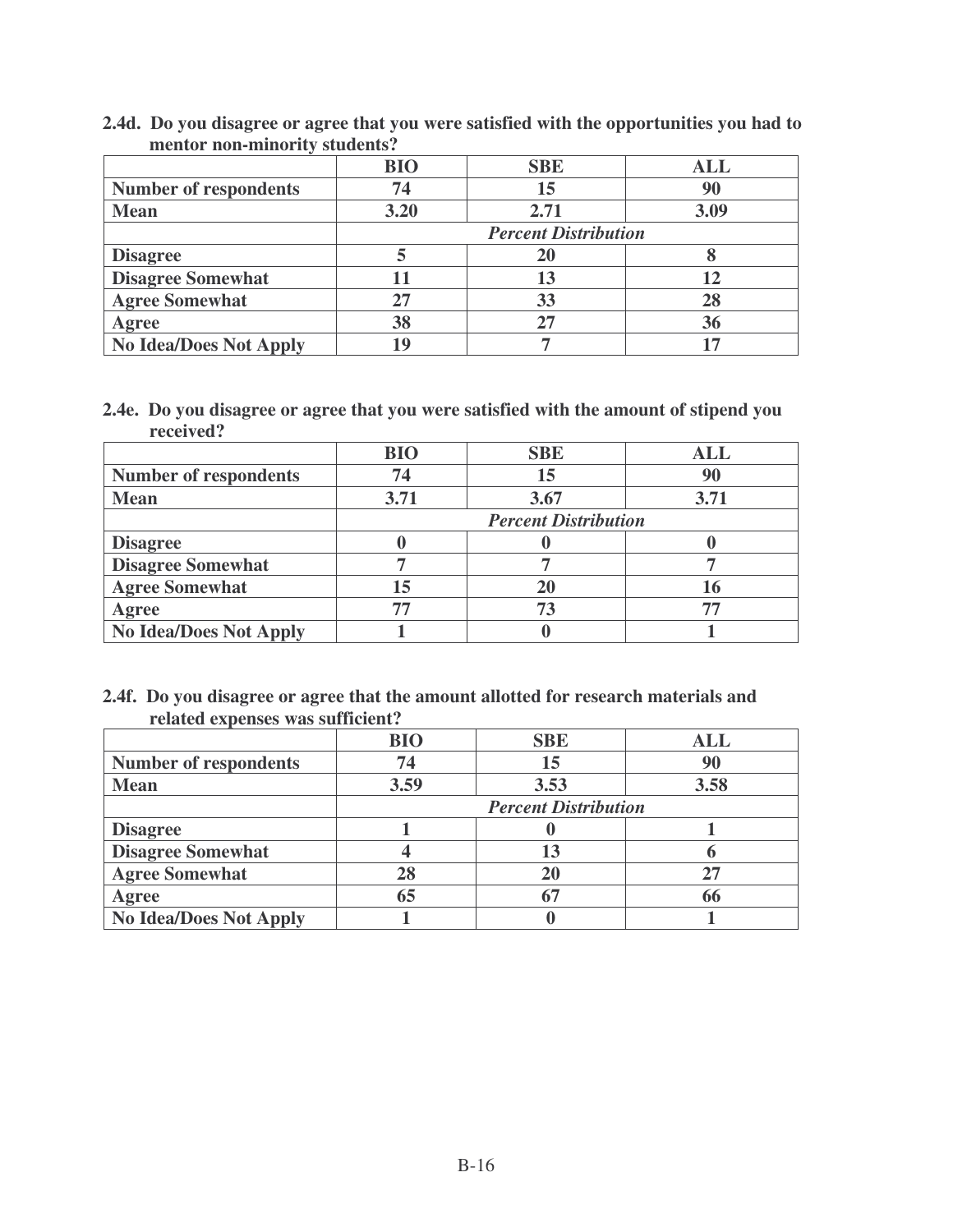**2.4d. Do you disagree or agree that you were satisfied with the opportunities you had to mentor non-minority students?**

| | BIO | SBE | ALL |
|---|---|---|---|
| **Number of respondents** | 74 | 15 | 90 |
| **Mean** | 3.20 | 2.71 | 3.09 |
| | | *Percent Distribution* | |
| **Disagree** | 5 | 20 | 8 |
| **Disagree Somewhat** | 11 | 13 | 12 |
| **Agree Somewhat** | 27 | 33 | 28 |
| **Agree** | 38 | 27 | 36 |
| **No Idea/Does Not Apply** | 19 | 7 | 17 |

**2.4e. Do you disagree or agree that you were satisfied with the amount of stipend you received?**

| | BIO | SBE | ALL |
|---|---|---|---|
| **Number of respondents** | 74 | 15 | 90 |
| **Mean** | 3.71 | 3.67 | 3.71 |
| | | *Percent Distribution* | |
| **Disagree** | 0 | 0 | 0 |
| **Disagree Somewhat** | 7 | 7 | 7 |
| **Agree Somewhat** | 15 | 20 | 16 |
| **Agree** | 77 | 73 | 77 |
| **No Idea/Does Not Apply** | 1 | 0 | 1 |

**2.4f. Do you disagree or agree that the amount allotted for research materials and related expenses was sufficient?**

| | BIO | SBE | ALL |
|---|---|---|---|
| **Number of respondents** | 74 | 15 | 90 |
| **Mean** | 3.59 | 3.53 | 3.58 |
| | | *Percent Distribution* | |
| **Disagree** | 1 | 0 | 1 |
| **Disagree Somewhat** | 4 | 13 | 6 |
| **Agree Somewhat** | 28 | 20 | 27 |
| **Agree** | 65 | 67 | 66 |
| **No Idea/Does Not Apply** | 1 | 0 | 1 |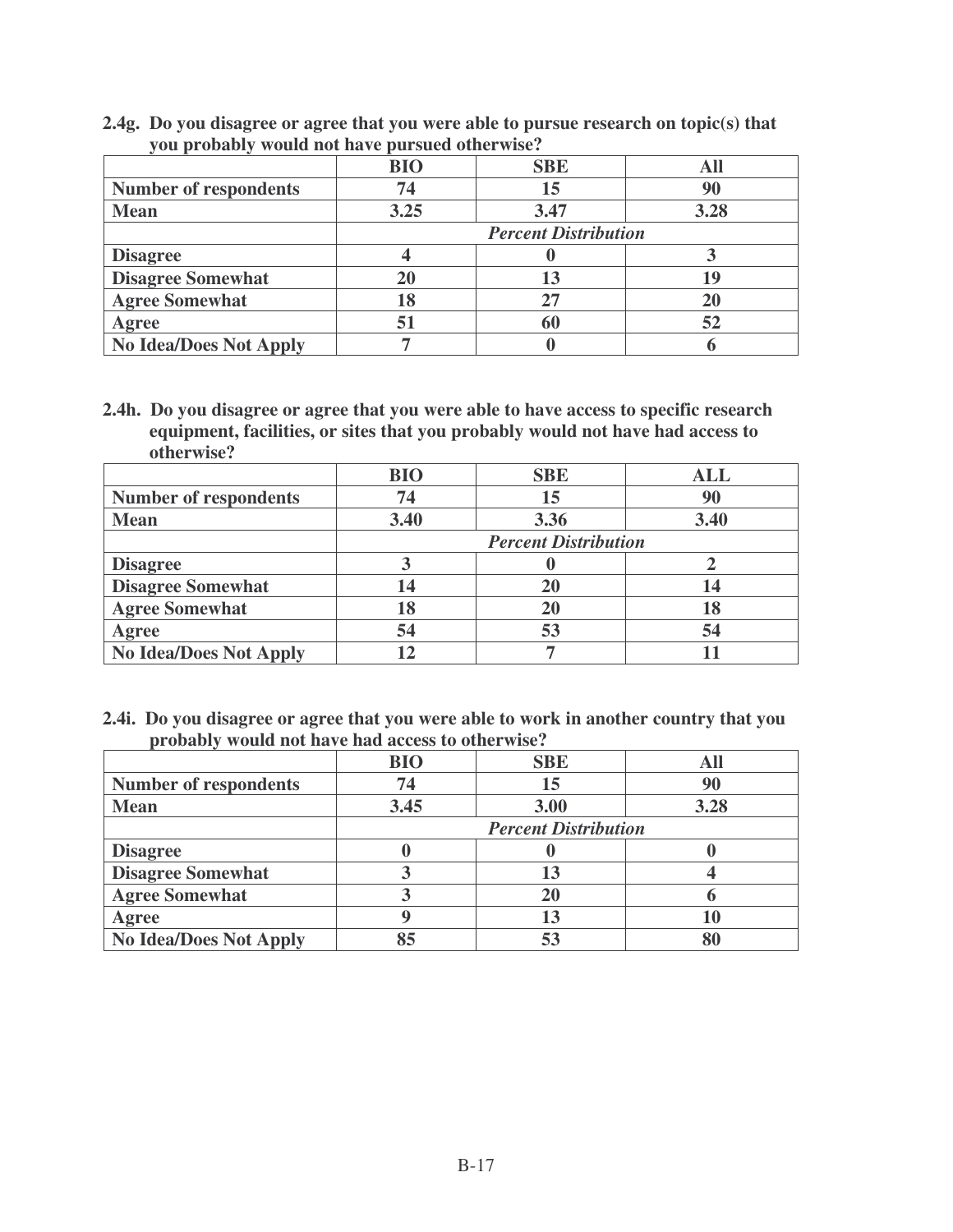**2.4g. Do you disagree or agree that you were able to pursue research on topic(s) that you probably would not have pursued otherwise?**

| | BIO | SBE | All |
|---|---|---|---|
| **Number of respondents** | 74 | 15 | 90 |
| **Mean** | 3.25 | 3.47 | 3.28 |
| | *Percent Distribution* | | |
| **Disagree** | 4 | 0 | 3 |
| **Disagree Somewhat** | 20 | 13 | 19 |
| **Agree Somewhat** | 18 | 27 | 20 |
| **Agree** | 51 | 60 | 52 |
| **No Idea/Does Not Apply** | 7 | 0 | 6 |

**2.4h. Do you disagree or agree that you were able to have access to specific research equipment, facilities, or sites that you probably would not have had access to otherwise?**

| | BIO | SBE | ALL |
|---|---|---|---|
| **Number of respondents** | 74 | 15 | 90 |
| **Mean** | 3.40 | 3.36 | 3.40 |
| | *Percent Distribution* | | |
| **Disagree** | 3 | 0 | 2 |
| **Disagree Somewhat** | 14 | 20 | 14 |
| **Agree Somewhat** | 18 | 20 | 18 |
| **Agree** | 54 | 53 | 54 |
| **No Idea/Does Not Apply** | 12 | 7 | 11 |

**2.4i. Do you disagree or agree that you were able to work in another country that you probably would not have had access to otherwise?**

| | BIO | SBE | All |
|---|---|---|---|
| **Number of respondents** | 74 | 15 | 90 |
| **Mean** | 3.45 | 3.00 | 3.28 |
| | *Percent Distribution* | | |
| **Disagree** | 0 | 0 | 0 |
| **Disagree Somewhat** | 3 | 13 | 4 |
| **Agree Somewhat** | 3 | 20 | 6 |
| **Agree** | 9 | 13 | 10 |
| **No Idea/Does Not Apply** | 85 | 53 | 80 |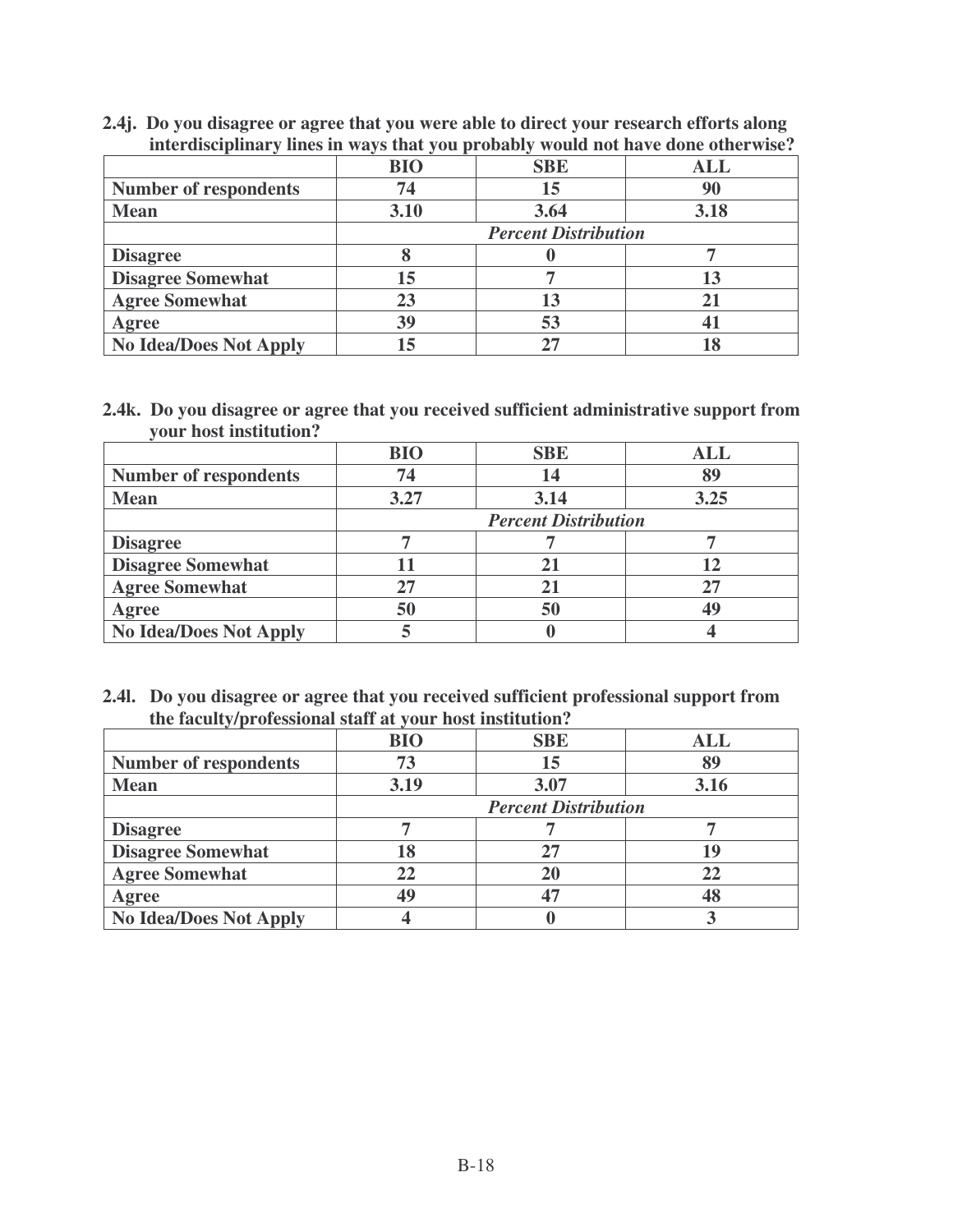**2.4j. Do you disagree or agree that you were able to direct your research efforts along interdisciplinary lines in ways that you probably would not have done otherwise?**

| | BIO | SBE | ALL |
|---|---|---|---|
| **Number of respondents** | 74 | 15 | 90 |
| **Mean** | 3.10 | 3.64 | 3.18 |
| | *Percent Distribution* | | |
| **Disagree** | 8 | 0 | 7 |
| **Disagree Somewhat** | 15 | 7 | 13 |
| **Agree Somewhat** | 23 | 13 | 21 |
| **Agree** | 39 | 53 | 41 |
| **No Idea/Does Not Apply** | 15 | 27 | 18 |

**2.4k. Do you disagree or agree that you received sufficient administrative support from your host institution?**

| | BIO | SBE | ALL |
|---|---|---|---|
| **Number of respondents** | 74 | 14 | 89 |
| **Mean** | 3.27 | 3.14 | 3.25 |
| | *Percent Distribution* | | |
| **Disagree** | 7 | 7 | 7 |
| **Disagree Somewhat** | 11 | 21 | 12 |
| **Agree Somewhat** | 27 | 21 | 27 |
| **Agree** | 50 | 50 | 49 |
| **No Idea/Does Not Apply** | 5 | 0 | 4 |

**2.4l. Do you disagree or agree that you received sufficient professional support from the faculty/professional staff at your host institution?**

| | BIO | SBE | ALL |
|---|---|---|---|
| **Number of respondents** | 73 | 15 | 89 |
| **Mean** | 3.19 | 3.07 | 3.16 |
| | *Percent Distribution* | | |
| **Disagree** | 7 | 7 | 7 |
| **Disagree Somewhat** | 18 | 27 | 19 |
| **Agree Somewhat** | 22 | 20 | 22 |
| **Agree** | 49 | 47 | 48 |
| **No Idea/Does Not Apply** | 4 | 0 | 3 |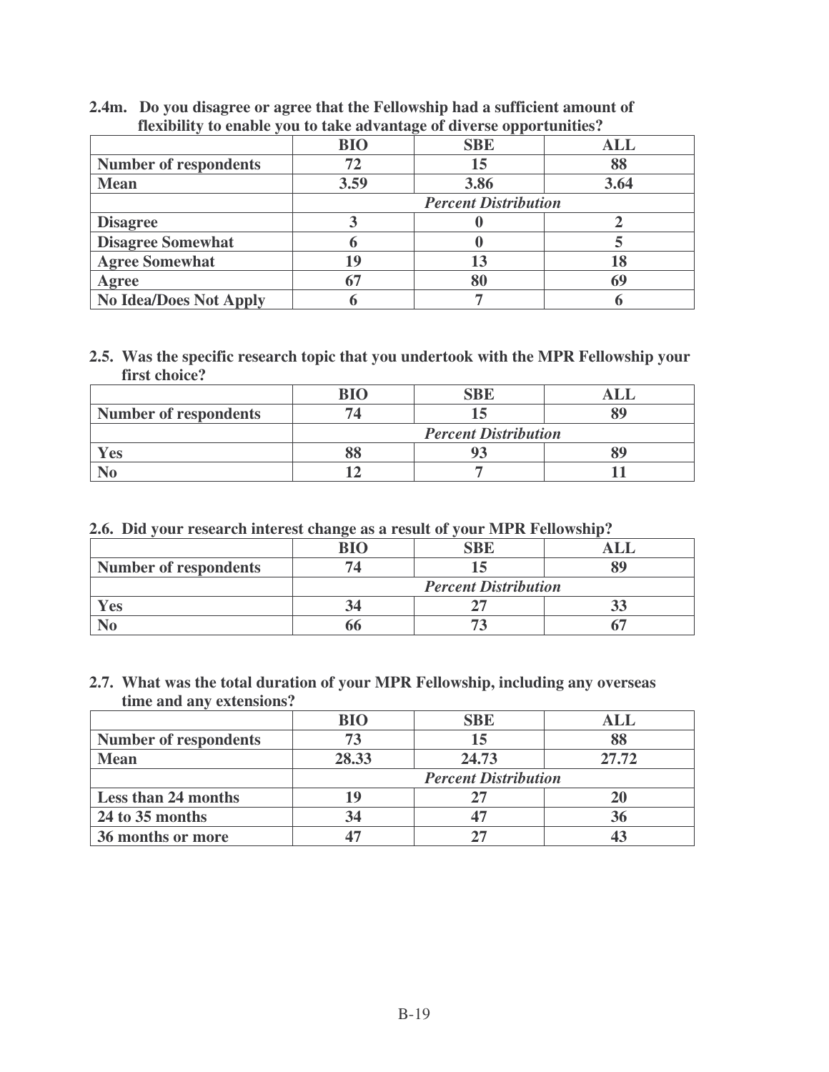**2.4m. Do you disagree or agree that the Fellowship had a sufficient amount of flexibility to enable you to take advantage of diverse opportunities?**

| | BIO | SBE | ALL |
|---|---|---|---|
| **Number of respondents** | 72 | 15 | 88 |
| **Mean** | 3.59 | 3.86 | 3.64 |
| | | *Percent Distribution* | |
| **Disagree** | 3 | 0 | 2 |
| **Disagree Somewhat** | 6 | 0 | 5 |
| **Agree Somewhat** | 19 | 13 | 18 |
| **Agree** | 67 | 80 | 69 |
| **No Idea/Does Not Apply** | 6 | 7 | 6 |

**2.5. Was the specific research topic that you undertook with the MPR Fellowship your first choice?**

| | BIO | SBE | ALL |
|---|---|---|---|
| **Number of respondents** | 74 | 15 | 89 |
| | | *Percent Distribution* | |
| **Yes** | 88 | 93 | 89 |
| **No** | 12 | 7 | 11 |

**2.6. Did your research interest change as a result of your MPR Fellowship?**

| | BIO | SBE | ALL |
|---|---|---|---|
| **Number of respondents** | 74 | 15 | 89 |
| | | *Percent Distribution* | |
| **Yes** | 34 | 27 | 33 |
| **No** | 66 | 73 | 67 |

**2.7. What was the total duration of your MPR Fellowship, including any overseas time and any extensions?**

| | BIO | SBE | ALL |
|---|---|---|---|
| **Number of respondents** | 73 | 15 | 88 |
| **Mean** | 28.33 | 24.73 | 27.72 |
| | | *Percent Distribution* | |
| **Less than 24 months** | 19 | 27 | 20 |
| **24 to 35 months** | 34 | 47 | 36 |
| **36 months or more** | 47 | 27 | 43 |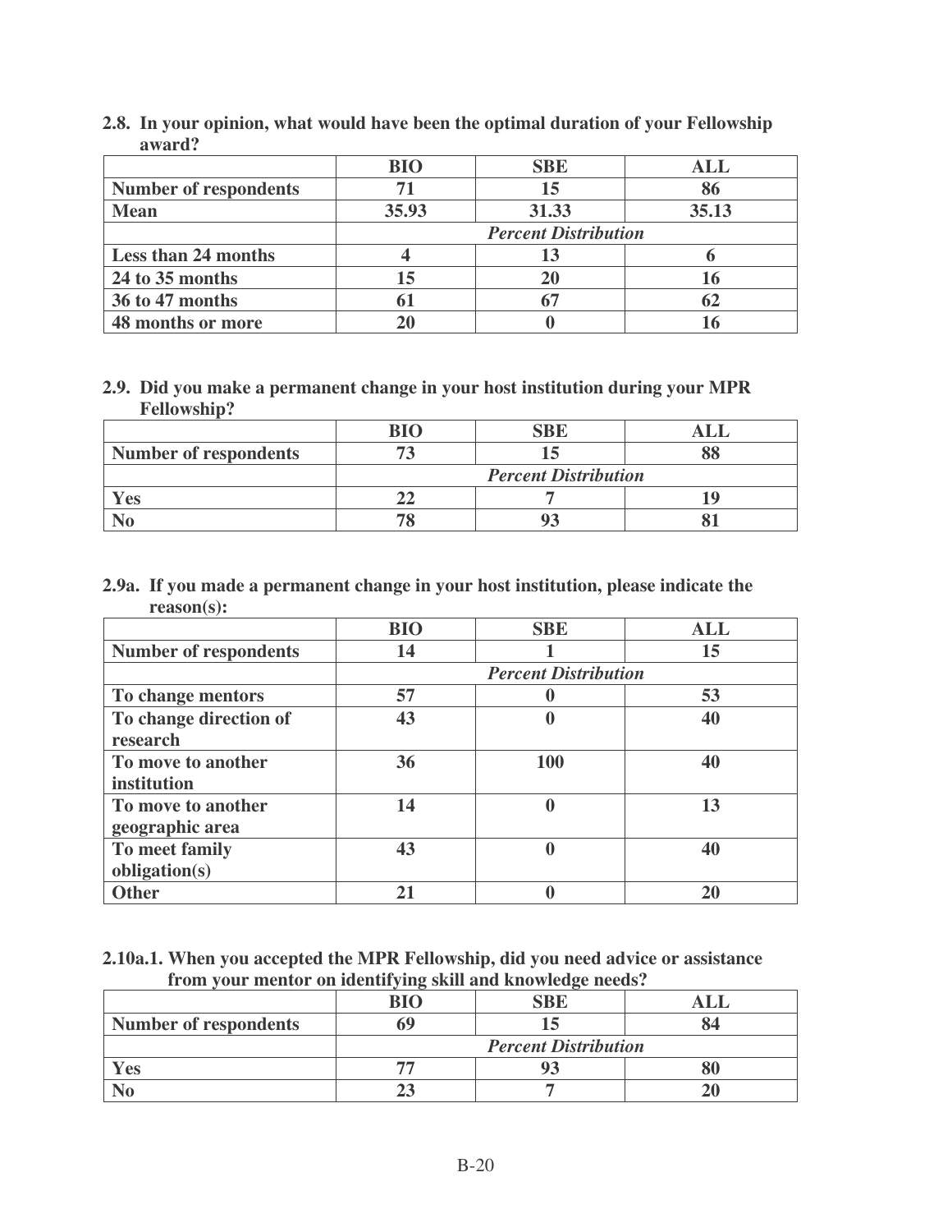**2.8. In your opinion, what would have been the optimal duration of your Fellowship award?**

| | BIO | SBE | ALL |
|---|---|---|---|
| **Number of respondents** | 71 | 15 | 86 |
| **Mean** | 35.93 | 31.33 | 35.13 |
| | *Percent Distribution* | | |
| **Less than 24 months** | 4 | 13 | 6 |
| **24 to 35 months** | 15 | 20 | 16 |
| **36 to 47 months** | 61 | 67 | 62 |
| **48 months or more** | 20 | 0 | 16 |

**2.9. Did you make a permanent change in your host institution during your MPR Fellowship?**

| | BIO | SBE | ALL |
|---|---|---|---|
| **Number of respondents** | 73 | 15 | 88 |
| | *Percent Distribution* | | |
| **Yes** | 22 | 7 | 19 |
| **No** | 78 | 93 | 81 |

**2.9a. If you made a permanent change in your host institution, please indicate the reason(s):**

| | BIO | SBE | ALL |
|---|---|---|---|
| **Number of respondents** | 14 | 1 | 15 |
| | *Percent Distribution* | | |
| **To change mentors** | 57 | 0 | 53 |
| **To change direction of research** | 43 | 0 | 40 |
| **To move to another institution** | 36 | 100 | 40 |
| **To move to another geographic area** | 14 | 0 | 13 |
| **To meet family obligation(s)** | 43 | 0 | 40 |
| **Other** | 21 | 0 | 20 |

**2.10a.1. When you accepted the MPR Fellowship, did you need advice or assistance from your mentor on identifying skill and knowledge needs?**

| | BIO | SBE | ALL |
|---|---|---|---|
| **Number of respondents** | 69 | 15 | 84 |
| | *Percent Distribution* | | |
| **Yes** | 77 | 93 | 80 |
| **No** | 23 | 7 | 20 |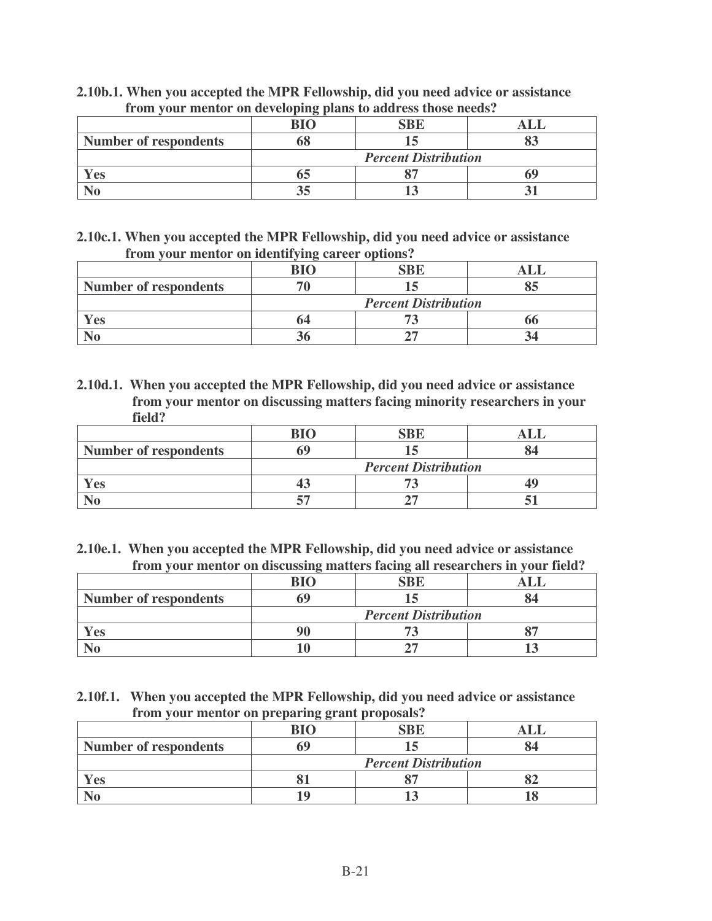**2.10b.1. When you accepted the MPR Fellowship, did you need advice or assistance from your mentor on developing plans to address those needs?**

| | BIO | SBE | ALL |
|---|---|---|---|
| **Number of respondents** | 68 | 15 | 83 |
| | | *Percent Distribution* | |
| **Yes** | 65 | 87 | 69 |
| **No** | 35 | 13 | 31 |

**2.10c.1. When you accepted the MPR Fellowship, did you need advice or assistance from your mentor on identifying career options?**

| | BIO | SBE | ALL |
|---|---|---|---|
| **Number of respondents** | 70 | 15 | 85 |
| | | *Percent Distribution* | |
| **Yes** | 64 | 73 | 66 |
| **No** | 36 | 27 | 34 |

**2.10d.1. When you accepted the MPR Fellowship, did you need advice or assistance from your mentor on discussing matters facing minority researchers in your field?**

| | BIO | SBE | ALL |
|---|---|---|---|
| **Number of respondents** | 69 | 15 | 84 |
| | | *Percent Distribution* | |
| **Yes** | 43 | 73 | 49 |
| **No** | 57 | 27 | 51 |

**2.10e.1. When you accepted the MPR Fellowship, did you need advice or assistance from your mentor on discussing matters facing all researchers in your field?**

| | BIO | SBE | ALL |
|---|---|---|---|
| **Number of respondents** | 69 | 15 | 84 |
| | | *Percent Distribution* | |
| **Yes** | 90 | 73 | 87 |
| **No** | 10 | 27 | 13 |

**2.10f.1. When you accepted the MPR Fellowship, did you need advice or assistance from your mentor on preparing grant proposals?**

| | BIO | SBE | ALL |
|---|---|---|---|
| **Number of respondents** | 69 | 15 | 84 |
| | | *Percent Distribution* | |
| **Yes** | 81 | 87 | 82 |
| **No** | 19 | 13 | 18 |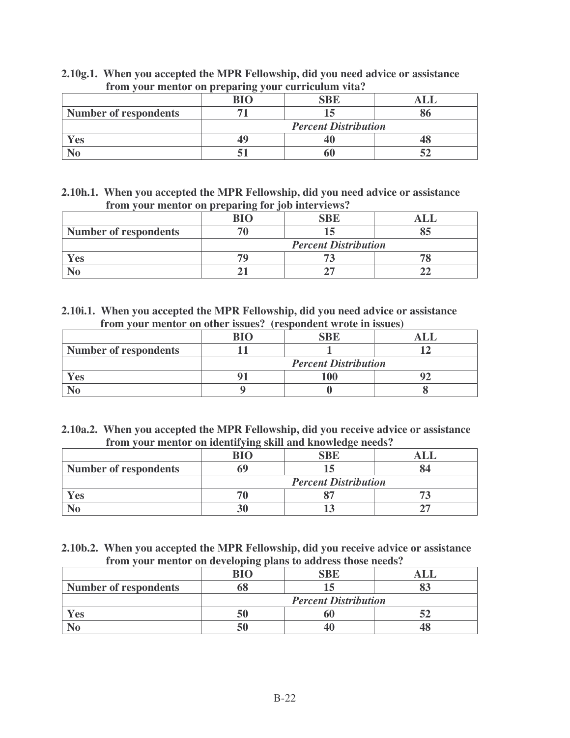**2.10g.1. When you accepted the MPR Fellowship, did you need advice or assistance from your mentor on preparing your curriculum vita?**

| | BIO | SBE | ALL |
|---|---|---|---|
| **Number of respondents** | 71 | 15 | 86 |
| | *Percent Distribution* | | |
| **Yes** | 49 | 40 | 48 |
| **No** | 51 | 60 | 52 |

**2.10h.1. When you accepted the MPR Fellowship, did you need advice or assistance from your mentor on preparing for job interviews?**

| | BIO | SBE | ALL |
|---|---|---|---|
| **Number of respondents** | 70 | 15 | 85 |
| | *Percent Distribution* | | |
| **Yes** | 79 | 73 | 78 |
| **No** | 21 | 27 | 22 |

**2.10i.1. When you accepted the MPR Fellowship, did you need advice or assistance from your mentor on other issues? (respondent wrote in issues)**

| | BIO | SBE | ALL |
|---|---|---|---|
| **Number of respondents** | 11 | 1 | 12 |
| | *Percent Distribution* | | |
| **Yes** | 91 | 100 | 92 |
| **No** | 9 | 0 | 8 |

**2.10a.2. When you accepted the MPR Fellowship, did you receive advice or assistance from your mentor on identifying skill and knowledge needs?**

| | BIO | SBE | ALL |
|---|---|---|---|
| **Number of respondents** | 69 | 15 | 84 |
| | *Percent Distribution* | | |
| **Yes** | 70 | 87 | 73 |
| **No** | 30 | 13 | 27 |

**2.10b.2. When you accepted the MPR Fellowship, did you receive advice or assistance from your mentor on developing plans to address those needs?**

| | BIO | SBE | ALL |
|---|---|---|---|
| **Number of respondents** | 68 | 15 | 83 |
| | *Percent Distribution* | | |
| **Yes** | 50 | 60 | 52 |
| **No** | 50 | 40 | 48 |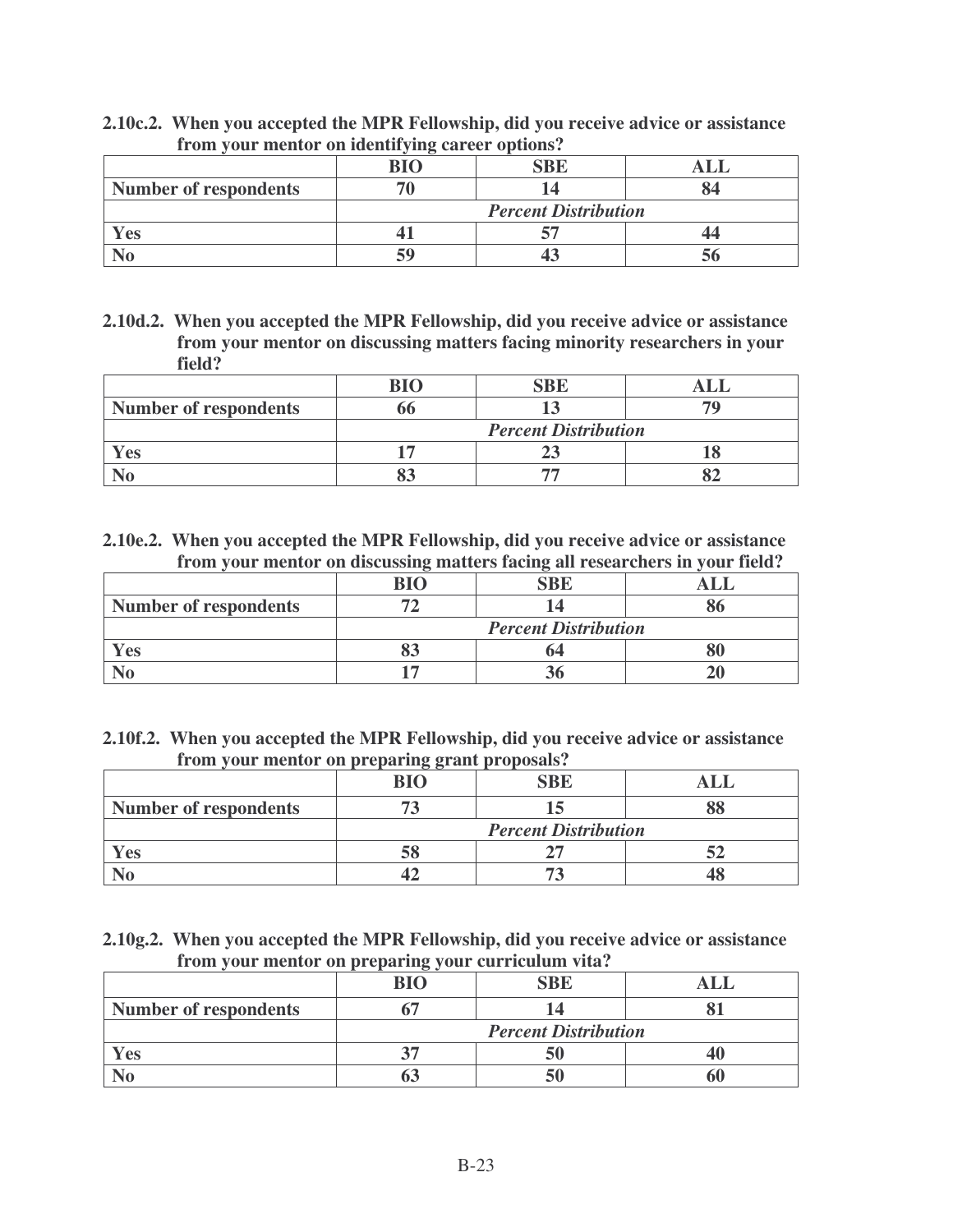**2.10c.2. When you accepted the MPR Fellowship, did you receive advice or assistance from your mentor on identifying career options?**

| | BIO | SBE | ALL |
|---|---|---|---|
| **Number of respondents** | 70 | 14 | 84 |
| | *Percent Distribution* | | |
| **Yes** | 41 | 57 | 44 |
| **No** | 59 | 43 | 56 |

**2.10d.2. When you accepted the MPR Fellowship, did you receive advice or assistance from your mentor on discussing matters facing minority researchers in your field?**

| | BIO | SBE | ALL |
|---|---|---|---|
| **Number of respondents** | 66 | 13 | 79 |
| | *Percent Distribution* | | |
| **Yes** | 17 | 23 | 18 |
| **No** | 83 | 77 | 82 |

**2.10e.2. When you accepted the MPR Fellowship, did you receive advice or assistance from your mentor on discussing matters facing all researchers in your field?**

| | BIO | SBE | ALL |
|---|---|---|---|
| **Number of respondents** | 72 | 14 | 86 |
| | *Percent Distribution* | | |
| **Yes** | 83 | 64 | 80 |
| **No** | 17 | 36 | 20 |

**2.10f.2. When you accepted the MPR Fellowship, did you receive advice or assistance from your mentor on preparing grant proposals?**

| | BIO | SBE | ALL |
|---|---|---|---|
| **Number of respondents** | 73 | 15 | 88 |
| | *Percent Distribution* | | |
| **Yes** | 58 | 27 | 52 |
| **No** | 42 | 73 | 48 |

**2.10g.2. When you accepted the MPR Fellowship, did you receive advice or assistance from your mentor on preparing your curriculum vita?**

| | BIO | SBE | ALL |
|---|---|---|---|
| **Number of respondents** | 67 | 14 | 81 |
| | *Percent Distribution* | | |
| **Yes** | 37 | 50 | 40 |
| **No** | 63 | 50 | 60 |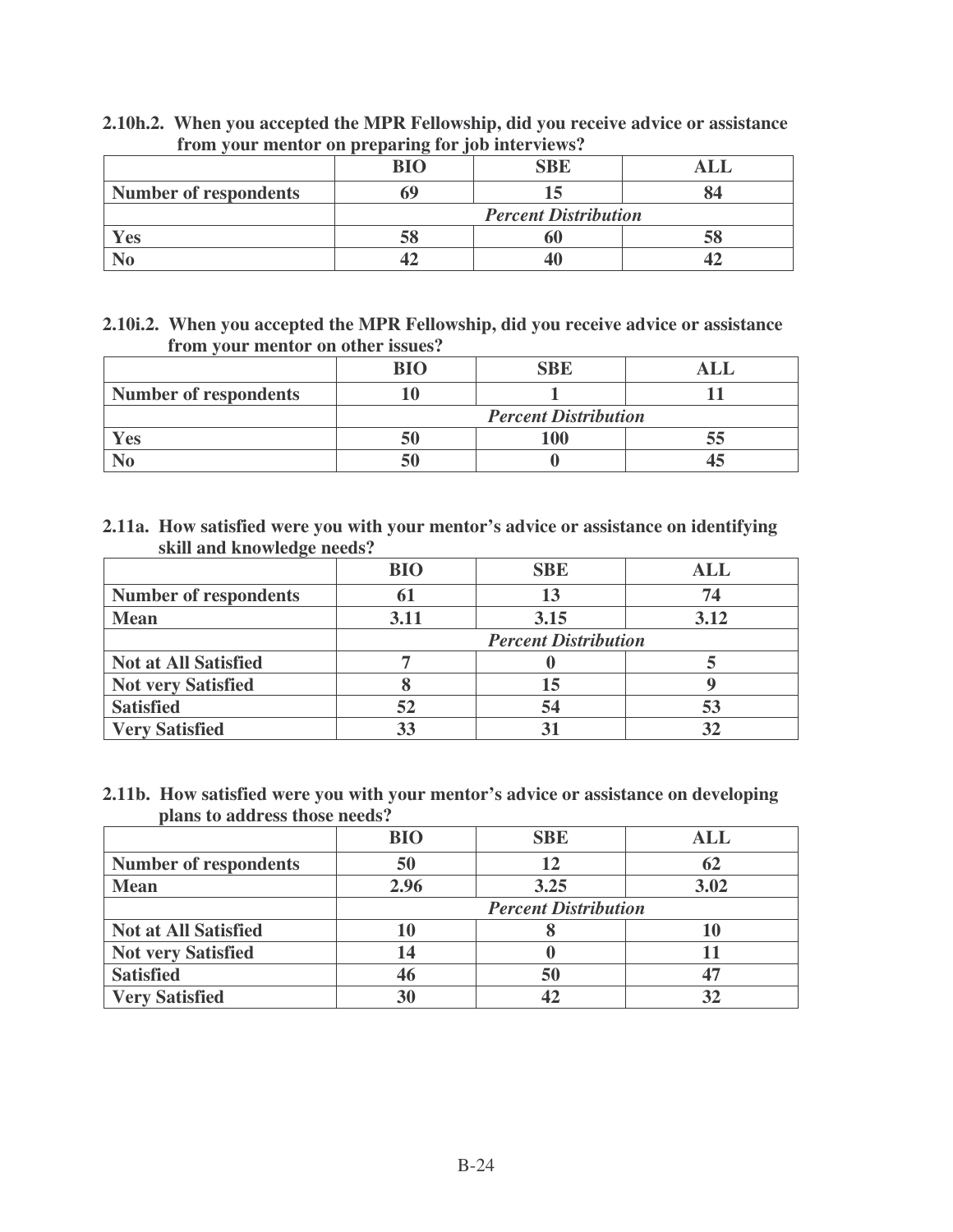**2.10h.2. When you accepted the MPR Fellowship, did you receive advice or assistance from your mentor on preparing for job interviews?**

| | BIO | SBE | ALL |
|---|---|---|---|
| **Number of respondents** | 69 | 15 | 84 |
| | *Percent Distribution* | | |
| **Yes** | 58 | 60 | 58 |
| **No** | 42 | 40 | 42 |

**2.10i.2. When you accepted the MPR Fellowship, did you receive advice or assistance from your mentor on other issues?**

| | BIO | SBE | ALL |
|---|---|---|---|
| **Number of respondents** | 10 | 1 | 11 |
| | *Percent Distribution* | | |
| **Yes** | 50 | 100 | 55 |
| **No** | 50 | 0 | 45 |

**2.11a. How satisfied were you with your mentor's advice or assistance on identifying skill and knowledge needs?**

| | BIO | SBE | ALL |
|---|---|---|---|
| **Number of respondents** | 61 | 13 | 74 |
| **Mean** | 3.11 | 3.15 | 3.12 |
| | *Percent Distribution* | | |
| **Not at All Satisfied** | 7 | 0 | 5 |
| **Not very Satisfied** | 8 | 15 | 9 |
| **Satisfied** | 52 | 54 | 53 |
| **Very Satisfied** | 33 | 31 | 32 |

**2.11b. How satisfied were you with your mentor's advice or assistance on developing plans to address those needs?**

| | BIO | SBE | ALL |
|---|---|---|---|
| **Number of respondents** | 50 | 12 | 62 |
| **Mean** | 2.96 | 3.25 | 3.02 |
| | *Percent Distribution* | | |
| **Not at All Satisfied** | 10 | 8 | 10 |
| **Not very Satisfied** | 14 | 0 | 11 |
| **Satisfied** | 46 | 50 | 47 |
| **Very Satisfied** | 30 | 42 | 32 |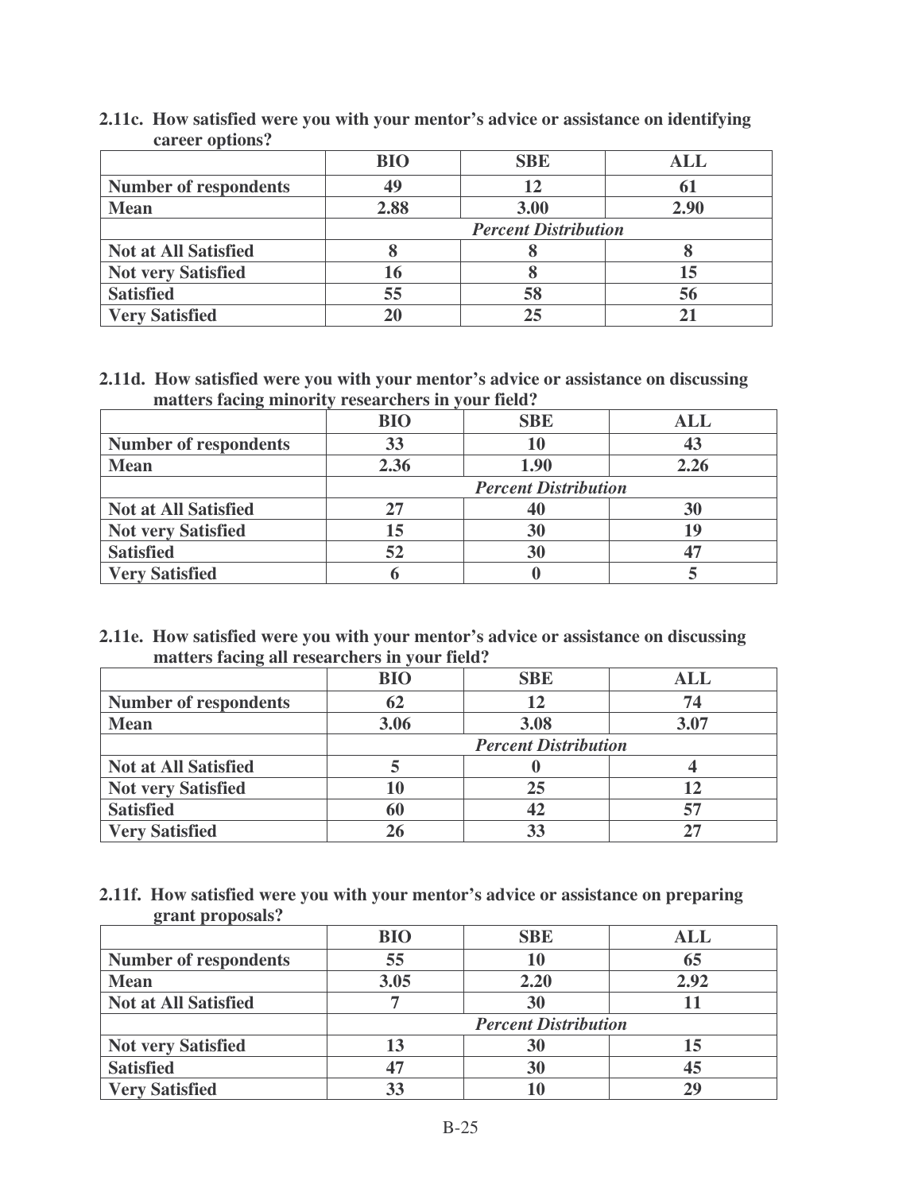**2.11c. How satisfied were you with your mentor's advice or assistance on identifying career options?**

| | BIO | SBE | ALL |
|---|---|---|---|
| **Number of respondents** | 49 | 12 | 61 |
| **Mean** | 2.88 | 3.00 | 2.90 |
| | ***Percent Distribution*** | | |
| **Not at All Satisfied** | 8 | 8 | 8 |
| **Not very Satisfied** | 16 | 8 | 15 |
| **Satisfied** | 55 | 58 | 56 |
| **Very Satisfied** | 20 | 25 | 21 |

**2.11d. How satisfied were you with your mentor's advice or assistance on discussing matters facing minority researchers in your field?**

| | BIO | SBE | ALL |
|---|---|---|---|
| **Number of respondents** | 33 | 10 | 43 |
| **Mean** | 2.36 | 1.90 | 2.26 |
| | ***Percent Distribution*** | | |
| **Not at All Satisfied** | 27 | 40 | 30 |
| **Not very Satisfied** | 15 | 30 | 19 |
| **Satisfied** | 52 | 30 | 47 |
| **Very Satisfied** | 6 | 0 | 5 |

**2.11e. How satisfied were you with your mentor's advice or assistance on discussing matters facing all researchers in your field?**

| | BIO | SBE | ALL |
|---|---|---|---|
| **Number of respondents** | 62 | 12 | 74 |
| **Mean** | 3.06 | 3.08 | 3.07 |
| | ***Percent Distribution*** | | |
| **Not at All Satisfied** | 5 | 0 | 4 |
| **Not very Satisfied** | 10 | 25 | 12 |
| **Satisfied** | 60 | 42 | 57 |
| **Very Satisfied** | 26 | 33 | 27 |

**2.11f. How satisfied were you with your mentor's advice or assistance on preparing grant proposals?**

| | BIO | SBE | ALL |
|---|---|---|---|
| **Number of respondents** | 55 | 10 | 65 |
| **Mean** | 3.05 | 2.20 | 2.92 |
| **Not at All Satisfied** | 7 | 30 | 11 |
| | ***Percent Distribution*** | | |
| **Not very Satisfied** | 13 | 30 | 15 |
| **Satisfied** | 47 | 30 | 45 |
| **Very Satisfied** | 33 | 10 | 29 |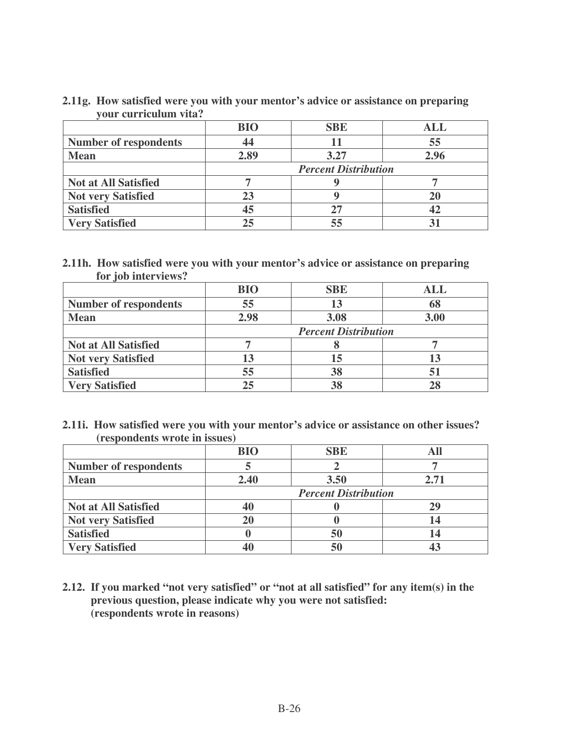**2.11g. How satisfied were you with your mentor's advice or assistance on preparing your curriculum vita?**

| | BIO | SBE | ALL |
|---|---|---|---|
| **Number of respondents** | 44 | 11 | 55 |
| **Mean** | 2.89 | 3.27 | 2.96 |
| | *Percent Distribution* | | |
| **Not at All Satisfied** | 7 | 9 | 7 |
| **Not very Satisfied** | 23 | 9 | 20 |
| **Satisfied** | 45 | 27 | 42 |
| **Very Satisfied** | 25 | 55 | 31 |

**2.11h. How satisfied were you with your mentor's advice or assistance on preparing for job interviews?**

| | BIO | SBE | ALL |
|---|---|---|---|
| **Number of respondents** | 55 | 13 | 68 |
| **Mean** | 2.98 | 3.08 | 3.00 |
| | *Percent Distribution* | | |
| **Not at All Satisfied** | 7 | 8 | 7 |
| **Not very Satisfied** | 13 | 15 | 13 |
| **Satisfied** | 55 | 38 | 51 |
| **Very Satisfied** | 25 | 38 | 28 |

**2.11i. How satisfied were you with your mentor's advice or assistance on other issues? (respondents wrote in issues)**

| | BIO | SBE | All |
|---|---|---|---|
| **Number of respondents** | 5 | 2 | 7 |
| **Mean** | 2.40 | 3.50 | 2.71 |
| | *Percent Distribution* | | |
| **Not at All Satisfied** | 40 | 0 | 29 |
| **Not very Satisfied** | 20 | 0 | 14 |
| **Satisfied** | 0 | 50 | 14 |
| **Very Satisfied** | 40 | 50 | 43 |

**2.12. If you marked "not very satisfied" or "not at all satisfied" for any item(s) in the previous question, please indicate why you were not satisfied: (respondents wrote in reasons)**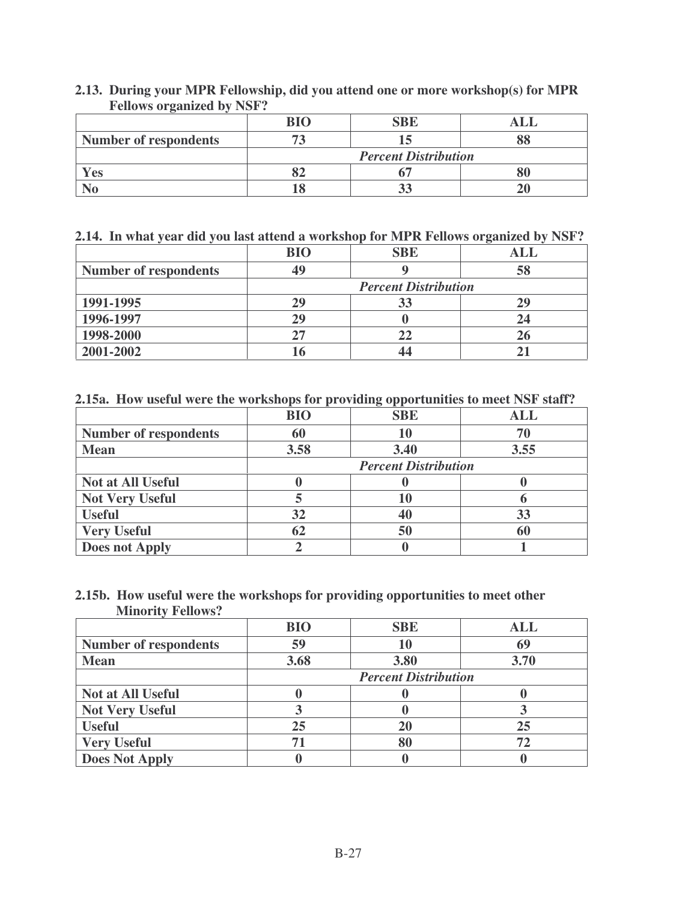**2.13. During your MPR Fellowship, did you attend one or more workshop(s) for MPR Fellows organized by NSF?**

| | BIO | SBE | ALL |
|---|---|---|---|
| Number of respondents | 73 | 15 | 88 |
| | *Percent Distribution* | | |
| Yes | 82 | 67 | 80 |
| No | 18 | 33 | 20 |

**2.14. In what year did you last attend a workshop for MPR Fellows organized by NSF?**

| | BIO | SBE | ALL |
|---|---|---|---|
| Number of respondents | 49 | 9 | 58 |
| | *Percent Distribution* | | |
| 1991-1995 | 29 | 33 | 29 |
| 1996-1997 | 29 | 0 | 24 |
| 1998-2000 | 27 | 22 | 26 |
| 2001-2002 | 16 | 44 | 21 |

**2.15a. How useful were the workshops for providing opportunities to meet NSF staff?**

| | BIO | SBE | ALL |
|---|---|---|---|
| Number of respondents | 60 | 10 | 70 |
| Mean | 3.58 | 3.40 | 3.55 |
| | *Percent Distribution* | | |
| Not at All Useful | 0 | 0 | 0 |
| Not Very Useful | 5 | 10 | 6 |
| Useful | 32 | 40 | 33 |
| Very Useful | 62 | 50 | 60 |
| Does not Apply | 2 | 0 | 1 |

**2.15b. How useful were the workshops for providing opportunities to meet other Minority Fellows?**

| | BIO | SBE | ALL |
|---|---|---|---|
| Number of respondents | 59 | 10 | 69 |
| Mean | 3.68 | 3.80 | 3.70 |
| | *Percent Distribution* | | |
| Not at All Useful | 0 | 0 | 0 |
| Not Very Useful | 3 | 0 | 3 |
| Useful | 25 | 20 | 25 |
| Very Useful | 71 | 80 | 72 |
| Does Not Apply | 0 | 0 | 0 |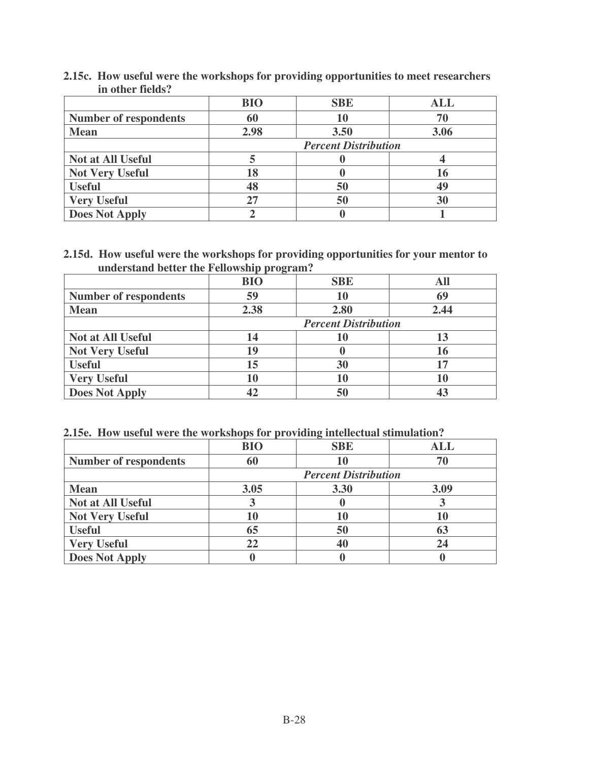**2.15c. How useful were the workshops for providing opportunities to meet researchers in other fields?**

| | BIO | SBE | ALL |
|---|---|---|---|
| **Number of respondents** | 60 | 10 | 70 |
| **Mean** | 2.98 | 3.50 | 3.06 |
| | *Percent Distribution* | | |
| **Not at All Useful** | 5 | 0 | 4 |
| **Not Very Useful** | 18 | 0 | 16 |
| **Useful** | 48 | 50 | 49 |
| **Very Useful** | 27 | 50 | 30 |
| **Does Not Apply** | 2 | 0 | 1 |

**2.15d. How useful were the workshops for providing opportunities for your mentor to understand better the Fellowship program?**

| | BIO | SBE | All |
|---|---|---|---|
| **Number of respondents** | 59 | 10 | 69 |
| **Mean** | 2.38 | 2.80 | 2.44 |
| | *Percent Distribution* | | |
| **Not at All Useful** | 14 | 10 | 13 |
| **Not Very Useful** | 19 | 0 | 16 |
| **Useful** | 15 | 30 | 17 |
| **Very Useful** | 10 | 10 | 10 |
| **Does Not Apply** | 42 | 50 | 43 |

**2.15e. How useful were the workshops for providing intellectual stimulation?**

| | BIO | SBE | ALL |
|---|---|---|---|
| **Number of respondents** | 60 | 10 | 70 |
| | *Percent Distribution* | | |
| **Mean** | 3.05 | 3.30 | 3.09 |
| **Not at All Useful** | 3 | 0 | 3 |
| **Not Very Useful** | 10 | 10 | 10 |
| **Useful** | 65 | 50 | 63 |
| **Very Useful** | 22 | 40 | 24 |
| **Does Not Apply** | 0 | 0 | 0 |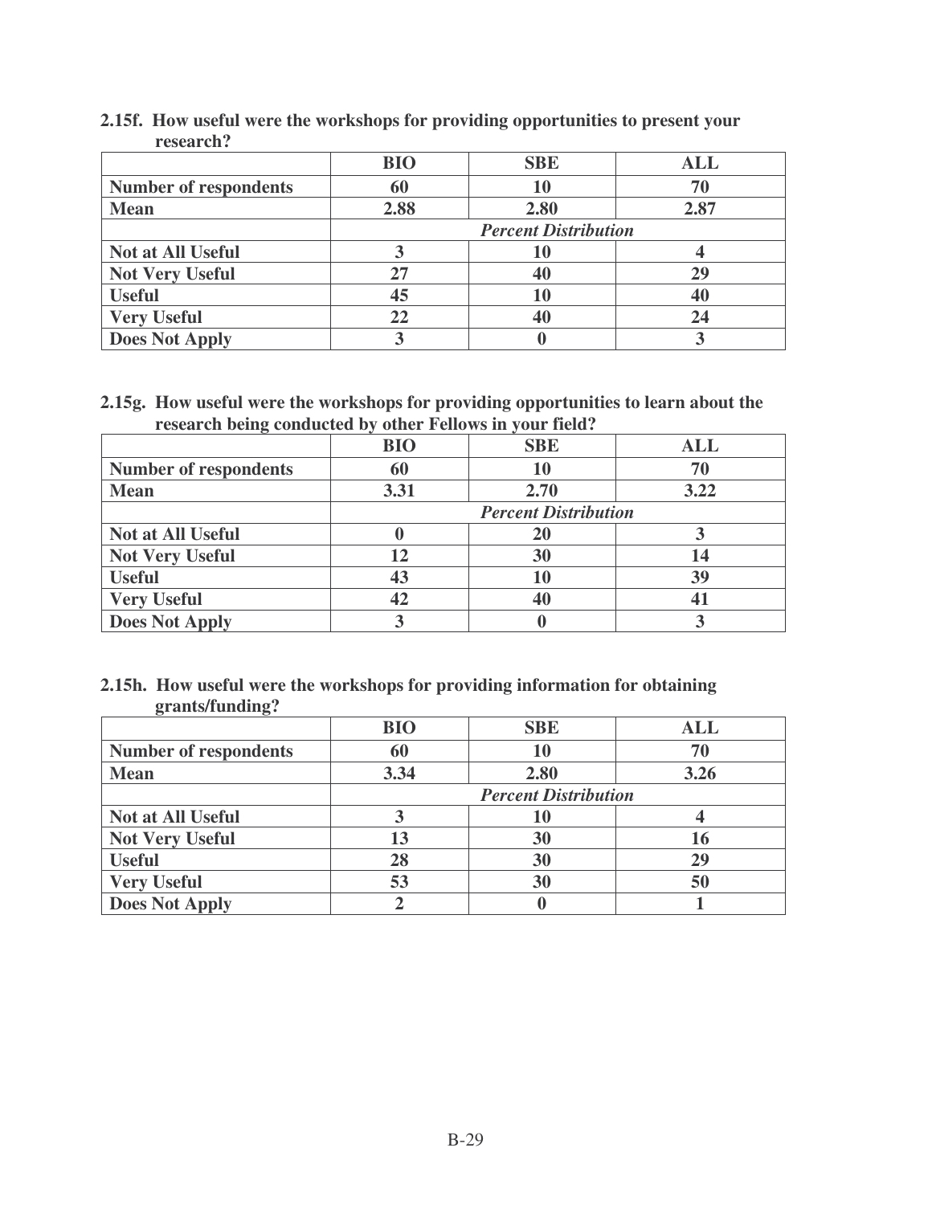**2.15f. How useful were the workshops for providing opportunities to present your research?**

| | BIO | SBE | ALL |
|---|---|---|---|
| **Number of respondents** | **60** | **10** | **70** |
| **Mean** | **2.88** | **2.80** | **2.87** |
| | | ***Percent Distribution*** | |
| **Not at All Useful** | **3** | **10** | **4** |
| **Not Very Useful** | **27** | **40** | **29** |
| **Useful** | **45** | **10** | **40** |
| **Very Useful** | **22** | **40** | **24** |
| **Does Not Apply** | **3** | **0** | **3** |

**2.15g. How useful were the workshops for providing opportunities to learn about the research being conducted by other Fellows in your field?**

| | BIO | SBE | ALL |
|---|---|---|---|
| **Number of respondents** | **60** | **10** | **70** |
| **Mean** | **3.31** | **2.70** | **3.22** |
| | | ***Percent Distribution*** | |
| **Not at All Useful** | **0** | **20** | **3** |
| **Not Very Useful** | **12** | **30** | **14** |
| **Useful** | **43** | **10** | **39** |
| **Very Useful** | **42** | **40** | **41** |
| **Does Not Apply** | **3** | **0** | **3** |

**2.15h. How useful were the workshops for providing information for obtaining grants/funding?**

| | BIO | SBE | ALL |
|---|---|---|---|
| **Number of respondents** | **60** | **10** | **70** |
| **Mean** | **3.34** | **2.80** | **3.26** |
| | | ***Percent Distribution*** | |
| **Not at All Useful** | **3** | **10** | **4** |
| **Not Very Useful** | **13** | **30** | **16** |
| **Useful** | **28** | **30** | **29** |
| **Very Useful** | **53** | **30** | **50** |
| **Does Not Apply** | **2** | **0** | **1** |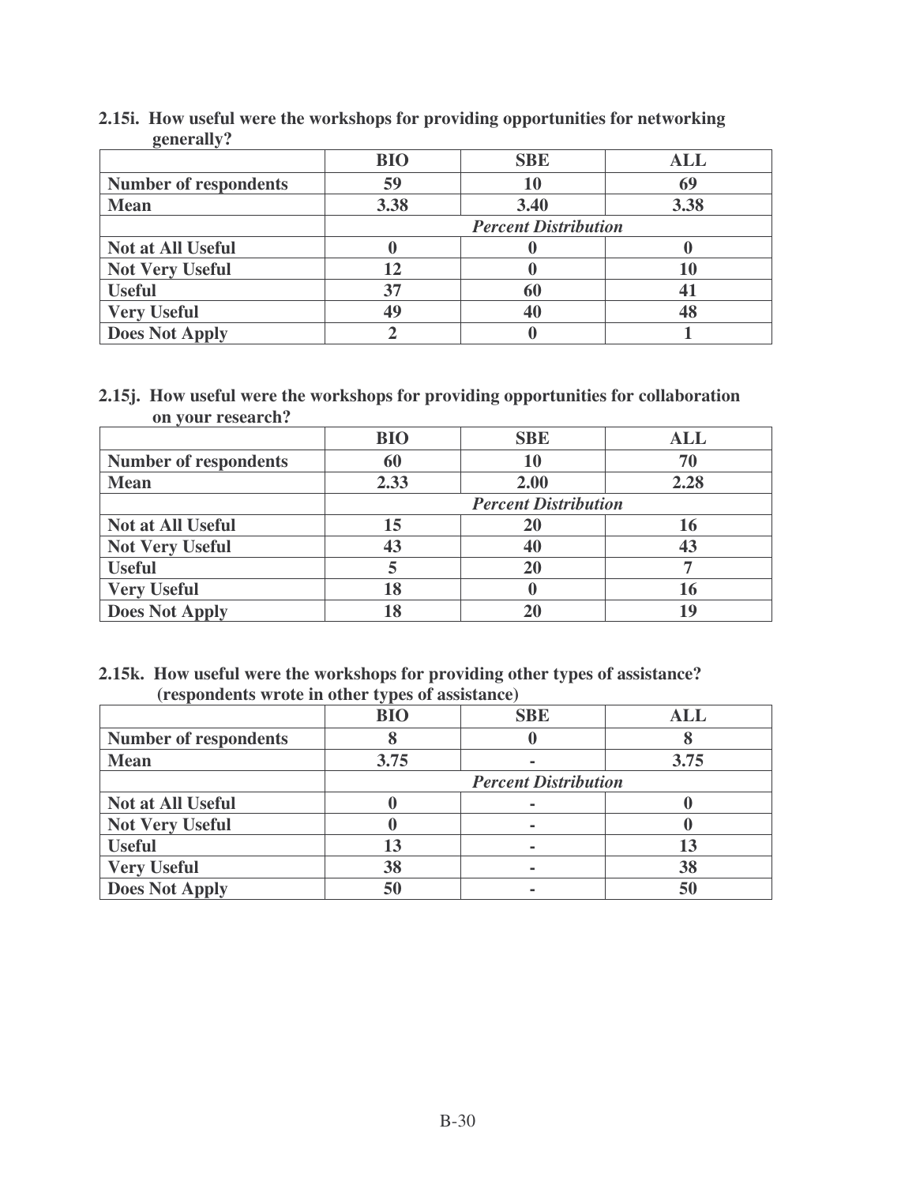**2.15i. How useful were the workshops for providing opportunities for networking generally?**

| | BIO | SBE | ALL |
|---|---|---|---|
| **Number of respondents** | 59 | 10 | 69 |
| **Mean** | 3.38 | 3.40 | 3.38 |
| | | ***Percent Distribution*** | |
| **Not at All Useful** | 0 | 0 | 0 |
| **Not Very Useful** | 12 | 0 | 10 |
| **Useful** | 37 | 60 | 41 |
| **Very Useful** | 49 | 40 | 48 |
| **Does Not Apply** | 2 | 0 | 1 |

**2.15j. How useful were the workshops for providing opportunities for collaboration on your research?**

| | BIO | SBE | ALL |
|---|---|---|---|
| **Number of respondents** | 60 | 10 | 70 |
| **Mean** | 2.33 | 2.00 | 2.28 |
| | | ***Percent Distribution*** | |
| **Not at All Useful** | 15 | 20 | 16 |
| **Not Very Useful** | 43 | 40 | 43 |
| **Useful** | 5 | 20 | 7 |
| **Very Useful** | 18 | 0 | 16 |
| **Does Not Apply** | 18 | 20 | 19 |

**2.15k. How useful were the workshops for providing other types of assistance? (respondents wrote in other types of assistance)**

| | BIO | SBE | ALL |
|---|---|---|---|
| **Number of respondents** | 8 | 0 | 8 |
| **Mean** | 3.75 | - | 3.75 |
| | | ***Percent Distribution*** | |
| **Not at All Useful** | 0 | - | 0 |
| **Not Very Useful** | 0 | - | 0 |
| **Useful** | 13 | - | 13 |
| **Very Useful** | 38 | - | 38 |
| **Does Not Apply** | 50 | - | 50 |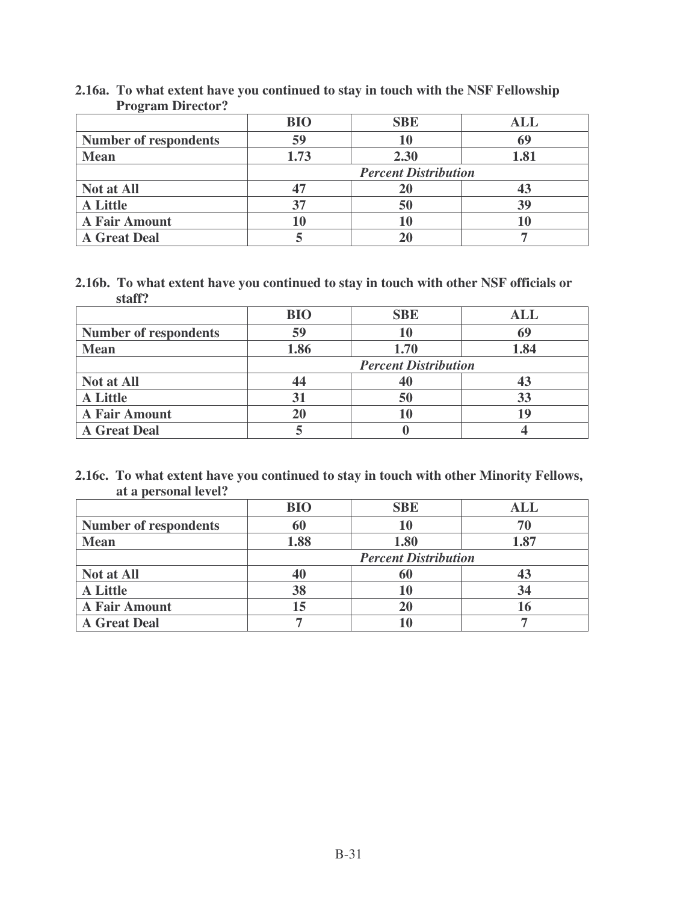**2.16a. To what extent have you continued to stay in touch with the NSF Fellowship Program Director?**

| | BIO | SBE | ALL |
|---|---|---|---|
| **Number of respondents** | 59 | 10 | 69 |
| **Mean** | 1.73 | 2.30 | 1.81 |
| | ***Percent Distribution*** | | |
| **Not at All** | 47 | 20 | 43 |
| **A Little** | 37 | 50 | 39 |
| **A Fair Amount** | 10 | 10 | 10 |
| **A Great Deal** | 5 | 20 | 7 |

**2.16b. To what extent have you continued to stay in touch with other NSF officials or staff?**

| | BIO | SBE | ALL |
|---|---|---|---|
| **Number of respondents** | 59 | 10 | 69 |
| **Mean** | 1.86 | 1.70 | 1.84 |
| | ***Percent Distribution*** | | |
| **Not at All** | 44 | 40 | 43 |
| **A Little** | 31 | 50 | 33 |
| **A Fair Amount** | 20 | 10 | 19 |
| **A Great Deal** | 5 | 0 | 4 |

**2.16c. To what extent have you continued to stay in touch with other Minority Fellows, at a personal level?**

| | BIO | SBE | ALL |
|---|---|---|---|
| **Number of respondents** | 60 | 10 | 70 |
| **Mean** | 1.88 | 1.80 | 1.87 |
| | ***Percent Distribution*** | | |
| **Not at All** | 40 | 60 | 43 |
| **A Little** | 38 | 10 | 34 |
| **A Fair Amount** | 15 | 20 | 16 |
| **A Great Deal** | 7 | 10 | 7 |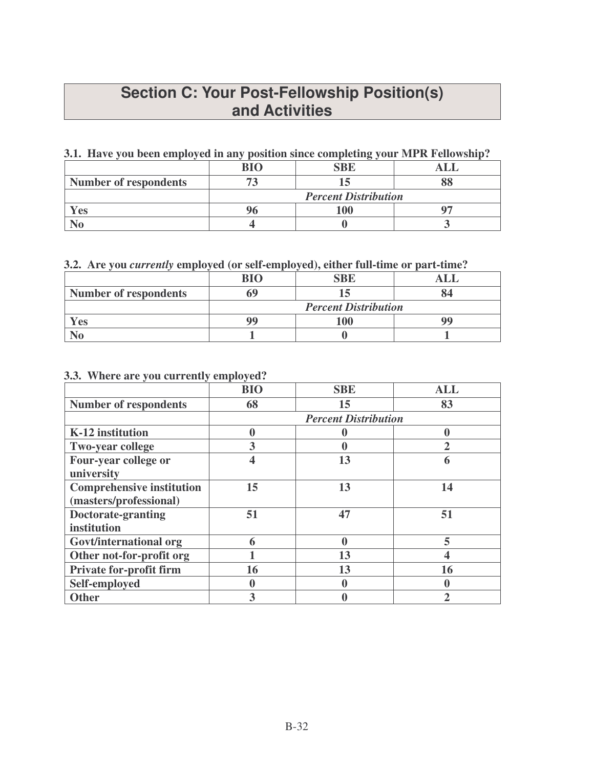## Section C: Your Post-Fellowship Position(s) and Activities

**3.1. Have you been employed in any position since completing your MPR Fellowship?**

| | BIO | SBE | ALL |
|---|---|---|---|
| **Number of respondents** | 73 | 15 | 88 |
| | *Percent Distribution* | | |
| **Yes** | 96 | 100 | 97 |
| **No** | 4 | 0 | 3 |

**3.2. Are you *currently* employed (or self-employed), either full-time or part-time?**

| | BIO | SBE | ALL |
|---|---|---|---|
| **Number of respondents** | 69 | 15 | 84 |
| | *Percent Distribution* | | |
| **Yes** | 99 | 100 | 99 |
| **No** | 1 | 0 | 1 |

**3.3. Where are you currently employed?**

| | BIO | SBE | ALL |
|---|---|---|---|
| **Number of respondents** | 68 | 15 | 83 |
| | *Percent Distribution* | | |
| **K-12 institution** | 0 | 0 | 0 |
| **Two-year college** | 3 | 0 | 2 |
| **Four-year college or university** | 4 | 13 | 6 |
| **Comprehensive institution (masters/professional)** | 15 | 13 | 14 |
| **Doctorate-granting institution** | 51 | 47 | 51 |
| **Govt/international org** | 6 | 0 | 5 |
| **Other not-for-profit org** | 1 | 13 | 4 |
| **Private for-profit firm** | 16 | 13 | 16 |
| **Self-employed** | 0 | 0 | 0 |
| **Other** | 3 | 0 | 2 |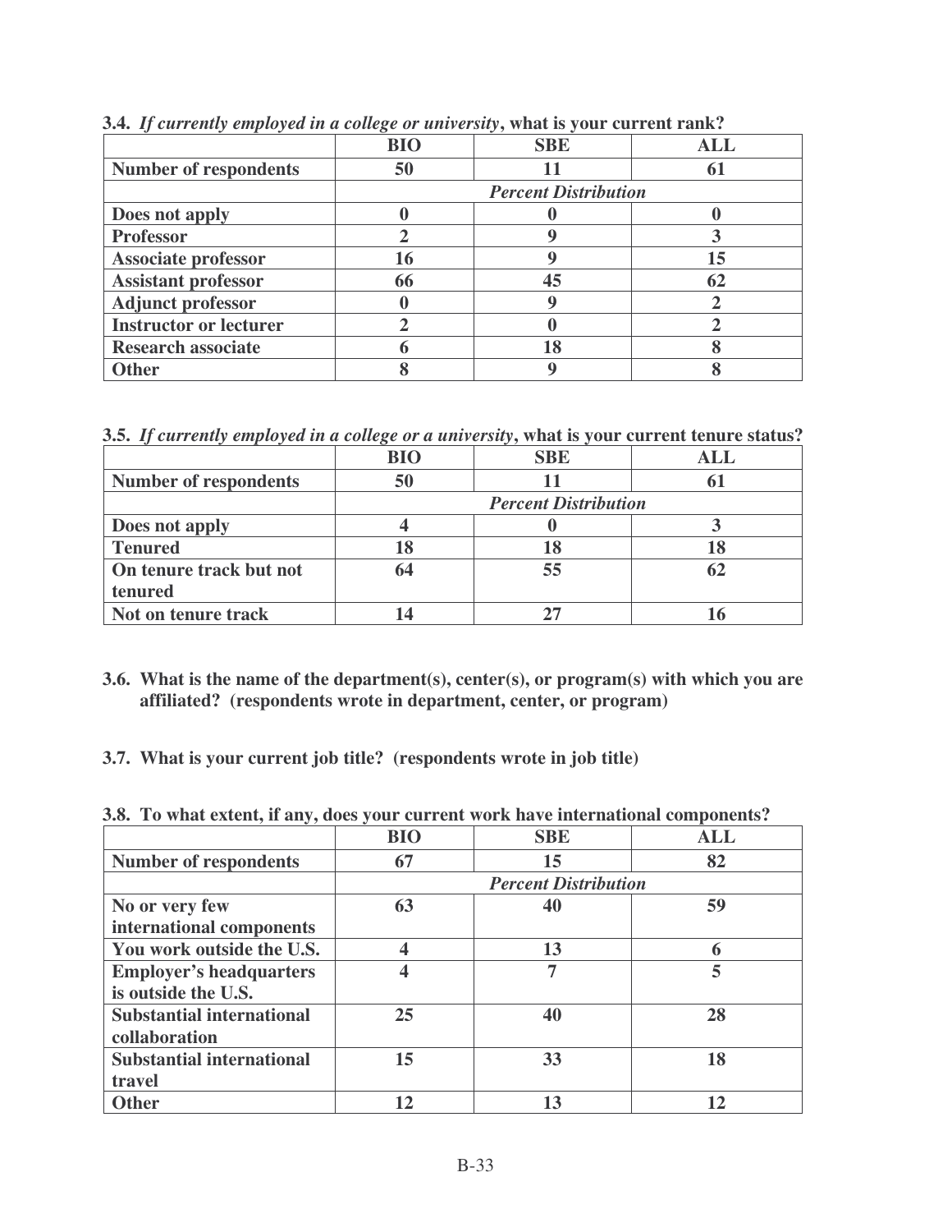**3.4.** ***If currently employed in a college or university*****, what is your current rank?**

| | BIO | SBE | ALL |
|---|---|---|---|
| **Number of respondents** | 50 | 11 | 61 |
| | ***Percent Distribution*** | | |
| **Does not apply** | 0 | 0 | 0 |
| **Professor** | 2 | 9 | 3 |
| **Associate professor** | 16 | 9 | 15 |
| **Assistant professor** | 66 | 45 | 62 |
| **Adjunct professor** | 0 | 9 | 2 |
| **Instructor or lecturer** | 2 | 0 | 2 |
| **Research associate** | 6 | 18 | 8 |
| **Other** | 8 | 9 | 8 |

**3.5.** ***If currently employed in a college or a university*****, what is your current tenure status?**

| | BIO | SBE | ALL |
|---|---|---|---|
| **Number of respondents** | 50 | 11 | 61 |
| | ***Percent Distribution*** | | |
| **Does not apply** | 4 | 0 | 3 |
| **Tenured** | 18 | 18 | 18 |
| **On tenure track but not tenured** | 64 | 55 | 62 |
| **Not on tenure track** | 14 | 27 | 16 |

**3.6. What is the name of the department(s), center(s), or program(s) with which you are affiliated? (respondents wrote in department, center, or program)**

**3.7. What is your current job title? (respondents wrote in job title)**

**3.8. To what extent, if any, does your current work have international components?**

| | BIO | SBE | ALL |
|---|---|---|---|
| **Number of respondents** | 67 | 15 | 82 |
| | ***Percent Distribution*** | | |
| **No or very few international components** | 63 | 40 | 59 |
| **You work outside the U.S.** | 4 | 13 | 6 |
| **Employer's headquarters is outside the U.S.** | 4 | 7 | 5 |
| **Substantial international collaboration** | 25 | 40 | 28 |
| **Substantial international travel** | 15 | 33 | 18 |
| **Other** | 12 | 13 | 12 |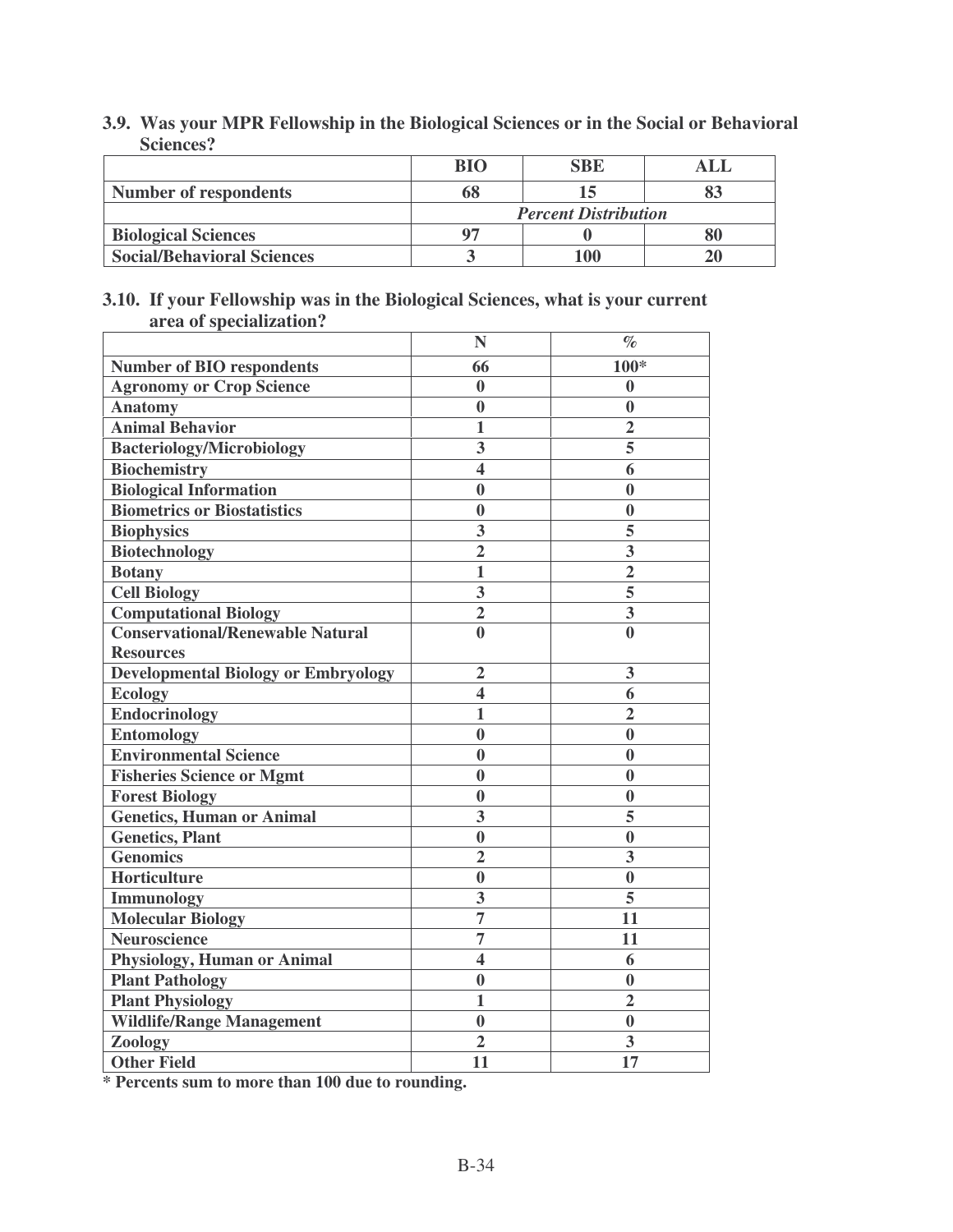**3.9. Was your MPR Fellowship in the Biological Sciences or in the Social or Behavioral Sciences?**

| | BIO | SBE | ALL |
|---|---|---|---|
| **Number of respondents** | **68** | **15** | **83** |
| | ***Percent Distribution*** | | |
| **Biological Sciences** | **97** | **0** | **80** |
| **Social/Behavioral Sciences** | **3** | **100** | **20** |

**3.10. If your Fellowship was in the Biological Sciences, what is your current area of specialization?**

| | N | % |
|---|---|---|
| **Number of BIO respondents** | **66** | **100*** |
| **Agronomy or Crop Science** | **0** | **0** |
| **Anatomy** | **0** | **0** |
| **Animal Behavior** | **1** | **2** |
| **Bacteriology/Microbiology** | **3** | **5** |
| **Biochemistry** | **4** | **6** |
| **Biological Information** | **0** | **0** |
| **Biometrics or Biostatistics** | **0** | **0** |
| **Biophysics** | **3** | **5** |
| **Biotechnology** | **2** | **3** |
| **Botany** | **1** | **2** |
| **Cell Biology** | **3** | **5** |
| **Computational Biology** | **2** | **3** |
| **Conservational/Renewable Natural Resources** | **0** | **0** |
| **Developmental Biology or Embryology** | **2** | **3** |
| **Ecology** | **4** | **6** |
| **Endocrinology** | **1** | **2** |
| **Entomology** | **0** | **0** |
| **Environmental Science** | **0** | **0** |
| **Fisheries Science or Mgmt** | **0** | **0** |
| **Forest Biology** | **0** | **0** |
| **Genetics, Human or Animal** | **3** | **5** |
| **Genetics, Plant** | **0** | **0** |
| **Genomics** | **2** | **3** |
| **Horticulture** | **0** | **0** |
| **Immunology** | **3** | **5** |
| **Molecular Biology** | **7** | **11** |
| **Neuroscience** | **7** | **11** |
| **Physiology, Human or Animal** | **4** | **6** |
| **Plant Pathology** | **0** | **0** |
| **Plant Physiology** | **1** | **2** |
| **Wildlife/Range Management** | **0** | **0** |
| **Zoology** | **2** | **3** |
| **Other Field** | **11** | **17** |

**\* Percents sum to more than 100 due to rounding.**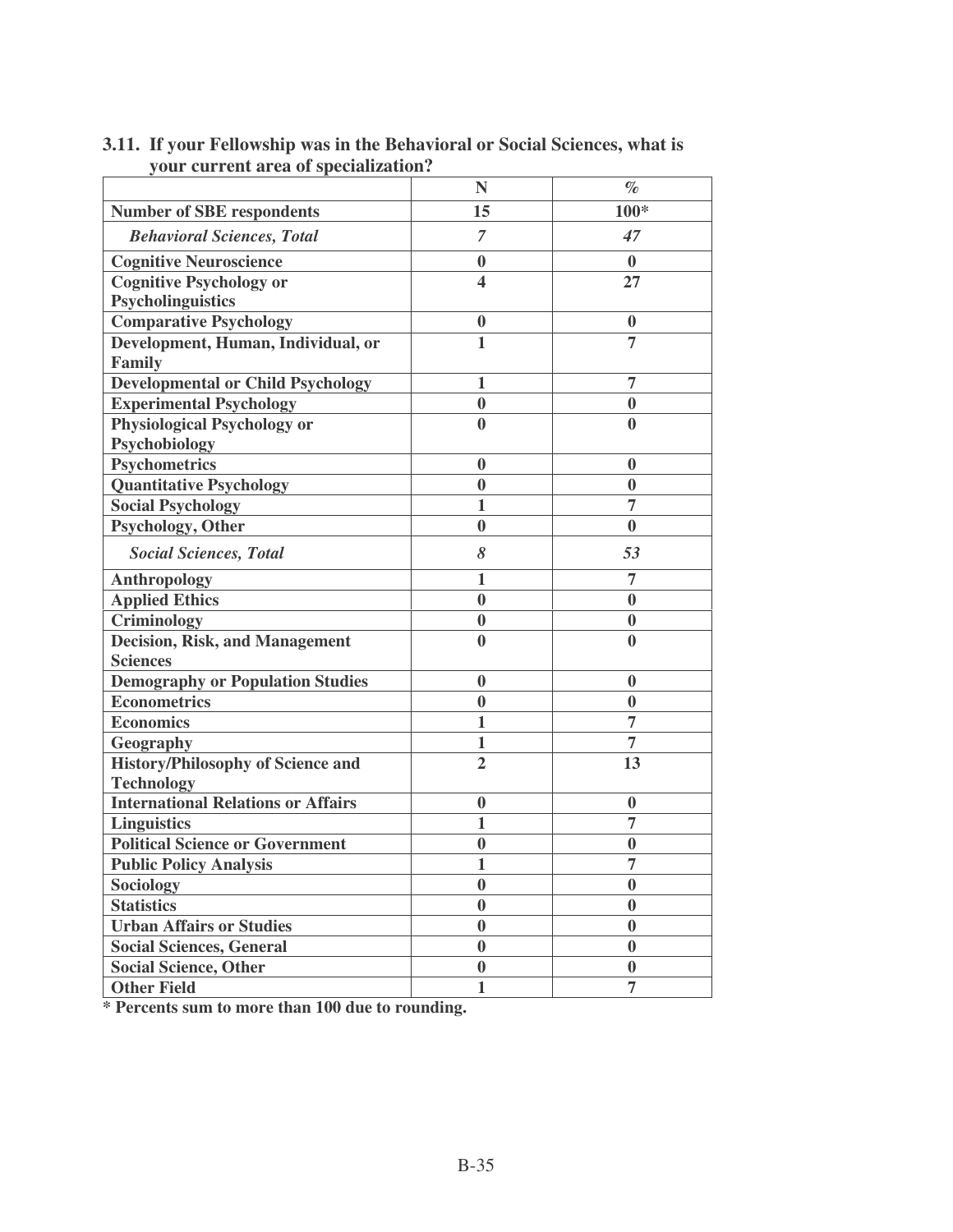**3.11. If your Fellowship was in the Behavioral or Social Sciences, what is your current area of specialization?**

| | N | % |
|---|---|---|
| **Number of SBE respondents** | **15** | **100*** |
| ***Behavioral Sciences, Total*** | ***7*** | ***47*** |
| **Cognitive Neuroscience** | **0** | **0** |
| **Cognitive Psychology or Psycholinguistics** | **4** | **27** |
| **Comparative Psychology** | **0** | **0** |
| **Development, Human, Individual, or Family** | **1** | **7** |
| **Developmental or Child Psychology** | **1** | **7** |
| **Experimental Psychology** | **0** | **0** |
| **Physiological Psychology or Psychobiology** | **0** | **0** |
| **Psychometrics** | **0** | **0** |
| **Quantitative Psychology** | **0** | **0** |
| **Social Psychology** | **1** | **7** |
| **Psychology, Other** | **0** | **0** |
| ***Social Sciences, Total*** | ***8*** | ***53*** |
| **Anthropology** | **1** | **7** |
| **Applied Ethics** | **0** | **0** |
| **Criminology** | **0** | **0** |
| **Decision, Risk, and Management Sciences** | **0** | **0** |
| **Demography or Population Studies** | **0** | **0** |
| **Econometrics** | **0** | **0** |
| **Economics** | **1** | **7** |
| **Geography** | **1** | **7** |
| **History/Philosophy of Science and Technology** | **2** | **13** |
| **International Relations or Affairs** | **0** | **0** |
| **Linguistics** | **1** | **7** |
| **Political Science or Government** | **0** | **0** |
| **Public Policy Analysis** | **1** | **7** |
| **Sociology** | **0** | **0** |
| **Statistics** | **0** | **0** |
| **Urban Affairs or Studies** | **0** | **0** |
| **Social Sciences, General** | **0** | **0** |
| **Social Science, Other** | **0** | **0** |
| **Other Field** | **1** | **7** |

**\* Percents sum to more than 100 due to rounding.**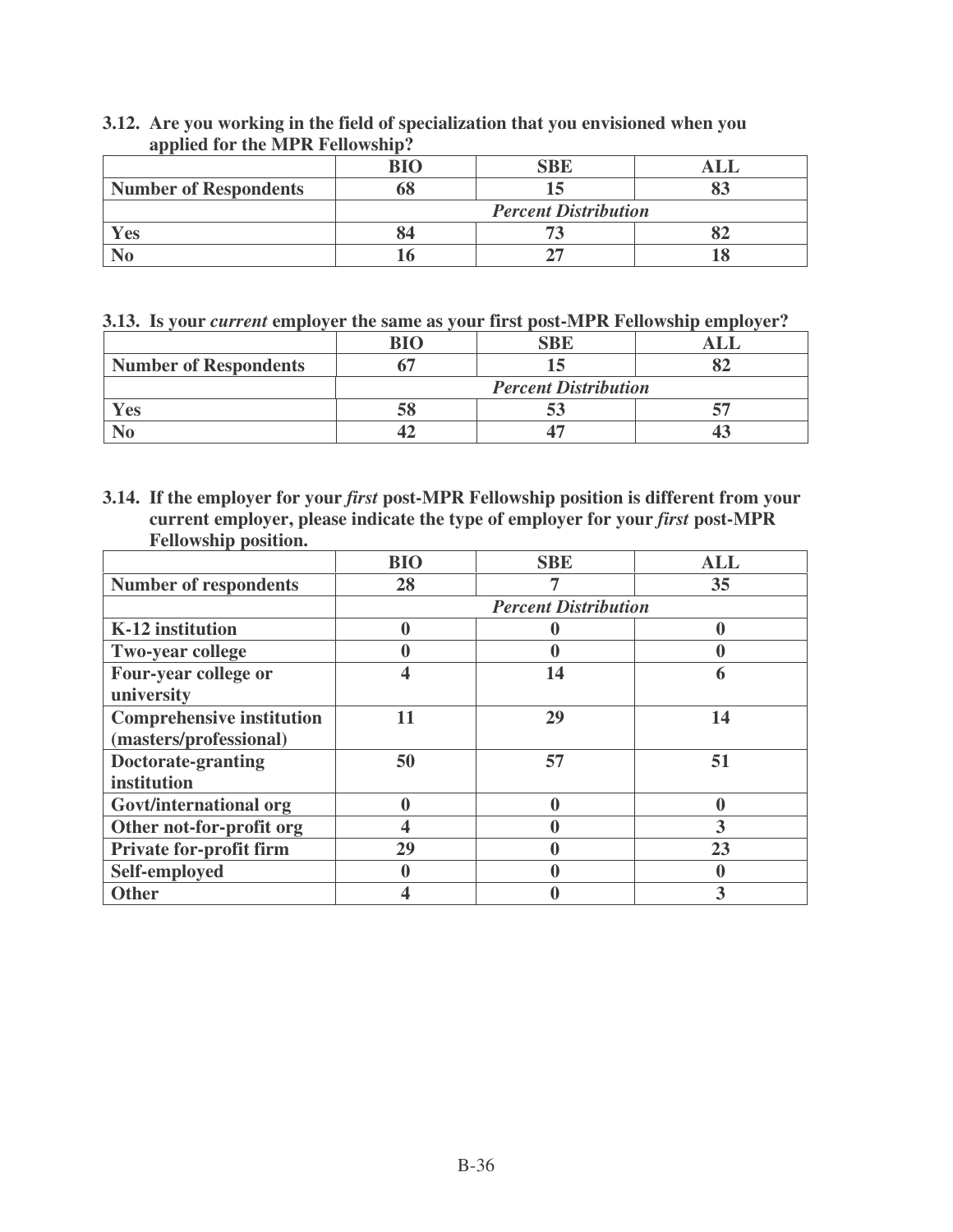**3.12. Are you working in the field of specialization that you envisioned when you applied for the MPR Fellowship?**

| | BIO | SBE | ALL |
|---|---|---|---|
| **Number of Respondents** | **68** | **15** | **83** |
| | *Percent Distribution* | | |
| **Yes** | **84** | **73** | **82** |
| **No** | **16** | **27** | **18** |

**3.13. Is your *current* employer the same as your first post-MPR Fellowship employer?**

| | BIO | SBE | ALL |
|---|---|---|---|
| **Number of Respondents** | **67** | **15** | **82** |
| | *Percent Distribution* | | |
| **Yes** | **58** | **53** | **57** |
| **No** | **42** | **47** | **43** |

**3.14. If the employer for your *first* post-MPR Fellowship position is different from your current employer, please indicate the type of employer for your *first* post-MPR Fellowship position.**

| | BIO | SBE | ALL |
|---|---|---|---|
| **Number of respondents** | **28** | **7** | **35** |
| | *Percent Distribution* | | |
| **K-12 institution** | **0** | **0** | **0** |
| **Two-year college** | **0** | **0** | **0** |
| **Four-year college or university** | **4** | **14** | **6** |
| **Comprehensive institution (masters/professional)** | **11** | **29** | **14** |
| **Doctorate-granting institution** | **50** | **57** | **51** |
| **Govt/international org** | **0** | **0** | **0** |
| **Other not-for-profit org** | **4** | **0** | **3** |
| **Private for-profit firm** | **29** | **0** | **23** |
| **Self-employed** | **0** | **0** | **0** |
| **Other** | **4** | **0** | **3** |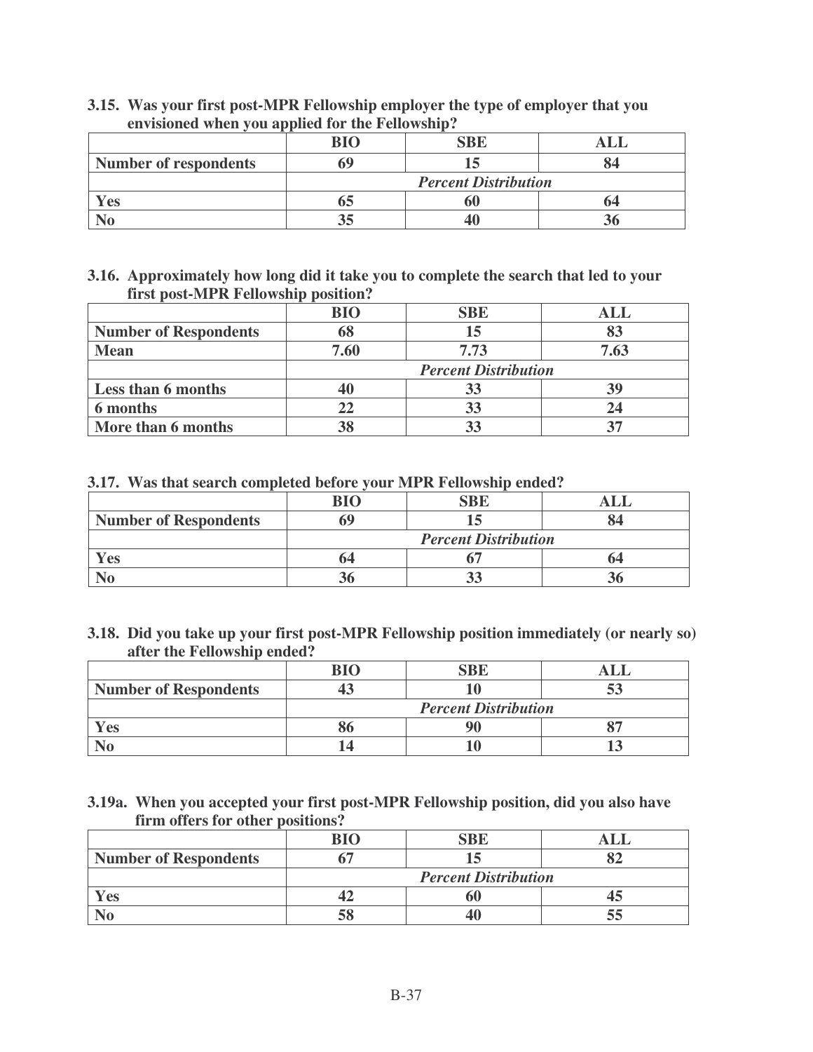**3.15. Was your first post-MPR Fellowship employer the type of employer that you envisioned when you applied for the Fellowship?**

| | BIO | SBE | ALL |
|---|---|---|---|
| **Number of respondents** | 69 | 15 | 84 |
| | *Percent Distribution* | | |
| **Yes** | 65 | 60 | 64 |
| **No** | 35 | 40 | 36 |

**3.16. Approximately how long did it take you to complete the search that led to your first post-MPR Fellowship position?**

| | BIO | SBE | ALL |
|---|---|---|---|
| **Number of Respondents** | 68 | 15 | 83 |
| **Mean** | 7.60 | 7.73 | 7.63 |
| | *Percent Distribution* | | |
| **Less than 6 months** | 40 | 33 | 39 |
| **6 months** | 22 | 33 | 24 |
| **More than 6 months** | 38 | 33 | 37 |

**3.17. Was that search completed before your MPR Fellowship ended?**

| | BIO | SBE | ALL |
|---|---|---|---|
| **Number of Respondents** | 69 | 15 | 84 |
| | *Percent Distribution* | | |
| **Yes** | 64 | 67 | 64 |
| **No** | 36 | 33 | 36 |

**3.18. Did you take up your first post-MPR Fellowship position immediately (or nearly so) after the Fellowship ended?**

| | BIO | SBE | ALL |
|---|---|---|---|
| **Number of Respondents** | 43 | 10 | 53 |
| | *Percent Distribution* | | |
| **Yes** | 86 | 90 | 87 |
| **No** | 14 | 10 | 13 |

**3.19a. When you accepted your first post-MPR Fellowship position, did you also have firm offers for other positions?**

| | BIO | SBE | ALL |
|---|---|---|---|
| **Number of Respondents** | 67 | 15 | 82 |
| | *Percent Distribution* | | |
| **Yes** | 42 | 60 | 45 |
| **No** | 58 | 40 | 55 |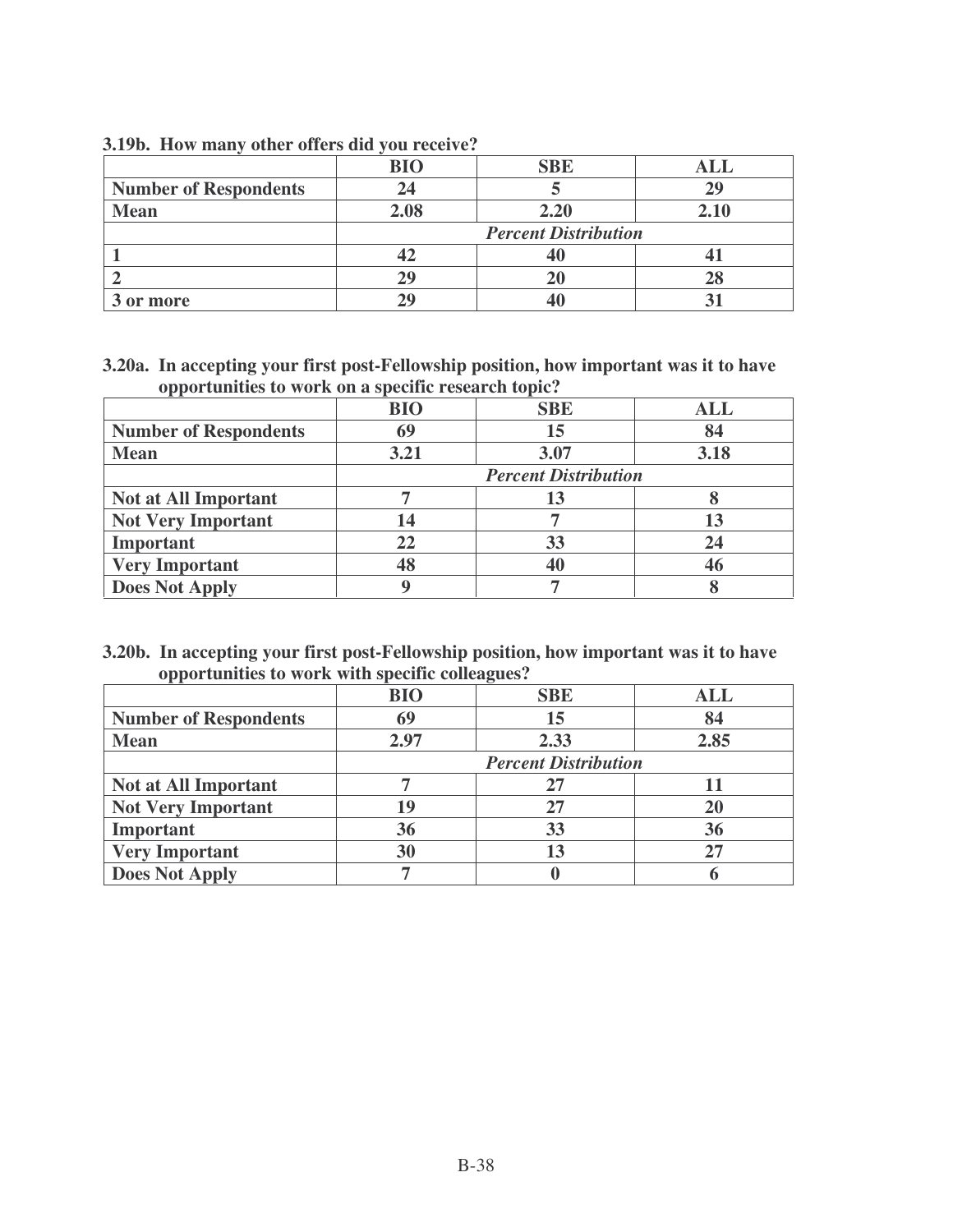**3.19b. How many other offers did you receive?**

| | BIO | SBE | ALL |
|---|---|---|---|
| **Number of Respondents** | 24 | 5 | 29 |
| **Mean** | 2.08 | 2.20 | 2.10 |
| | *Percent Distribution* | | |
| **1** | 42 | 40 | 41 |
| **2** | 29 | 20 | 28 |
| **3 or more** | 29 | 40 | 31 |

**3.20a. In accepting your first post-Fellowship position, how important was it to have opportunities to work on a specific research topic?**

| | BIO | SBE | ALL |
|---|---|---|---|
| **Number of Respondents** | 69 | 15 | 84 |
| **Mean** | 3.21 | 3.07 | 3.18 |
| | *Percent Distribution* | | |
| **Not at All Important** | 7 | 13 | 8 |
| **Not Very Important** | 14 | 7 | 13 |
| **Important** | 22 | 33 | 24 |
| **Very Important** | 48 | 40 | 46 |
| **Does Not Apply** | 9 | 7 | 8 |

**3.20b. In accepting your first post-Fellowship position, how important was it to have opportunities to work with specific colleagues?**

| | BIO | SBE | ALL |
|---|---|---|---|
| **Number of Respondents** | 69 | 15 | 84 |
| **Mean** | 2.97 | 2.33 | 2.85 |
| | *Percent Distribution* | | |
| **Not at All Important** | 7 | 27 | 11 |
| **Not Very Important** | 19 | 27 | 20 |
| **Important** | 36 | 33 | 36 |
| **Very Important** | 30 | 13 | 27 |
| **Does Not Apply** | 7 | 0 | 6 |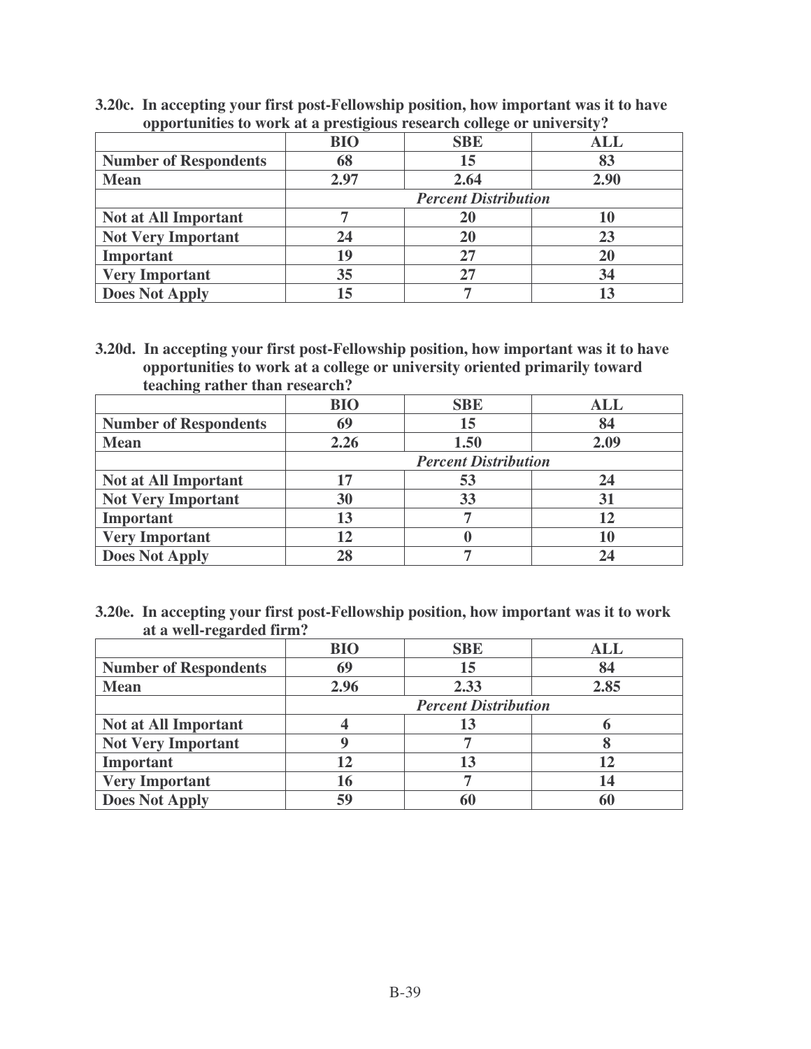**3.20c. In accepting your first post-Fellowship position, how important was it to have opportunities to work at a prestigious research college or university?**

| | BIO | SBE | ALL |
|---|---|---|---|
| **Number of Respondents** | 68 | 15 | 83 |
| **Mean** | 2.97 | 2.64 | 2.90 |
| | *Percent Distribution* | | |
| **Not at All Important** | 7 | 20 | 10 |
| **Not Very Important** | 24 | 20 | 23 |
| **Important** | 19 | 27 | 20 |
| **Very Important** | 35 | 27 | 34 |
| **Does Not Apply** | 15 | 7 | 13 |

**3.20d. In accepting your first post-Fellowship position, how important was it to have opportunities to work at a college or university oriented primarily toward teaching rather than research?**

| | BIO | SBE | ALL |
|---|---|---|---|
| **Number of Respondents** | 69 | 15 | 84 |
| **Mean** | 2.26 | 1.50 | 2.09 |
| | *Percent Distribution* | | |
| **Not at All Important** | 17 | 53 | 24 |
| **Not Very Important** | 30 | 33 | 31 |
| **Important** | 13 | 7 | 12 |
| **Very Important** | 12 | 0 | 10 |
| **Does Not Apply** | 28 | 7 | 24 |

**3.20e. In accepting your first post-Fellowship position, how important was it to work at a well-regarded firm?**

| | BIO | SBE | ALL |
|---|---|---|---|
| **Number of Respondents** | 69 | 15 | 84 |
| **Mean** | 2.96 | 2.33 | 2.85 |
| | *Percent Distribution* | | |
| **Not at All Important** | 4 | 13 | 6 |
| **Not Very Important** | 9 | 7 | 8 |
| **Important** | 12 | 13 | 12 |
| **Very Important** | 16 | 7 | 14 |
| **Does Not Apply** | 59 | 60 | 60 |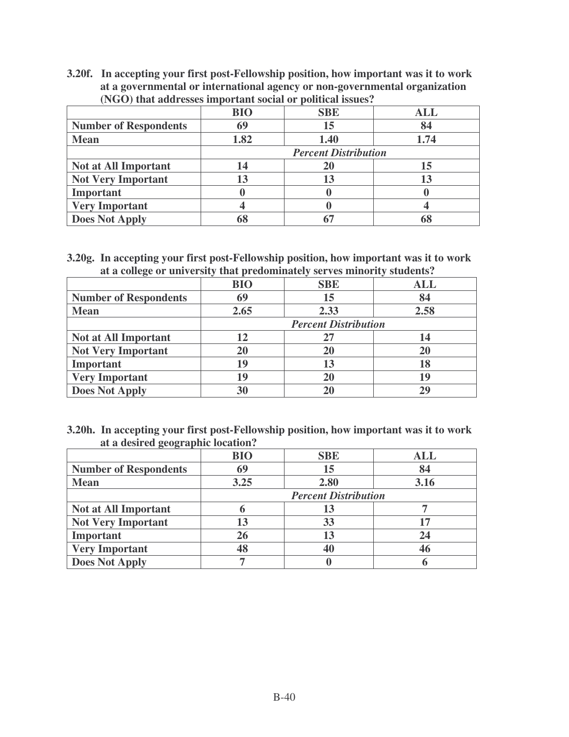**3.20f. In accepting your first post-Fellowship position, how important was it to work at a governmental or international agency or non-governmental organization (NGO) that addresses important social or political issues?**

| | BIO | SBE | ALL |
|---|---|---|---|
| **Number of Respondents** | 69 | 15 | 84 |
| **Mean** | 1.82 | 1.40 | 1.74 |
| | *Percent Distribution* | | |
| **Not at All Important** | 14 | 20 | 15 |
| **Not Very Important** | 13 | 13 | 13 |
| **Important** | 0 | 0 | 0 |
| **Very Important** | 4 | 0 | 4 |
| **Does Not Apply** | 68 | 67 | 68 |

**3.20g. In accepting your first post-Fellowship position, how important was it to work at a college or university that predominately serves minority students?**

| | BIO | SBE | ALL |
|---|---|---|---|
| **Number of Respondents** | 69 | 15 | 84 |
| **Mean** | 2.65 | 2.33 | 2.58 |
| | *Percent Distribution* | | |
| **Not at All Important** | 12 | 27 | 14 |
| **Not Very Important** | 20 | 20 | 20 |
| **Important** | 19 | 13 | 18 |
| **Very Important** | 19 | 20 | 19 |
| **Does Not Apply** | 30 | 20 | 29 |

**3.20h. In accepting your first post-Fellowship position, how important was it to work at a desired geographic location?**

| | BIO | SBE | ALL |
|---|---|---|---|
| **Number of Respondents** | 69 | 15 | 84 |
| **Mean** | 3.25 | 2.80 | 3.16 |
| | *Percent Distribution* | | |
| **Not at All Important** | 6 | 13 | 7 |
| **Not Very Important** | 13 | 33 | 17 |
| **Important** | 26 | 13 | 24 |
| **Very Important** | 48 | 40 | 46 |
| **Does Not Apply** | 7 | 0 | 6 |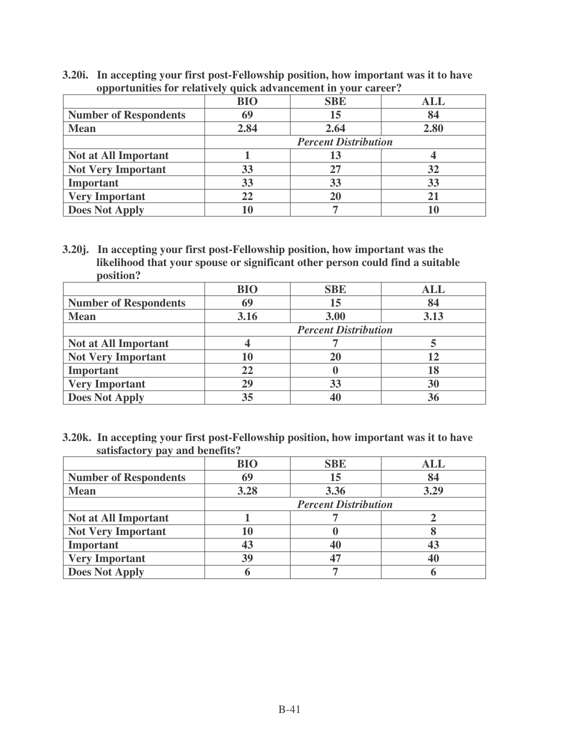**3.20i. In accepting your first post-Fellowship position, how important was it to have opportunities for relatively quick advancement in your career?**

| | BIO | SBE | ALL |
|---|---|---|---|
| **Number of Respondents** | 69 | 15 | 84 |
| **Mean** | 2.84 | 2.64 | 2.80 |
| | *Percent Distribution* | | |
| **Not at All Important** | 1 | 13 | 4 |
| **Not Very Important** | 33 | 27 | 32 |
| **Important** | 33 | 33 | 33 |
| **Very Important** | 22 | 20 | 21 |
| **Does Not Apply** | 10 | 7 | 10 |

**3.20j. In accepting your first post-Fellowship position, how important was the likelihood that your spouse or significant other person could find a suitable position?**

| | BIO | SBE | ALL |
|---|---|---|---|
| **Number of Respondents** | 69 | 15 | 84 |
| **Mean** | 3.16 | 3.00 | 3.13 |
| | *Percent Distribution* | | |
| **Not at All Important** | 4 | 7 | 5 |
| **Not Very Important** | 10 | 20 | 12 |
| **Important** | 22 | 0 | 18 |
| **Very Important** | 29 | 33 | 30 |
| **Does Not Apply** | 35 | 40 | 36 |

**3.20k. In accepting your first post-Fellowship position, how important was it to have satisfactory pay and benefits?**

| | BIO | SBE | ALL |
|---|---|---|---|
| **Number of Respondents** | 69 | 15 | 84 |
| **Mean** | 3.28 | 3.36 | 3.29 |
| | *Percent Distribution* | | |
| **Not at All Important** | 1 | 7 | 2 |
| **Not Very Important** | 10 | 0 | 8 |
| **Important** | 43 | 40 | 43 |
| **Very Important** | 39 | 47 | 40 |
| **Does Not Apply** | 6 | 7 | 6 |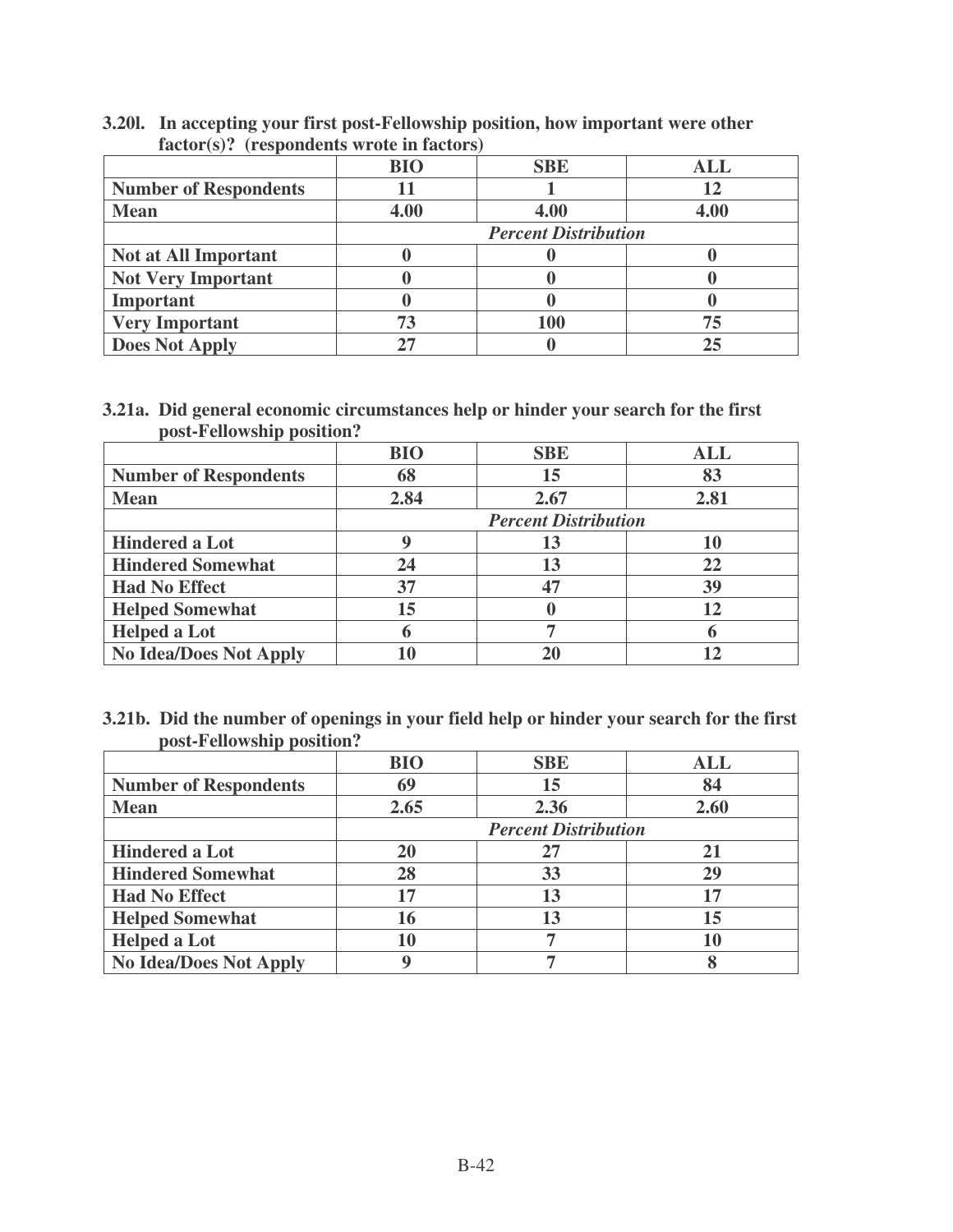**3.20l. In accepting your first post-Fellowship position, how important were other factor(s)? (respondents wrote in factors)**

| | BIO | SBE | ALL |
|---|---|---|---|
| **Number of Respondents** | 11 | 1 | 12 |
| **Mean** | 4.00 | 4.00 | 4.00 |
| | *Percent Distribution* | | |
| **Not at All Important** | 0 | 0 | 0 |
| **Not Very Important** | 0 | 0 | 0 |
| **Important** | 0 | 0 | 0 |
| **Very Important** | 73 | 100 | 75 |
| **Does Not Apply** | 27 | 0 | 25 |

**3.21a. Did general economic circumstances help or hinder your search for the first post-Fellowship position?**

| | BIO | SBE | ALL |
|---|---|---|---|
| **Number of Respondents** | 68 | 15 | 83 |
| **Mean** | 2.84 | 2.67 | 2.81 |
| | *Percent Distribution* | | |
| **Hindered a Lot** | 9 | 13 | 10 |
| **Hindered Somewhat** | 24 | 13 | 22 |
| **Had No Effect** | 37 | 47 | 39 |
| **Helped Somewhat** | 15 | 0 | 12 |
| **Helped a Lot** | 6 | 7 | 6 |
| **No Idea/Does Not Apply** | 10 | 20 | 12 |

**3.21b. Did the number of openings in your field help or hinder your search for the first post-Fellowship position?**

| | BIO | SBE | ALL |
|---|---|---|---|
| **Number of Respondents** | 69 | 15 | 84 |
| **Mean** | 2.65 | 2.36 | 2.60 |
| | *Percent Distribution* | | |
| **Hindered a Lot** | 20 | 27 | 21 |
| **Hindered Somewhat** | 28 | 33 | 29 |
| **Had No Effect** | 17 | 13 | 17 |
| **Helped Somewhat** | 16 | 13 | 15 |
| **Helped a Lot** | 10 | 7 | 10 |
| **No Idea/Does Not Apply** | 9 | 7 | 8 |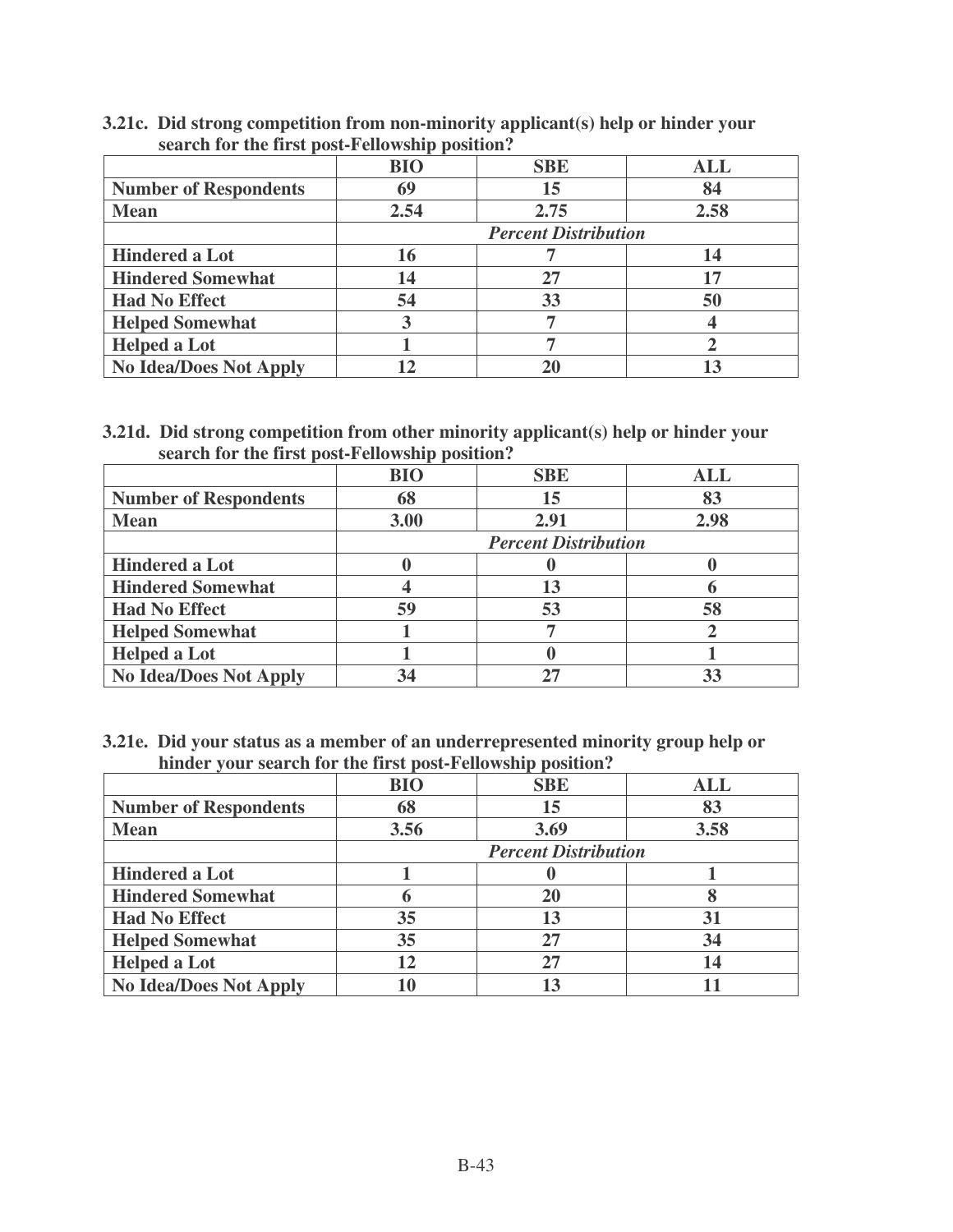**3.21c. Did strong competition from non-minority applicant(s) help or hinder your search for the first post-Fellowship position?**

| | BIO | SBE | ALL |
|---|---|---|---|
| **Number of Respondents** | 69 | 15 | 84 |
| **Mean** | 2.54 | 2.75 | 2.58 |
| | *Percent Distribution* | | |
| **Hindered a Lot** | 16 | 7 | 14 |
| **Hindered Somewhat** | 14 | 27 | 17 |
| **Had No Effect** | 54 | 33 | 50 |
| **Helped Somewhat** | 3 | 7 | 4 |
| **Helped a Lot** | 1 | 7 | 2 |
| **No Idea/Does Not Apply** | 12 | 20 | 13 |

**3.21d. Did strong competition from other minority applicant(s) help or hinder your search for the first post-Fellowship position?**

| | BIO | SBE | ALL |
|---|---|---|---|
| **Number of Respondents** | 68 | 15 | 83 |
| **Mean** | 3.00 | 2.91 | 2.98 |
| | *Percent Distribution* | | |
| **Hindered a Lot** | 0 | 0 | 0 |
| **Hindered Somewhat** | 4 | 13 | 6 |
| **Had No Effect** | 59 | 53 | 58 |
| **Helped Somewhat** | 1 | 7 | 2 |
| **Helped a Lot** | 1 | 0 | 1 |
| **No Idea/Does Not Apply** | 34 | 27 | 33 |

**3.21e. Did your status as a member of an underrepresented minority group help or hinder your search for the first post-Fellowship position?**

| | BIO | SBE | ALL |
|---|---|---|---|
| **Number of Respondents** | 68 | 15 | 83 |
| **Mean** | 3.56 | 3.69 | 3.58 |
| | *Percent Distribution* | | |
| **Hindered a Lot** | 1 | 0 | 1 |
| **Hindered Somewhat** | 6 | 20 | 8 |
| **Had No Effect** | 35 | 13 | 31 |
| **Helped Somewhat** | 35 | 27 | 34 |
| **Helped a Lot** | 12 | 27 | 14 |
| **No Idea/Does Not Apply** | 10 | 13 | 11 |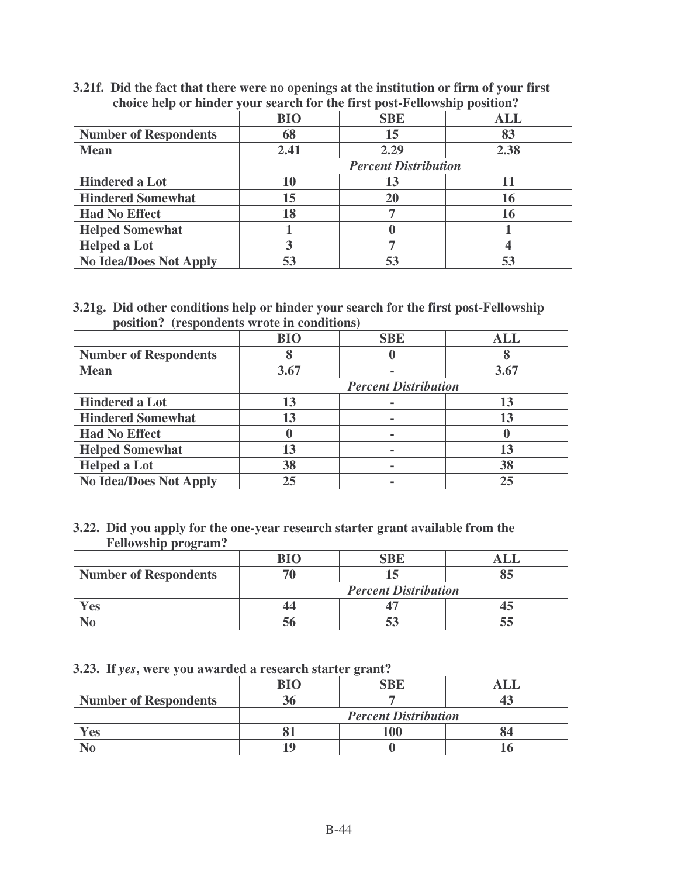**3.21f. Did the fact that there were no openings at the institution or firm of your first choice help or hinder your search for the first post-Fellowship position?**

| | BIO | SBE | ALL |
|---|---|---|---|
| **Number of Respondents** | 68 | 15 | 83 |
| **Mean** | 2.41 | 2.29 | 2.38 |
| | *Percent Distribution* | | |
| **Hindered a Lot** | 10 | 13 | 11 |
| **Hindered Somewhat** | 15 | 20 | 16 |
| **Had No Effect** | 18 | 7 | 16 |
| **Helped Somewhat** | 1 | 0 | 1 |
| **Helped a Lot** | 3 | 7 | 4 |
| **No Idea/Does Not Apply** | 53 | 53 | 53 |

**3.21g. Did other conditions help or hinder your search for the first post-Fellowship position? (respondents wrote in conditions)**

| | BIO | SBE | ALL |
|---|---|---|---|
| **Number of Respondents** | 8 | 0 | 8 |
| **Mean** | 3.67 | - | 3.67 |
| | *Percent Distribution* | | |
| **Hindered a Lot** | 13 | - | 13 |
| **Hindered Somewhat** | 13 | - | 13 |
| **Had No Effect** | 0 | - | 0 |
| **Helped Somewhat** | 13 | - | 13 |
| **Helped a Lot** | 38 | - | 38 |
| **No Idea/Does Not Apply** | 25 | - | 25 |

**3.22. Did you apply for the one-year research starter grant available from the Fellowship program?**

| | BIO | SBE | ALL |
|---|---|---|---|
| **Number of Respondents** | 70 | 15 | 85 |
| | *Percent Distribution* | | |
| **Yes** | 44 | 47 | 45 |
| **No** | 56 | 53 | 55 |

**3.23. If *yes*, were you awarded a research starter grant?**

| | BIO | SBE | ALL |
|---|---|---|---|
| **Number of Respondents** | 36 | 7 | 43 |
| | *Percent Distribution* | | |
| **Yes** | 81 | 100 | 84 |
| **No** | 19 | 0 | 16 |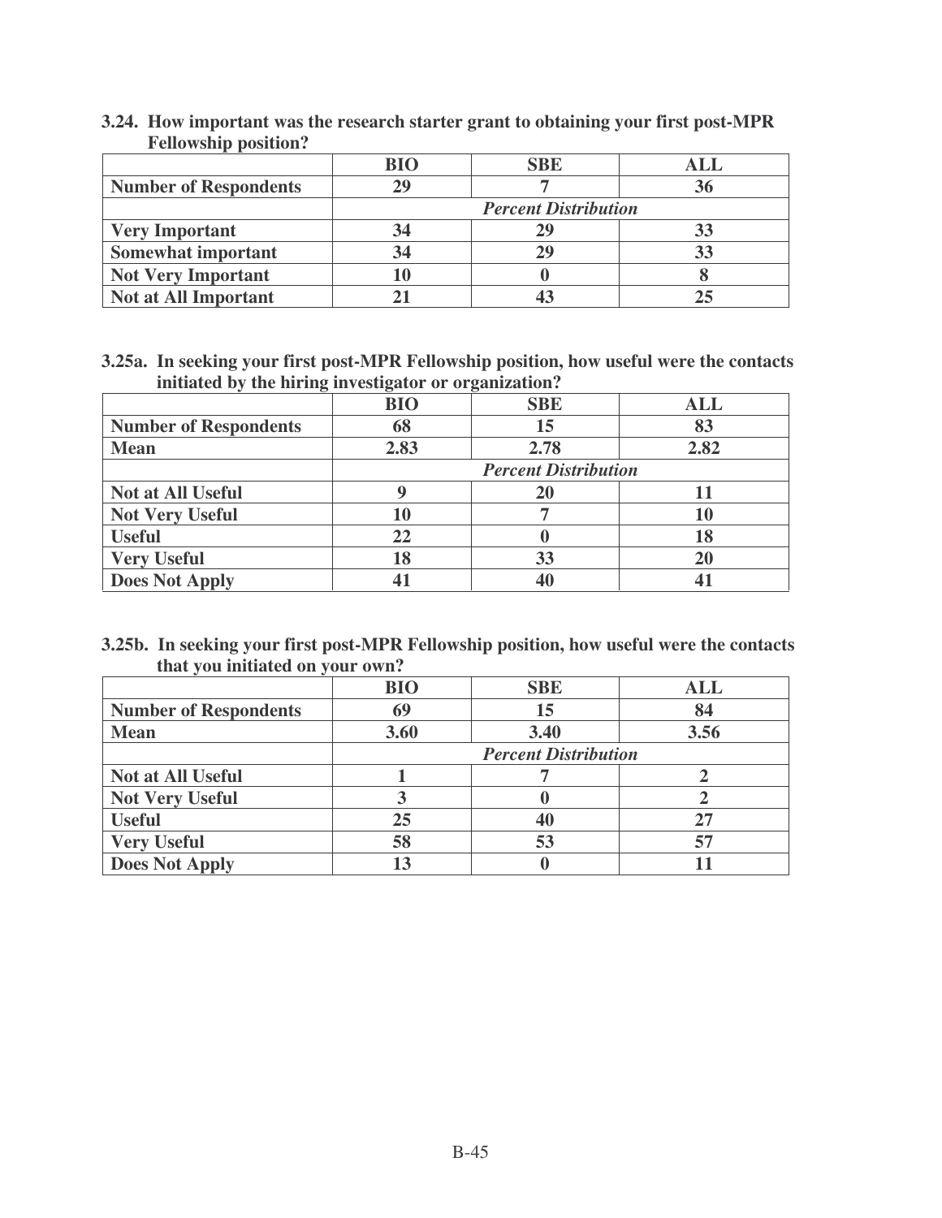**3.24. How important was the research starter grant to obtaining your first post-MPR Fellowship position?**

| | BIO | SBE | ALL |
|---|---|---|---|
| **Number of Respondents** | 29 | 7 | 36 |
| | | *Percent Distribution* | |
| **Very Important** | 34 | 29 | 33 |
| **Somewhat important** | 34 | 29 | 33 |
| **Not Very Important** | 10 | 0 | 8 |
| **Not at All Important** | 21 | 43 | 25 |

**3.25a. In seeking your first post-MPR Fellowship position, how useful were the contacts initiated by the hiring investigator or organization?**

| | BIO | SBE | ALL |
|---|---|---|---|
| **Number of Respondents** | 68 | 15 | 83 |
| **Mean** | 2.83 | 2.78 | 2.82 |
| | | *Percent Distribution* | |
| **Not at All Useful** | 9 | 20 | 11 |
| **Not Very Useful** | 10 | 7 | 10 |
| **Useful** | 22 | 0 | 18 |
| **Very Useful** | 18 | 33 | 20 |
| **Does Not Apply** | 41 | 40 | 41 |

**3.25b. In seeking your first post-MPR Fellowship position, how useful were the contacts that you initiated on your own?**

| | BIO | SBE | ALL |
|---|---|---|---|
| **Number of Respondents** | 69 | 15 | 84 |
| **Mean** | 3.60 | 3.40 | 3.56 |
| | | *Percent Distribution* | |
| **Not at All Useful** | 1 | 7 | 2 |
| **Not Very Useful** | 3 | 0 | 2 |
| **Useful** | 25 | 40 | 27 |
| **Very Useful** | 58 | 53 | 57 |
| **Does Not Apply** | 13 | 0 | 11 |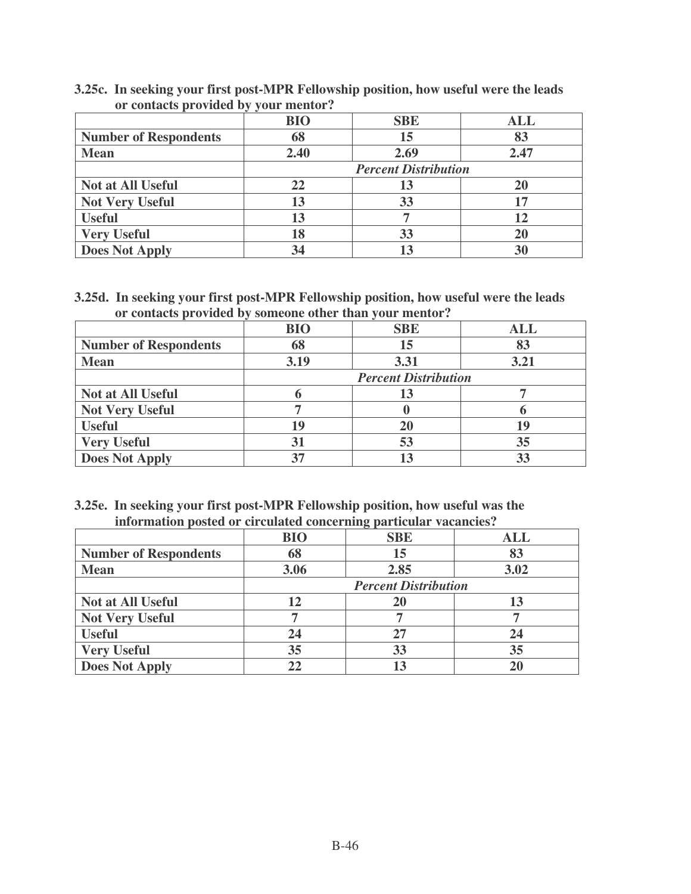**3.25c. In seeking your first post-MPR Fellowship position, how useful were the leads or contacts provided by your mentor?**

| | BIO | SBE | ALL |
|---|---|---|---|
| **Number of Respondents** | 68 | 15 | 83 |
| **Mean** | 2.40 | 2.69 | 2.47 |
| | *Percent Distribution* | | |
| **Not at All Useful** | 22 | 13 | 20 |
| **Not Very Useful** | 13 | 33 | 17 |
| **Useful** | 13 | 7 | 12 |
| **Very Useful** | 18 | 33 | 20 |
| **Does Not Apply** | 34 | 13 | 30 |

**3.25d. In seeking your first post-MPR Fellowship position, how useful were the leads or contacts provided by someone other than your mentor?**

| | BIO | SBE | ALL |
|---|---|---|---|
| **Number of Respondents** | 68 | 15 | 83 |
| **Mean** | 3.19 | 3.31 | 3.21 |
| | *Percent Distribution* | | |
| **Not at All Useful** | 6 | 13 | 7 |
| **Not Very Useful** | 7 | 0 | 6 |
| **Useful** | 19 | 20 | 19 |
| **Very Useful** | 31 | 53 | 35 |
| **Does Not Apply** | 37 | 13 | 33 |

**3.25e. In seeking your first post-MPR Fellowship position, how useful was the information posted or circulated concerning particular vacancies?**

| | BIO | SBE | ALL |
|---|---|---|---|
| **Number of Respondents** | 68 | 15 | 83 |
| **Mean** | 3.06 | 2.85 | 3.02 |
| | *Percent Distribution* | | |
| **Not at All Useful** | 12 | 20 | 13 |
| **Not Very Useful** | 7 | 7 | 7 |
| **Useful** | 24 | 27 | 24 |
| **Very Useful** | 35 | 33 | 35 |
| **Does Not Apply** | 22 | 13 | 20 |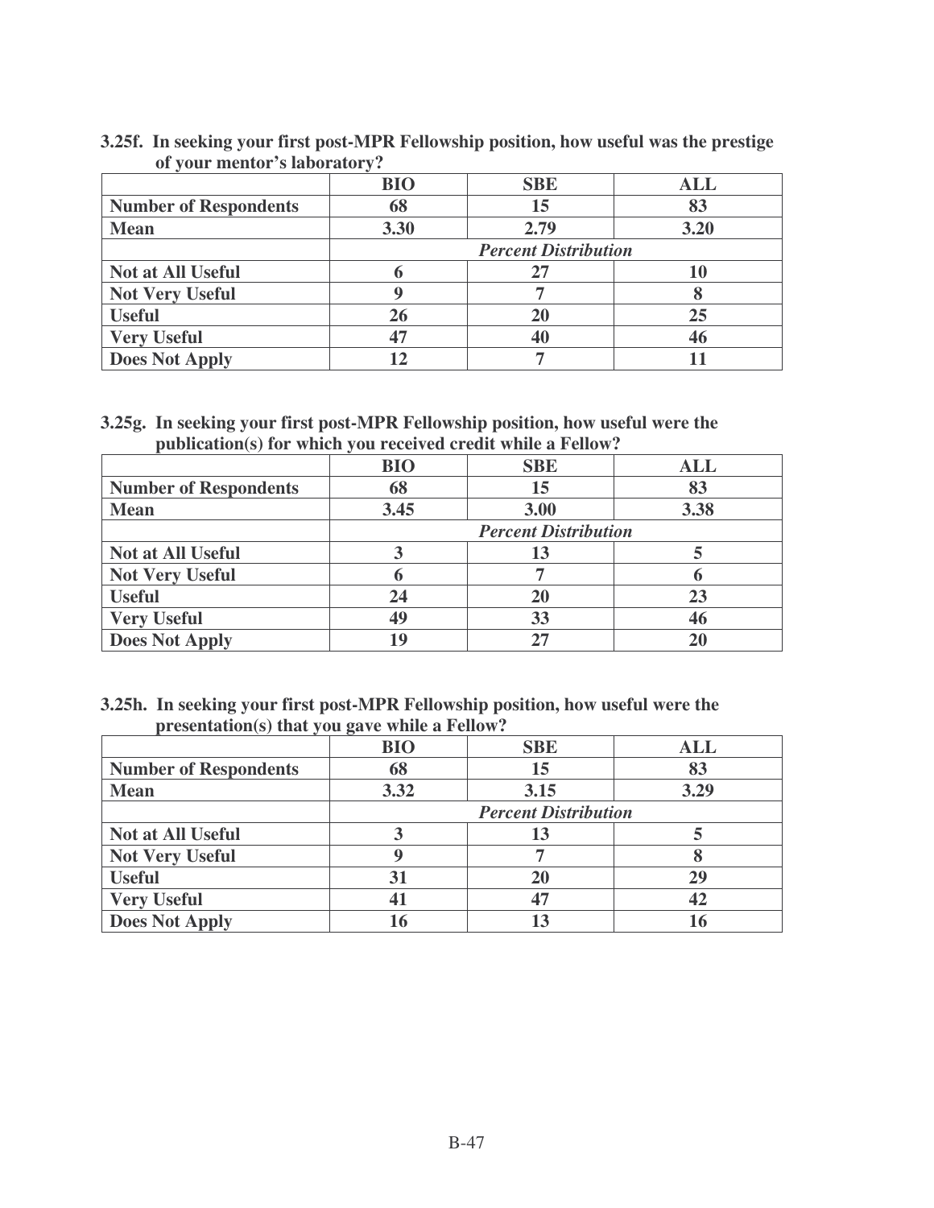**3.25f. In seeking your first post-MPR Fellowship position, how useful was the prestige of your mentor's laboratory?**

| | BIO | SBE | ALL |
|---|---|---|---|
| **Number of Respondents** | 68 | 15 | 83 |
| **Mean** | 3.30 | 2.79 | 3.20 |
| | *Percent Distribution* | | |
| **Not at All Useful** | 6 | 27 | 10 |
| **Not Very Useful** | 9 | 7 | 8 |
| **Useful** | 26 | 20 | 25 |
| **Very Useful** | 47 | 40 | 46 |
| **Does Not Apply** | 12 | 7 | 11 |

**3.25g. In seeking your first post-MPR Fellowship position, how useful were the publication(s) for which you received credit while a Fellow?**

| | BIO | SBE | ALL |
|---|---|---|---|
| **Number of Respondents** | 68 | 15 | 83 |
| **Mean** | 3.45 | 3.00 | 3.38 |
| | *Percent Distribution* | | |
| **Not at All Useful** | 3 | 13 | 5 |
| **Not Very Useful** | 6 | 7 | 6 |
| **Useful** | 24 | 20 | 23 |
| **Very Useful** | 49 | 33 | 46 |
| **Does Not Apply** | 19 | 27 | 20 |

**3.25h. In seeking your first post-MPR Fellowship position, how useful were the presentation(s) that you gave while a Fellow?**

| | BIO | SBE | ALL |
|---|---|---|---|
| **Number of Respondents** | 68 | 15 | 83 |
| **Mean** | 3.32 | 3.15 | 3.29 |
| | *Percent Distribution* | | |
| **Not at All Useful** | 3 | 13 | 5 |
| **Not Very Useful** | 9 | 7 | 8 |
| **Useful** | 31 | 20 | 29 |
| **Very Useful** | 41 | 47 | 42 |
| **Does Not Apply** | 16 | 13 | 16 |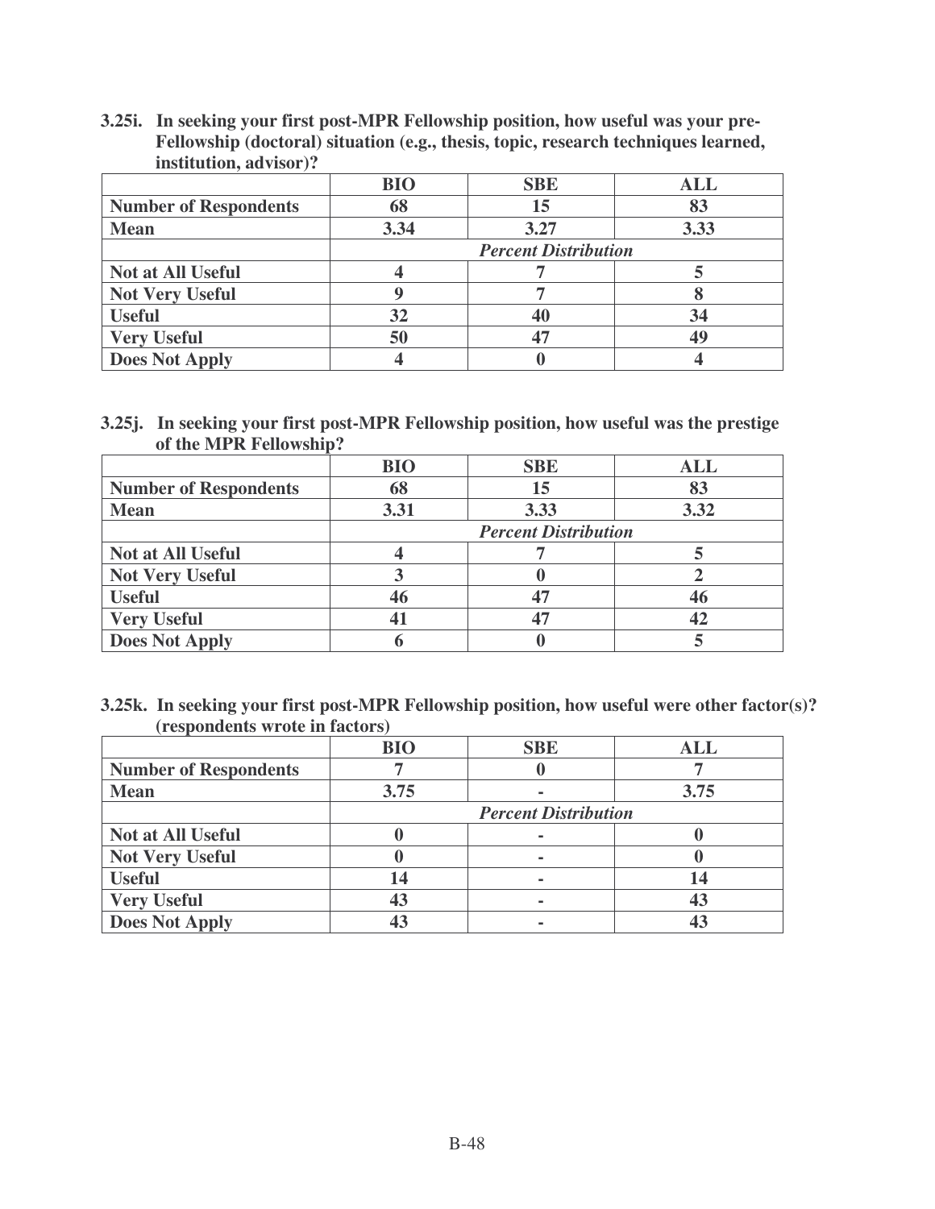**3.25i. In seeking your first post-MPR Fellowship position, how useful was your pre-Fellowship (doctoral) situation (e.g., thesis, topic, research techniques learned, institution, advisor)?**

| | BIO | SBE | ALL |
|---|---|---|---|
| **Number of Respondents** | 68 | 15 | 83 |
| **Mean** | 3.34 | 3.27 | 3.33 |
| | *Percent Distribution* | | |
| **Not at All Useful** | 4 | 7 | 5 |
| **Not Very Useful** | 9 | 7 | 8 |
| **Useful** | 32 | 40 | 34 |
| **Very Useful** | 50 | 47 | 49 |
| **Does Not Apply** | 4 | 0 | 4 |

**3.25j. In seeking your first post-MPR Fellowship position, how useful was the prestige of the MPR Fellowship?**

| | BIO | SBE | ALL |
|---|---|---|---|
| **Number of Respondents** | 68 | 15 | 83 |
| **Mean** | 3.31 | 3.33 | 3.32 |
| | *Percent Distribution* | | |
| **Not at All Useful** | 4 | 7 | 5 |
| **Not Very Useful** | 3 | 0 | 2 |
| **Useful** | 46 | 47 | 46 |
| **Very Useful** | 41 | 47 | 42 |
| **Does Not Apply** | 6 | 0 | 5 |

**3.25k. In seeking your first post-MPR Fellowship position, how useful were other factor(s)? (respondents wrote in factors)**

| | BIO | SBE | ALL |
|---|---|---|---|
| **Number of Respondents** | 7 | 0 | 7 |
| **Mean** | 3.75 | - | 3.75 |
| | *Percent Distribution* | | |
| **Not at All Useful** | 0 | - | 0 |
| **Not Very Useful** | 0 | - | 0 |
| **Useful** | 14 | - | 14 |
| **Very Useful** | 43 | - | 43 |
| **Does Not Apply** | 43 | - | 43 |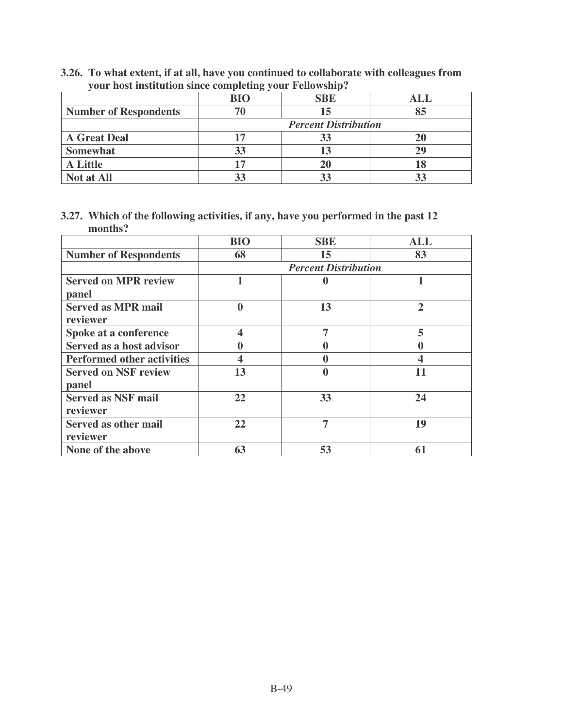**3.26. To what extent, if at all, have you continued to collaborate with colleagues from your host institution since completing your Fellowship?**

| | BIO | SBE | ALL |
|---|---|---|---|
| **Number of Respondents** | 70 | 15 | 85 |
| | *Percent Distribution* | | |
| **A Great Deal** | 17 | 33 | 20 |
| **Somewhat** | 33 | 13 | 29 |
| **A Little** | 17 | 20 | 18 |
| **Not at All** | 33 | 33 | 33 |

**3.27. Which of the following activities, if any, have you performed in the past 12 months?**

| | BIO | SBE | ALL |
|---|---|---|---|
| **Number of Respondents** | 68 | 15 | 83 |
| | *Percent Distribution* | | |
| **Served on MPR review panel** | 1 | 0 | 1 |
| **Served as MPR mail reviewer** | 0 | 13 | 2 |
| **Spoke at a conference** | 4 | 7 | 5 |
| **Served as a host advisor** | 0 | 0 | 0 |
| **Performed other activities** | 4 | 0 | 4 |
| **Served on NSF review panel** | 13 | 0 | 11 |
| **Served as NSF mail reviewer** | 22 | 33 | 24 |
| **Served as other mail reviewer** | 22 | 7 | 19 |
| **None of the above** | 63 | 53 | 61 |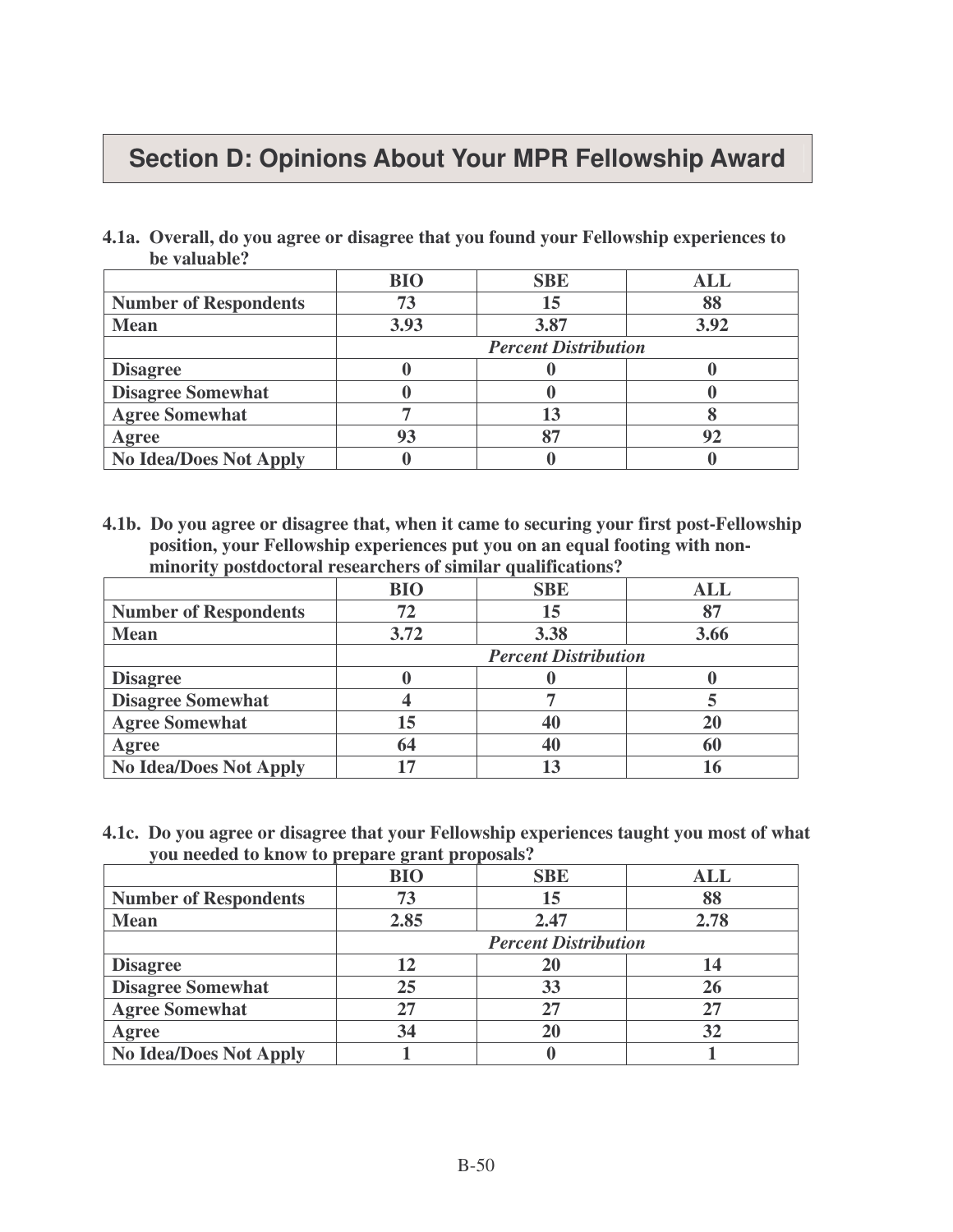## Section D: Opinions About Your MPR Fellowship Award

**4.1a. Overall, do you agree or disagree that you found your Fellowship experiences to be valuable?**

| | BIO | SBE | ALL |
|---|---|---|---|
| **Number of Respondents** | **73** | **15** | **88** |
| **Mean** | **3.93** | **3.87** | **3.92** |
| | | ***Percent Distribution*** | |
| **Disagree** | **0** | **0** | **0** |
| **Disagree Somewhat** | **0** | **0** | **0** |
| **Agree Somewhat** | **7** | **13** | **8** |
| **Agree** | **93** | **87** | **92** |
| **No Idea/Does Not Apply** | **0** | **0** | **0** |

**4.1b. Do you agree or disagree that, when it came to securing your first post-Fellowship position, your Fellowship experiences put you on an equal footing with non-minority postdoctoral researchers of similar qualifications?**

| | BIO | SBE | ALL |
|---|---|---|---|
| **Number of Respondents** | **72** | **15** | **87** |
| **Mean** | **3.72** | **3.38** | **3.66** |
| | | ***Percent Distribution*** | |
| **Disagree** | **0** | **0** | **0** |
| **Disagree Somewhat** | **4** | **7** | **5** |
| **Agree Somewhat** | **15** | **40** | **20** |
| **Agree** | **64** | **40** | **60** |
| **No Idea/Does Not Apply** | **17** | **13** | **16** |

**4.1c. Do you agree or disagree that your Fellowship experiences taught you most of what you needed to know to prepare grant proposals?**

| | BIO | SBE | ALL |
|---|---|---|---|
| **Number of Respondents** | **73** | **15** | **88** |
| **Mean** | **2.85** | **2.47** | **2.78** |
| | | ***Percent Distribution*** | |
| **Disagree** | **12** | **20** | **14** |
| **Disagree Somewhat** | **25** | **33** | **26** |
| **Agree Somewhat** | **27** | **27** | **27** |
| **Agree** | **34** | **20** | **32** |
| **No Idea/Does Not Apply** | **1** | **0** | **1** |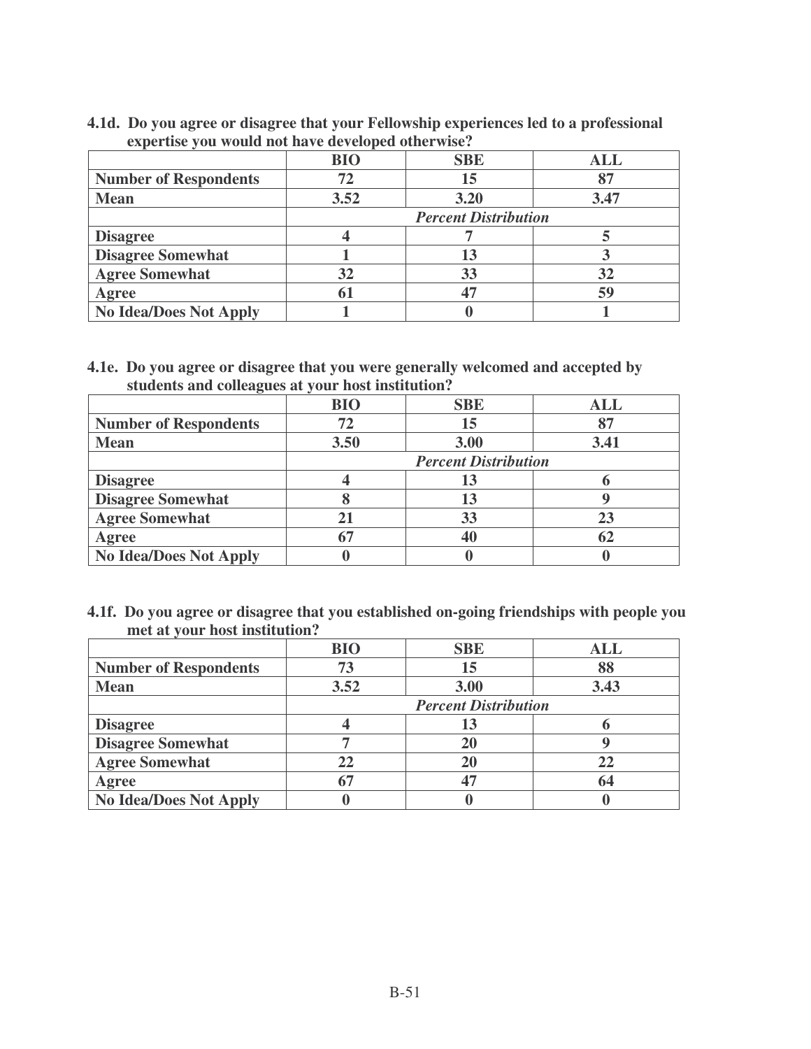**4.1d. Do you agree or disagree that your Fellowship experiences led to a professional expertise you would not have developed otherwise?**

| | BIO | SBE | ALL |
|---|---|---|---|
| **Number of Respondents** | 72 | 15 | 87 |
| **Mean** | 3.52 | 3.20 | 3.47 |
| | *Percent Distribution* | | |
| **Disagree** | 4 | 7 | 5 |
| **Disagree Somewhat** | 1 | 13 | 3 |
| **Agree Somewhat** | 32 | 33 | 32 |
| **Agree** | 61 | 47 | 59 |
| **No Idea/Does Not Apply** | 1 | 0 | 1 |

**4.1e. Do you agree or disagree that you were generally welcomed and accepted by students and colleagues at your host institution?**

| | BIO | SBE | ALL |
|---|---|---|---|
| **Number of Respondents** | 72 | 15 | 87 |
| **Mean** | 3.50 | 3.00 | 3.41 |
| | *Percent Distribution* | | |
| **Disagree** | 4 | 13 | 6 |
| **Disagree Somewhat** | 8 | 13 | 9 |
| **Agree Somewhat** | 21 | 33 | 23 |
| **Agree** | 67 | 40 | 62 |
| **No Idea/Does Not Apply** | 0 | 0 | 0 |

**4.1f. Do you agree or disagree that you established on-going friendships with people you met at your host institution?**

| | BIO | SBE | ALL |
|---|---|---|---|
| **Number of Respondents** | 73 | 15 | 88 |
| **Mean** | 3.52 | 3.00 | 3.43 |
| | *Percent Distribution* | | |
| **Disagree** | 4 | 13 | 6 |
| **Disagree Somewhat** | 7 | 20 | 9 |
| **Agree Somewhat** | 22 | 20 | 22 |
| **Agree** | 67 | 47 | 64 |
| **No Idea/Does Not Apply** | 0 | 0 | 0 |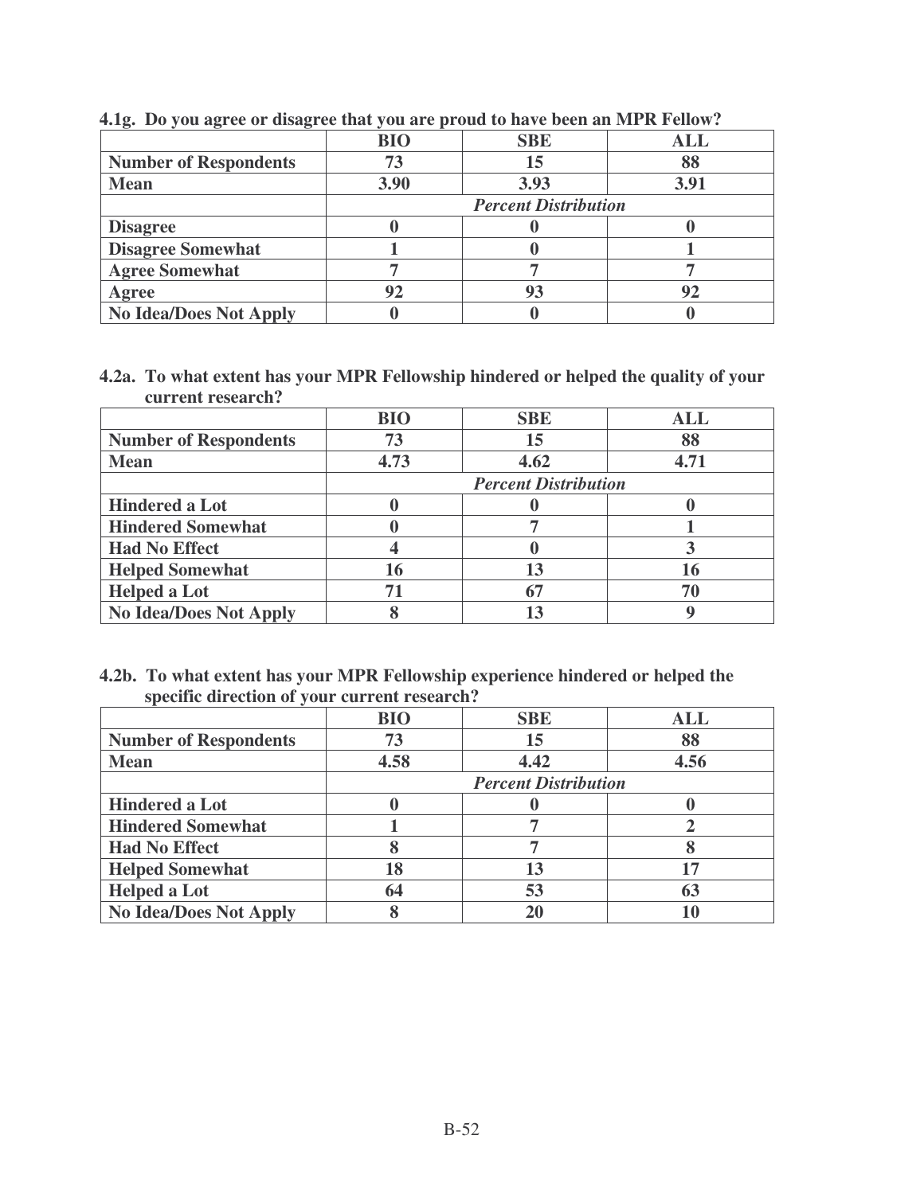**4.1g. Do you agree or disagree that you are proud to have been an MPR Fellow?**

| | BIO | SBE | ALL |
|---|---|---|---|
| **Number of Respondents** | 73 | 15 | 88 |
| **Mean** | 3.90 | 3.93 | 3.91 |
| | *Percent Distribution* | | |
| **Disagree** | 0 | 0 | 0 |
| **Disagree Somewhat** | 1 | 0 | 1 |
| **Agree Somewhat** | 7 | 7 | 7 |
| **Agree** | 92 | 93 | 92 |
| **No Idea/Does Not Apply** | 0 | 0 | 0 |

**4.2a. To what extent has your MPR Fellowship hindered or helped the quality of your current research?**

| | BIO | SBE | ALL |
|---|---|---|---|
| **Number of Respondents** | 73 | 15 | 88 |
| **Mean** | 4.73 | 4.62 | 4.71 |
| | *Percent Distribution* | | |
| **Hindered a Lot** | 0 | 0 | 0 |
| **Hindered Somewhat** | 0 | 7 | 1 |
| **Had No Effect** | 4 | 0 | 3 |
| **Helped Somewhat** | 16 | 13 | 16 |
| **Helped a Lot** | 71 | 67 | 70 |
| **No Idea/Does Not Apply** | 8 | 13 | 9 |

**4.2b. To what extent has your MPR Fellowship experience hindered or helped the specific direction of your current research?**

| | BIO | SBE | ALL |
|---|---|---|---|
| **Number of Respondents** | 73 | 15 | 88 |
| **Mean** | 4.58 | 4.42 | 4.56 |
| | *Percent Distribution* | | |
| **Hindered a Lot** | 0 | 0 | 0 |
| **Hindered Somewhat** | 1 | 7 | 2 |
| **Had No Effect** | 8 | 7 | 8 |
| **Helped Somewhat** | 18 | 13 | 17 |
| **Helped a Lot** | 64 | 53 | 63 |
| **No Idea/Does Not Apply** | 8 | 20 | 10 |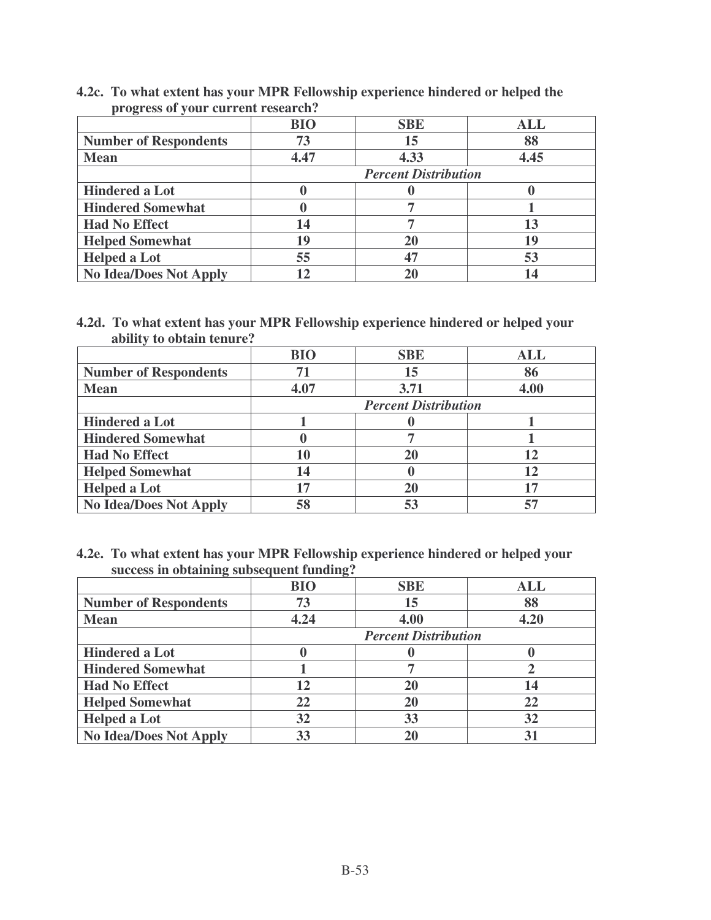**4.2c. To what extent has your MPR Fellowship experience hindered or helped the progress of your current research?**

| | BIO | SBE | ALL |
|---|---|---|---|
| **Number of Respondents** | 73 | 15 | 88 |
| **Mean** | 4.47 | 4.33 | 4.45 |
| | *Percent Distribution* | | |
| **Hindered a Lot** | 0 | 0 | 0 |
| **Hindered Somewhat** | 0 | 7 | 1 |
| **Had No Effect** | 14 | 7 | 13 |
| **Helped Somewhat** | 19 | 20 | 19 |
| **Helped a Lot** | 55 | 47 | 53 |
| **No Idea/Does Not Apply** | 12 | 20 | 14 |

**4.2d. To what extent has your MPR Fellowship experience hindered or helped your ability to obtain tenure?**

| | BIO | SBE | ALL |
|---|---|---|---|
| **Number of Respondents** | 71 | 15 | 86 |
| **Mean** | 4.07 | 3.71 | 4.00 |
| | *Percent Distribution* | | |
| **Hindered a Lot** | 1 | 0 | 1 |
| **Hindered Somewhat** | 0 | 7 | 1 |
| **Had No Effect** | 10 | 20 | 12 |
| **Helped Somewhat** | 14 | 0 | 12 |
| **Helped a Lot** | 17 | 20 | 17 |
| **No Idea/Does Not Apply** | 58 | 53 | 57 |

**4.2e. To what extent has your MPR Fellowship experience hindered or helped your success in obtaining subsequent funding?**

| | BIO | SBE | ALL |
|---|---|---|---|
| **Number of Respondents** | 73 | 15 | 88 |
| **Mean** | 4.24 | 4.00 | 4.20 |
| | *Percent Distribution* | | |
| **Hindered a Lot** | 0 | 0 | 0 |
| **Hindered Somewhat** | 1 | 7 | 2 |
| **Had No Effect** | 12 | 20 | 14 |
| **Helped Somewhat** | 22 | 20 | 22 |
| **Helped a Lot** | 32 | 33 | 32 |
| **No Idea/Does Not Apply** | 33 | 20 | 31 |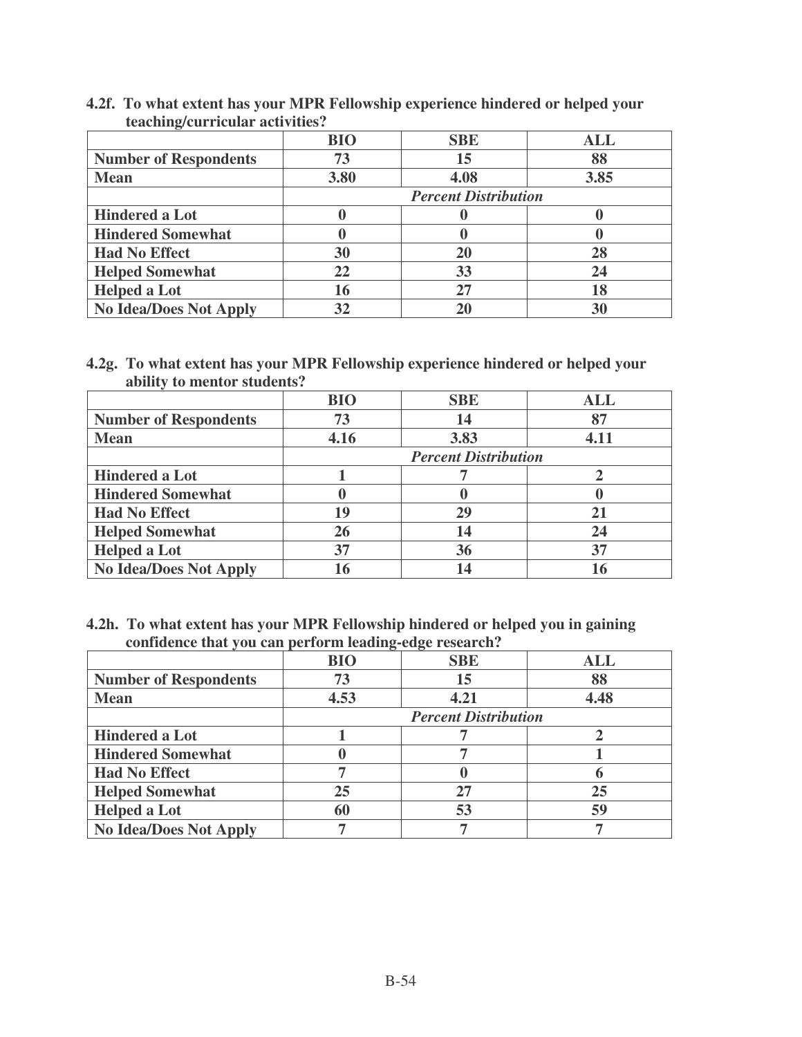**4.2f. To what extent has your MPR Fellowship experience hindered or helped your teaching/curricular activities?**

| | BIO | SBE | ALL |
|---|---|---|---|
| **Number of Respondents** | 73 | 15 | 88 |
| **Mean** | 3.80 | 4.08 | 3.85 |
| | *Percent Distribution* | | |
| **Hindered a Lot** | 0 | 0 | 0 |
| **Hindered Somewhat** | 0 | 0 | 0 |
| **Had No Effect** | 30 | 20 | 28 |
| **Helped Somewhat** | 22 | 33 | 24 |
| **Helped a Lot** | 16 | 27 | 18 |
| **No Idea/Does Not Apply** | 32 | 20 | 30 |

**4.2g. To what extent has your MPR Fellowship experience hindered or helped your ability to mentor students?**

| | BIO | SBE | ALL |
|---|---|---|---|
| **Number of Respondents** | 73 | 14 | 87 |
| **Mean** | 4.16 | 3.83 | 4.11 |
| | *Percent Distribution* | | |
| **Hindered a Lot** | 1 | 7 | 2 |
| **Hindered Somewhat** | 0 | 0 | 0 |
| **Had No Effect** | 19 | 29 | 21 |
| **Helped Somewhat** | 26 | 14 | 24 |
| **Helped a Lot** | 37 | 36 | 37 |
| **No Idea/Does Not Apply** | 16 | 14 | 16 |

**4.2h. To what extent has your MPR Fellowship hindered or helped you in gaining confidence that you can perform leading-edge research?**

| | BIO | SBE | ALL |
|---|---|---|---|
| **Number of Respondents** | 73 | 15 | 88 |
| **Mean** | 4.53 | 4.21 | 4.48 |
| | *Percent Distribution* | | |
| **Hindered a Lot** | 1 | 7 | 2 |
| **Hindered Somewhat** | 0 | 7 | 1 |
| **Had No Effect** | 7 | 0 | 6 |
| **Helped Somewhat** | 25 | 27 | 25 |
| **Helped a Lot** | 60 | 53 | 59 |
| **No Idea/Does Not Apply** | 7 | 7 | 7 |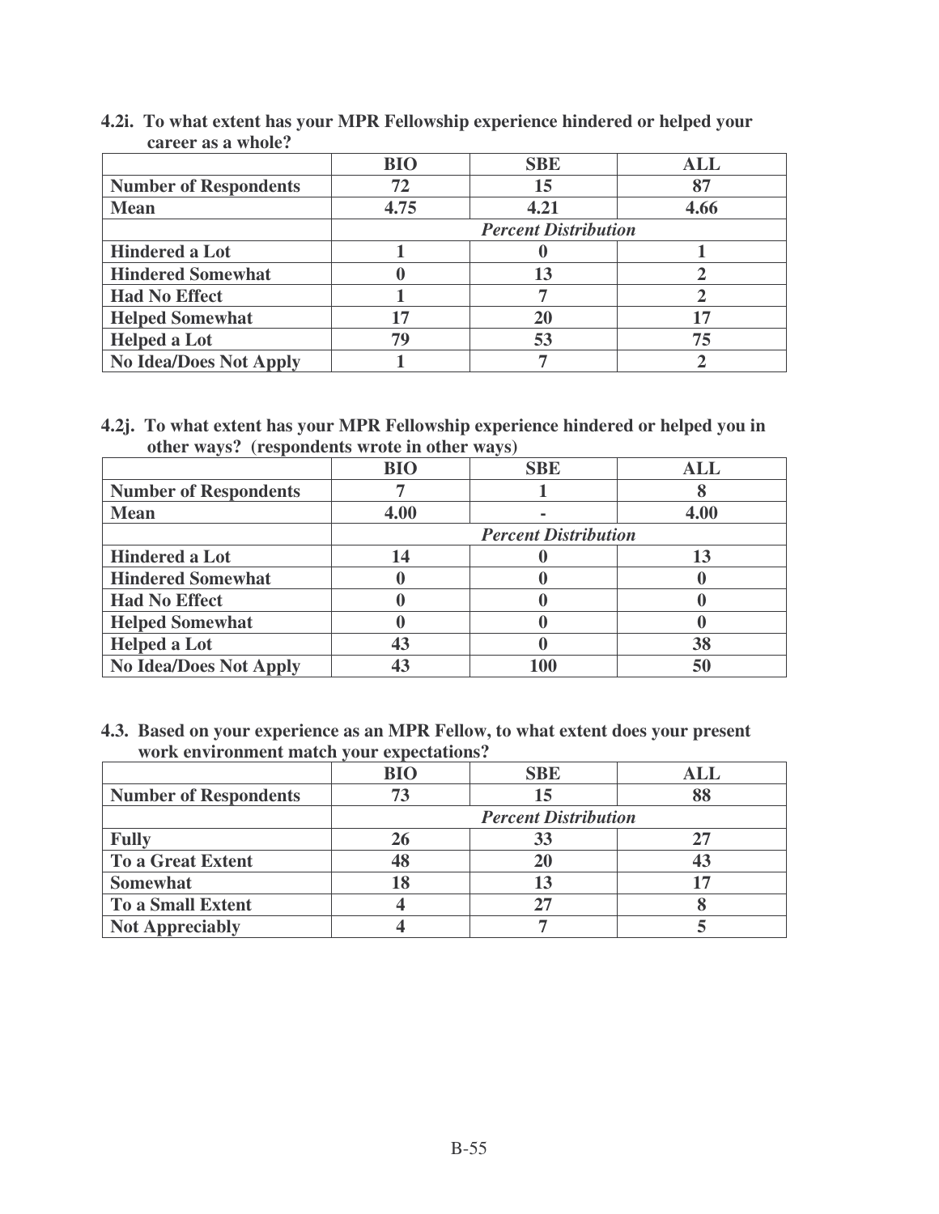**4.2i. To what extent has your MPR Fellowship experience hindered or helped your career as a whole?**

| | BIO | SBE | ALL |
|---|---|---|---|
| **Number of Respondents** | 72 | 15 | 87 |
| **Mean** | 4.75 | 4.21 | 4.66 |
| | *Percent Distribution* | | |
| **Hindered a Lot** | 1 | 0 | 1 |
| **Hindered Somewhat** | 0 | 13 | 2 |
| **Had No Effect** | 1 | 7 | 2 |
| **Helped Somewhat** | 17 | 20 | 17 |
| **Helped a Lot** | 79 | 53 | 75 |
| **No Idea/Does Not Apply** | 1 | 7 | 2 |

**4.2j. To what extent has your MPR Fellowship experience hindered or helped you in other ways? (respondents wrote in other ways)**

| | BIO | SBE | ALL |
|---|---|---|---|
| **Number of Respondents** | 7 | 1 | 8 |
| **Mean** | 4.00 | - | 4.00 |
| | *Percent Distribution* | | |
| **Hindered a Lot** | 14 | 0 | 13 |
| **Hindered Somewhat** | 0 | 0 | 0 |
| **Had No Effect** | 0 | 0 | 0 |
| **Helped Somewhat** | 0 | 0 | 0 |
| **Helped a Lot** | 43 | 0 | 38 |
| **No Idea/Does Not Apply** | 43 | 100 | 50 |

**4.3. Based on your experience as an MPR Fellow, to what extent does your present work environment match your expectations?**

| | BIO | SBE | ALL |
|---|---|---|---|
| **Number of Respondents** | 73 | 15 | 88 |
| | *Percent Distribution* | | |
| **Fully** | 26 | 33 | 27 |
| **To a Great Extent** | 48 | 20 | 43 |
| **Somewhat** | 18 | 13 | 17 |
| **To a Small Extent** | 4 | 27 | 8 |
| **Not Appreciably** | 4 | 7 | 5 |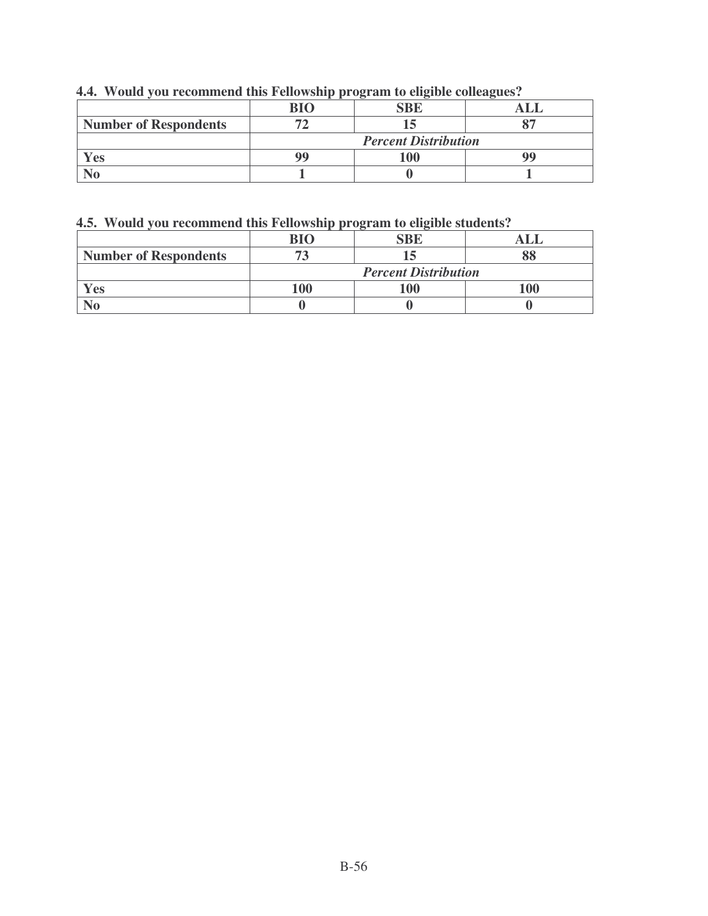**4.4. Would you recommend this Fellowship program to eligible colleagues?**

| | BIO | SBE | ALL |
|---|---|---|---|
| **Number of Respondents** | 72 | 15 | 87 |
| | | *Percent Distribution* | |
| **Yes** | 99 | 100 | 99 |
| **No** | 1 | 0 | 1 |

**4.5. Would you recommend this Fellowship program to eligible students?**

| | BIO | SBE | ALL |
|---|---|---|---|
| **Number of Respondents** | 73 | 15 | 88 |
| | | *Percent Distribution* | |
| **Yes** | 100 | 100 | 100 |
| **No** | 0 | 0 | 0 |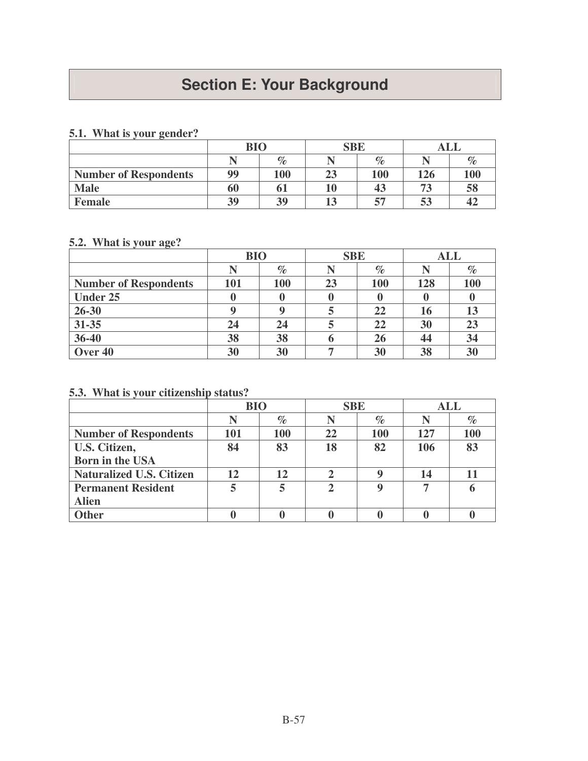# Section E: Your Background

**5.1. What is your gender?**

| | BIO | | SBE | | ALL | |
|---|---|---|---|---|---|---|
| | N | % | N | % | N | % |
| **Number of Respondents** | 99 | 100 | 23 | 100 | 126 | 100 |
| **Male** | 60 | 61 | 10 | 43 | 73 | 58 |
| **Female** | 39 | 39 | 13 | 57 | 53 | 42 |

**5.2. What is your age?**

| | BIO | | SBE | | ALL | |
|---|---|---|---|---|---|---|
| | N | % | N | % | N | % |
| **Number of Respondents** | 101 | 100 | 23 | 100 | 128 | 100 |
| **Under 25** | 0 | 0 | 0 | 0 | 0 | 0 |
| **26-30** | 9 | 9 | 5 | 22 | 16 | 13 |
| **31-35** | 24 | 24 | 5 | 22 | 30 | 23 |
| **36-40** | 38 | 38 | 6 | 26 | 44 | 34 |
| **Over 40** | 30 | 30 | 7 | 30 | 38 | 30 |

**5.3. What is your citizenship status?**

| | BIO | | SBE | | ALL | |
|---|---|---|---|---|---|---|
| | N | % | N | % | N | % |
| **Number of Respondents** | 101 | 100 | 22 | 100 | 127 | 100 |
| **U.S. Citizen, Born in the USA** | 84 | 83 | 18 | 82 | 106 | 83 |
| **Naturalized U.S. Citizen** | 12 | 12 | 2 | 9 | 14 | 11 |
| **Permanent Resident Alien** | 5 | 5 | 2 | 9 | 7 | 6 |
| **Other** | 0 | 0 | 0 | 0 | 0 | 0 |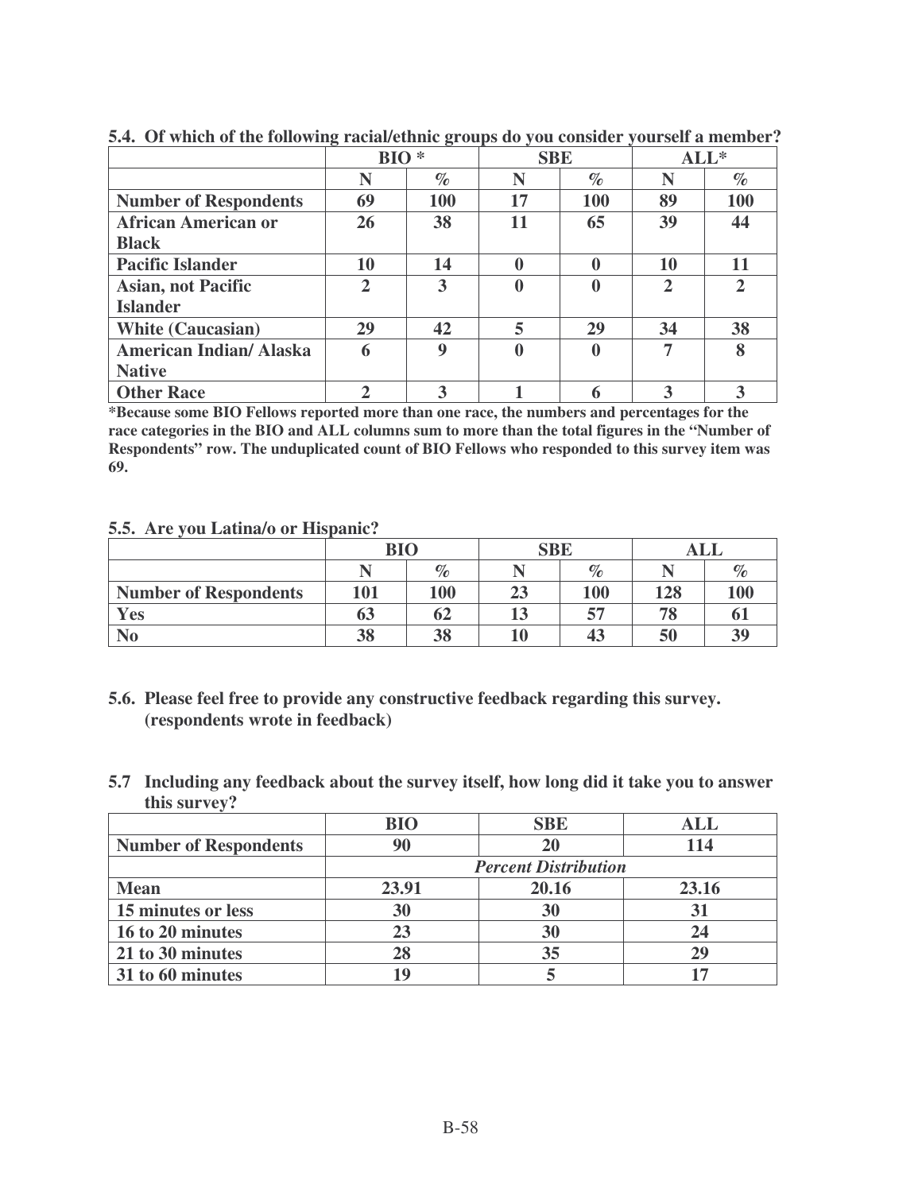**5.4. Of which of the following racial/ethnic groups do you consider yourself a member?**

| | BIO * | | SBE | | ALL* | |
|---|---|---|---|---|---|---|
| | N | % | N | % | N | % |
| **Number of Respondents** | 69 | 100 | 17 | 100 | 89 | 100 |
| **African American or Black** | 26 | 38 | 11 | 65 | 39 | 44 |
| **Pacific Islander** | 10 | 14 | 0 | 0 | 10 | 11 |
| **Asian, not Pacific Islander** | 2 | 3 | 0 | 0 | 2 | 2 |
| **White (Caucasian)** | 29 | 42 | 5 | 29 | 34 | 38 |
| **American Indian/ Alaska Native** | 6 | 9 | 0 | 0 | 7 | 8 |
| **Other Race** | 2 | 3 | 1 | 6 | 3 | 3 |

**\*Because some BIO Fellows reported more than one race, the numbers and percentages for the race categories in the BIO and ALL columns sum to more than the total figures in the "Number of Respondents" row. The unduplicated count of BIO Fellows who responded to this survey item was 69.**

**5.5. Are you Latina/o or Hispanic?**

| | BIO | | SBE | | ALL | |
|---|---|---|---|---|---|---|
| | N | % | N | % | N | % |
| **Number of Respondents** | 101 | 100 | 23 | 100 | 128 | 100 |
| **Yes** | 63 | 62 | 13 | 57 | 78 | 61 |
| **No** | 38 | 38 | 10 | 43 | 50 | 39 |

**5.6. Please feel free to provide any constructive feedback regarding this survey. (respondents wrote in feedback)**

**5.7 Including any feedback about the survey itself, how long did it take you to answer this survey?**

| | BIO | SBE | ALL |
|---|---|---|---|
| **Number of Respondents** | 90 | 20 | 114 |
| | *Percent Distribution* | | |
| **Mean** | 23.91 | 20.16 | 23.16 |
| **15 minutes or less** | 30 | 30 | 31 |
| **16 to 20 minutes** | 23 | 30 | 24 |
| **21 to 30 minutes** | 28 | 35 | 29 |
| **31 to 60 minutes** | 19 | 5 | 17 |